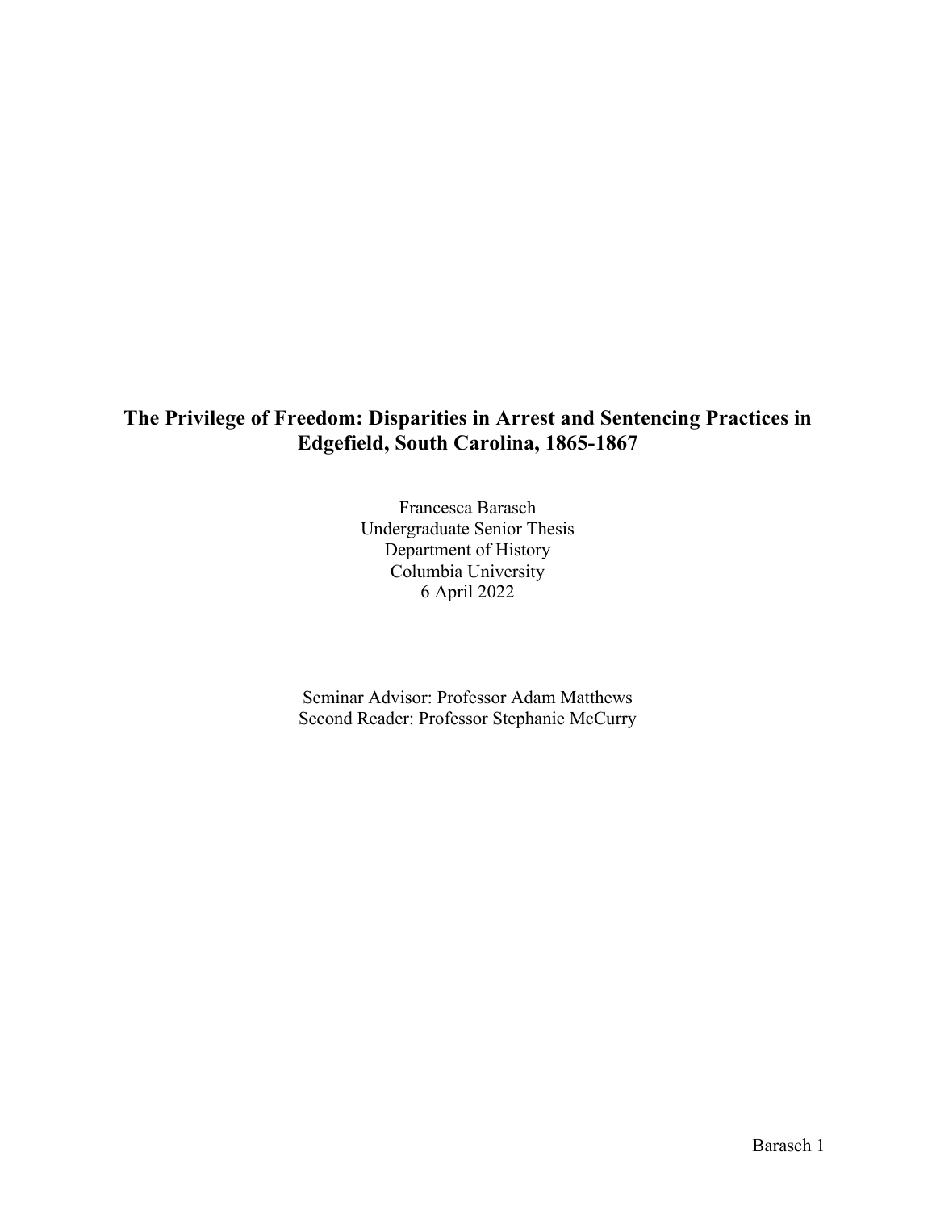# The Privilege of Freedom: Disparities in Arrest and Sentencing Practices in Edgefield, South Carolina, 1865-1867

Francesca Barasch
Undergraduate Senior Thesis
Department of History
Columbia University
6 April 2022

Seminar Advisor: Professor Adam Matthews
Second Reader: Professor Stephanie McCurry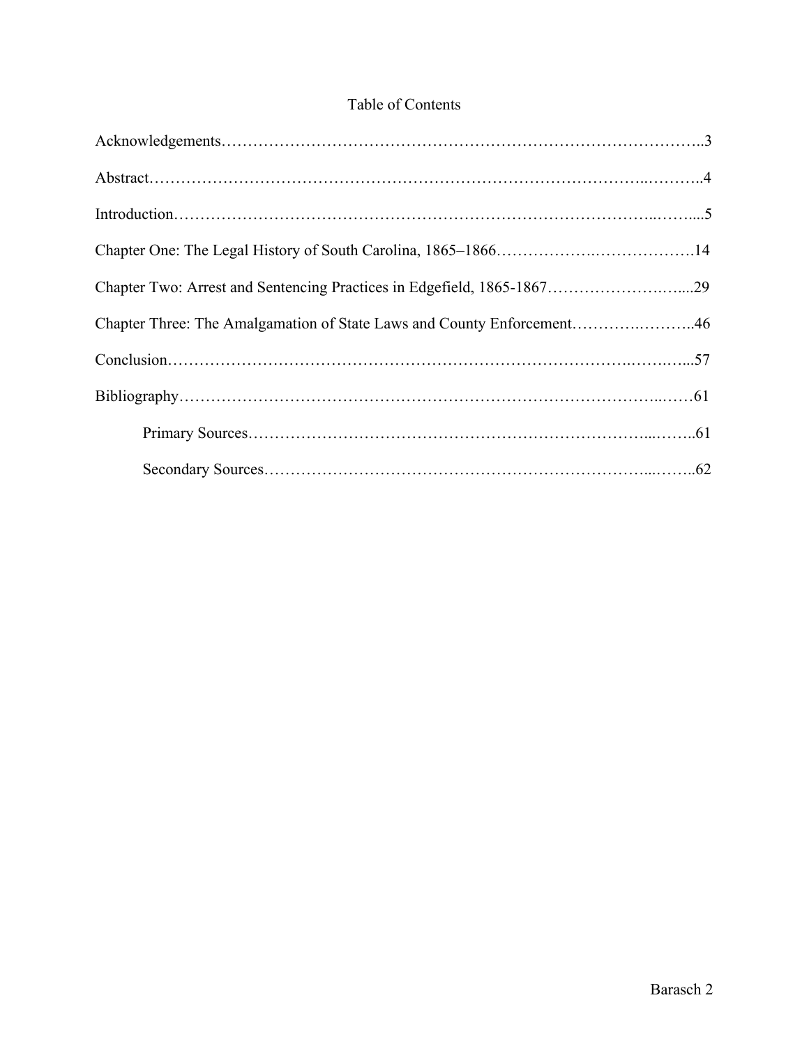# Table of Contents

Acknowledgements……………………………………………………………………………..3

Abstract……………………………………………………………………………..………..4

Introduction……………………………………………………………………………..……....5

Chapter One: The Legal History of South Carolina, 1865–1866……………….……………….14

Chapter Two: Arrest and Sentencing Practices in Edgefield, 1865-1867…………………….…....29

Chapter Three: The Amalgamation of State Laws and County Enforcement………….………..46

Conclusion…………………………………………………………………………..……..…...57

Bibliography……………………………………………………………………………..……61

Primary Sources…………………………………………………………………...……..61

Secondary Sources……………………………………………………………...……..62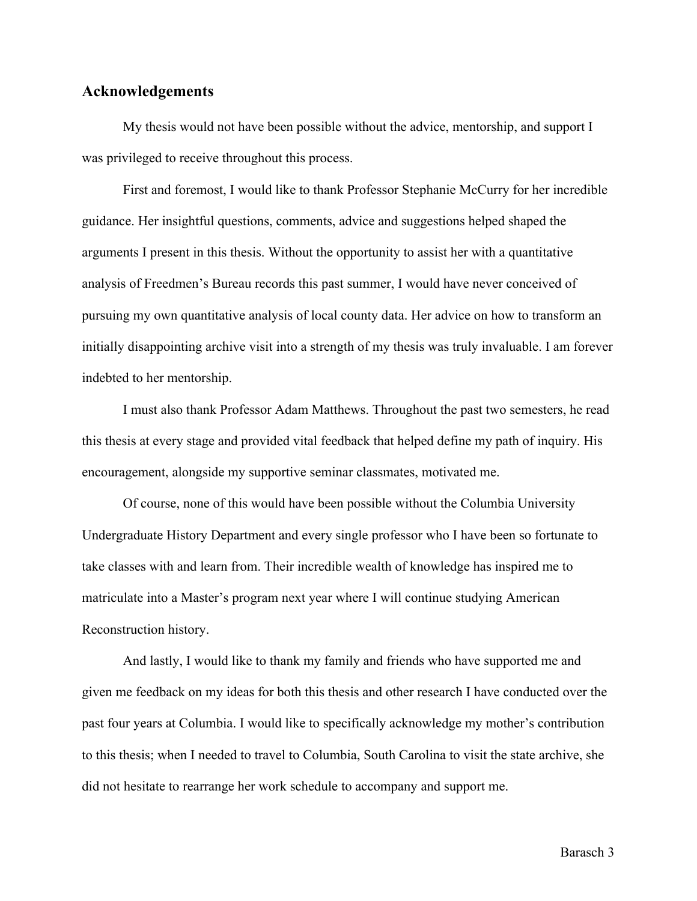## Acknowledgements

My thesis would not have been possible without the advice, mentorship, and support I was privileged to receive throughout this process.

First and foremost, I would like to thank Professor Stephanie McCurry for her incredible guidance. Her insightful questions, comments, advice and suggestions helped shaped the arguments I present in this thesis. Without the opportunity to assist her with a quantitative analysis of Freedmen's Bureau records this past summer, I would have never conceived of pursuing my own quantitative analysis of local county data. Her advice on how to transform an initially disappointing archive visit into a strength of my thesis was truly invaluable. I am forever indebted to her mentorship.

I must also thank Professor Adam Matthews. Throughout the past two semesters, he read this thesis at every stage and provided vital feedback that helped define my path of inquiry. His encouragement, alongside my supportive seminar classmates, motivated me.

Of course, none of this would have been possible without the Columbia University Undergraduate History Department and every single professor who I have been so fortunate to take classes with and learn from. Their incredible wealth of knowledge has inspired me to matriculate into a Master's program next year where I will continue studying American Reconstruction history.

And lastly, I would like to thank my family and friends who have supported me and given me feedback on my ideas for both this thesis and other research I have conducted over the past four years at Columbia. I would like to specifically acknowledge my mother's contribution to this thesis; when I needed to travel to Columbia, South Carolina to visit the state archive, she did not hesitate to rearrange her work schedule to accompany and support me.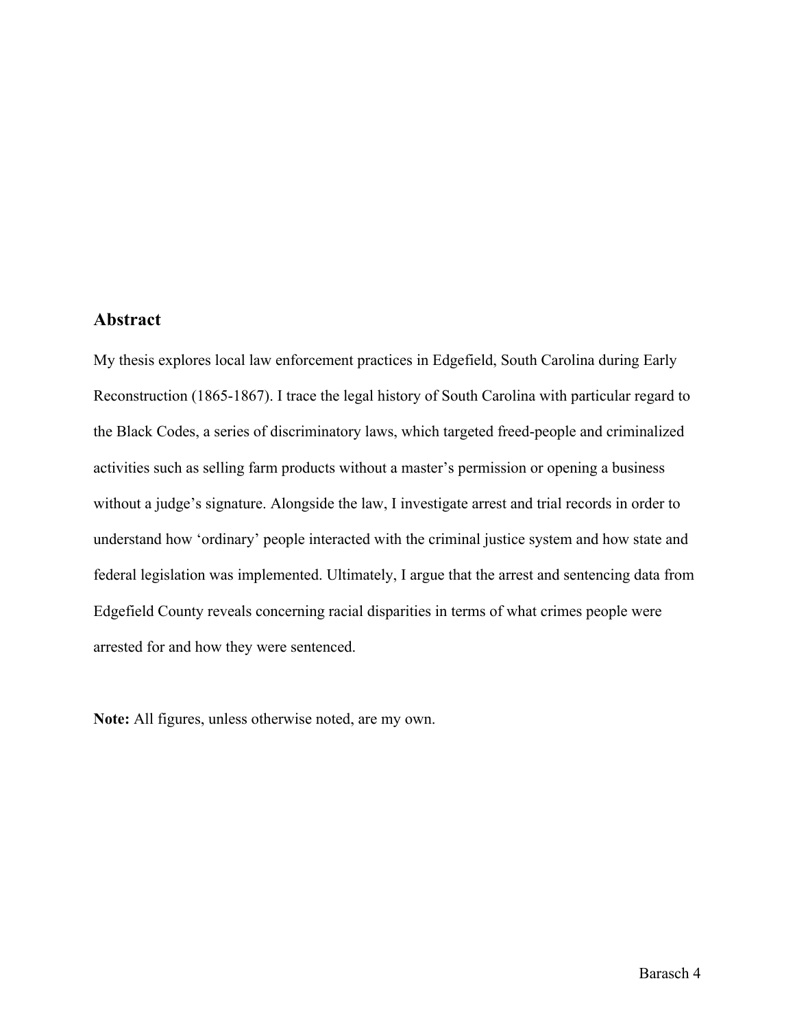## Abstract

My thesis explores local law enforcement practices in Edgefield, South Carolina during Early Reconstruction (1865-1867). I trace the legal history of South Carolina with particular regard to the Black Codes, a series of discriminatory laws, which targeted freed-people and criminalized activities such as selling farm products without a master's permission or opening a business without a judge's signature. Alongside the law, I investigate arrest and trial records in order to understand how 'ordinary' people interacted with the criminal justice system and how state and federal legislation was implemented. Ultimately, I argue that the arrest and sentencing data from Edgefield County reveals concerning racial disparities in terms of what crimes people were arrested for and how they were sentenced.

**Note:** All figures, unless otherwise noted, are my own.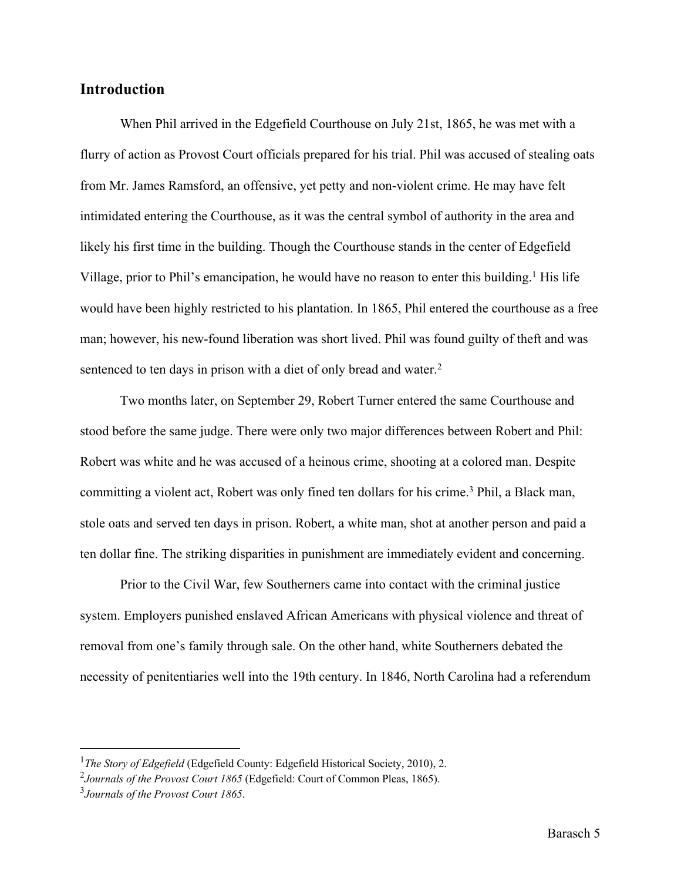## Introduction

When Phil arrived in the Edgefield Courthouse on July 21st, 1865, he was met with a flurry of action as Provost Court officials prepared for his trial. Phil was accused of stealing oats from Mr. James Ramsford, an offensive, yet petty and non-violent crime. He may have felt intimidated entering the Courthouse, as it was the central symbol of authority in the area and likely his first time in the building. Though the Courthouse stands in the center of Edgefield Village, prior to Phil's emancipation, he would have no reason to enter this building.[1] His life would have been highly restricted to his plantation. In 1865, Phil entered the courthouse as a free man; however, his new-found liberation was short lived. Phil was found guilty of theft and was sentenced to ten days in prison with a diet of only bread and water.[2]

Two months later, on September 29, Robert Turner entered the same Courthouse and stood before the same judge. There were only two major differences between Robert and Phil: Robert was white and he was accused of a heinous crime, shooting at a colored man. Despite committing a violent act, Robert was only fined ten dollars for his crime.[3] Phil, a Black man, stole oats and served ten days in prison. Robert, a white man, shot at another person and paid a ten dollar fine. The striking disparities in punishment are immediately evident and concerning.

Prior to the Civil War, few Southerners came into contact with the criminal justice system. Employers punished enslaved African Americans with physical violence and threat of removal from one's family through sale. On the other hand, white Southerners debated the necessity of penitentiaries well into the 19th century. In 1846, North Carolina had a referendum

---

[1] *The Story of Edgefield* (Edgefield County: Edgefield Historical Society, 2010), 2.

[2] *Journals of the Provost Court 1865* (Edgefield: Court of Common Pleas, 1865).

[3] *Journals of the Provost Court 1865*.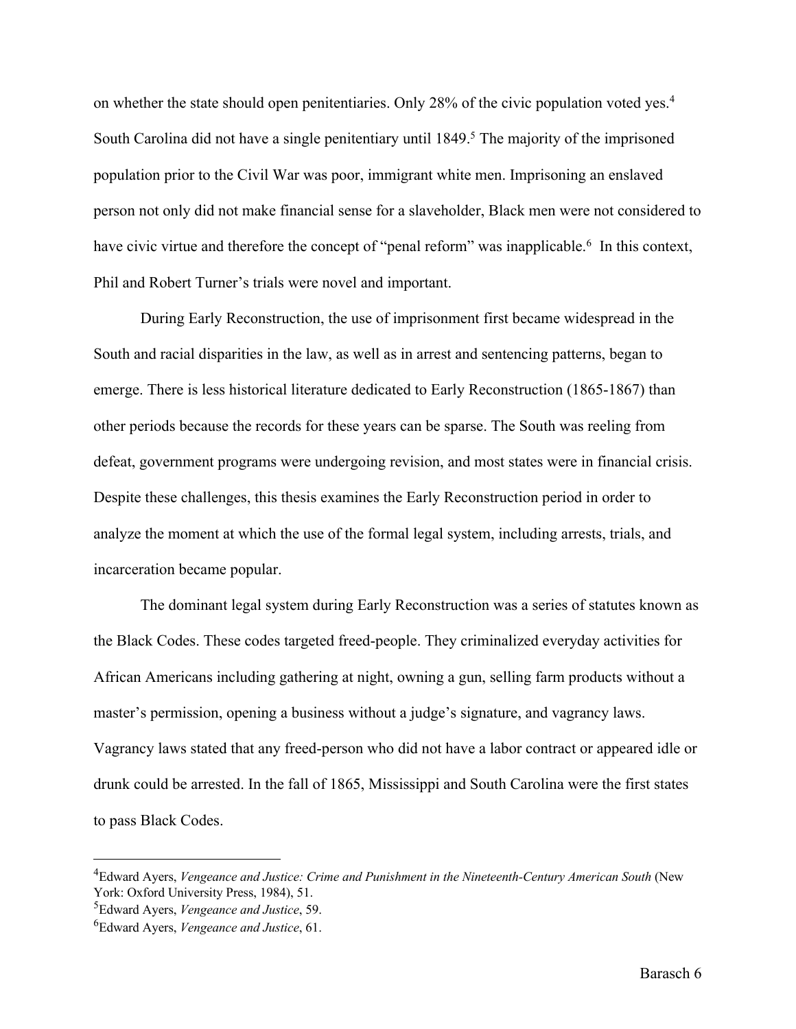on whether the state should open penitentiaries. Only 28% of the civic population voted yes.[4] South Carolina did not have a single penitentiary until 1849.[5] The majority of the imprisoned population prior to the Civil War was poor, immigrant white men. Imprisoning an enslaved person not only did not make financial sense for a slaveholder, Black men were not considered to have civic virtue and therefore the concept of "penal reform" was inapplicable.[6] In this context, Phil and Robert Turner's trials were novel and important.

During Early Reconstruction, the use of imprisonment first became widespread in the South and racial disparities in the law, as well as in arrest and sentencing patterns, began to emerge. There is less historical literature dedicated to Early Reconstruction (1865-1867) than other periods because the records for these years can be sparse. The South was reeling from defeat, government programs were undergoing revision, and most states were in financial crisis. Despite these challenges, this thesis examines the Early Reconstruction period in order to analyze the moment at which the use of the formal legal system, including arrests, trials, and incarceration became popular.

The dominant legal system during Early Reconstruction was a series of statutes known as the Black Codes. These codes targeted freed-people. They criminalized everyday activities for African Americans including gathering at night, owning a gun, selling farm products without a master's permission, opening a business without a judge's signature, and vagrancy laws. Vagrancy laws stated that any freed-person who did not have a labor contract or appeared idle or drunk could be arrested. In the fall of 1865, Mississippi and South Carolina were the first states to pass Black Codes.

---

[4]Edward Ayers, *Vengeance and Justice: Crime and Punishment in the Nineteenth-Century American South* (New York: Oxford University Press, 1984), 51.

[5]Edward Ayers, *Vengeance and Justice*, 59.

[6]Edward Ayers, *Vengeance and Justice*, 61.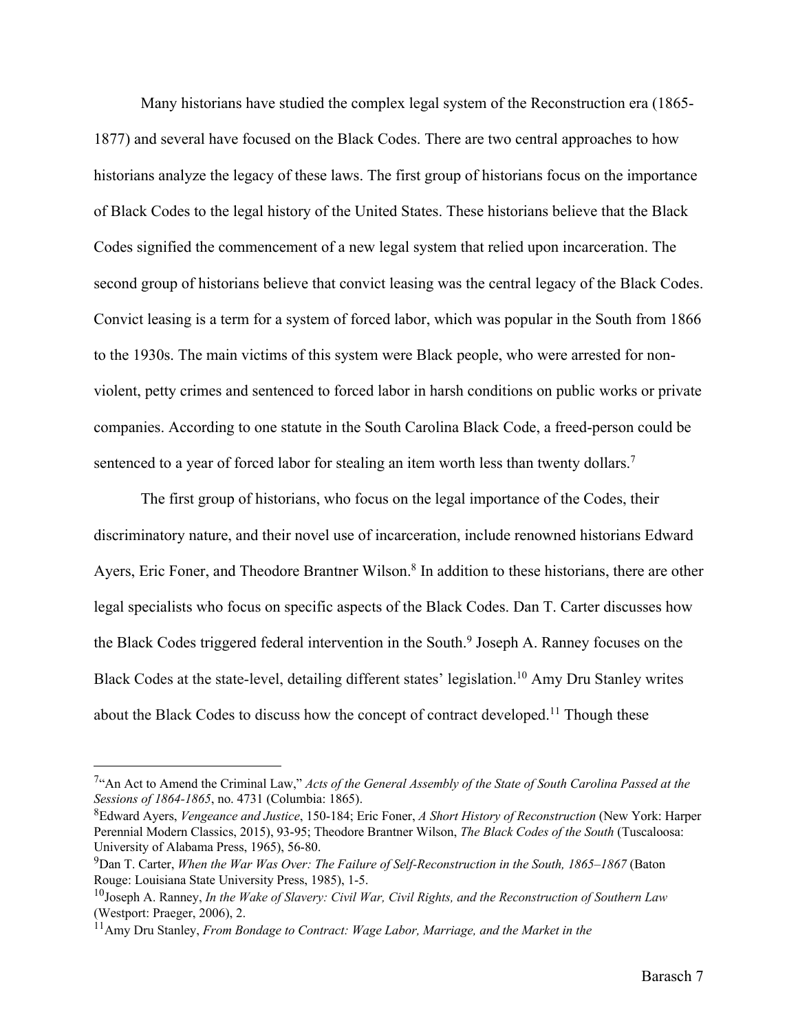Many historians have studied the complex legal system of the Reconstruction era (1865-1877) and several have focused on the Black Codes. There are two central approaches to how historians analyze the legacy of these laws. The first group of historians focus on the importance of Black Codes to the legal history of the United States. These historians believe that the Black Codes signified the commencement of a new legal system that relied upon incarceration. The second group of historians believe that convict leasing was the central legacy of the Black Codes. Convict leasing is a term for a system of forced labor, which was popular in the South from 1866 to the 1930s. The main victims of this system were Black people, who were arrested for non-violent, petty crimes and sentenced to forced labor in harsh conditions on public works or private companies. According to one statute in the South Carolina Black Code, a freed-person could be sentenced to a year of forced labor for stealing an item worth less than twenty dollars.[7]

The first group of historians, who focus on the legal importance of the Codes, their discriminatory nature, and their novel use of incarceration, include renowned historians Edward Ayers, Eric Foner, and Theodore Brantner Wilson.[8] In addition to these historians, there are other legal specialists who focus on specific aspects of the Black Codes. Dan T. Carter discusses how the Black Codes triggered federal intervention in the South.[9] Joseph A. Ranney focuses on the Black Codes at the state-level, detailing different states' legislation.[10] Amy Dru Stanley writes about the Black Codes to discuss how the concept of contract developed.[11] Though these

---

[7]"An Act to Amend the Criminal Law," *Acts of the General Assembly of the State of South Carolina Passed at the Sessions of 1864-1865*, no. 4731 (Columbia: 1865).

[8]Edward Ayers, *Vengeance and Justice*, 150-184; Eric Foner, *A Short History of Reconstruction* (New York: Harper Perennial Modern Classics, 2015), 93-95; Theodore Brantner Wilson, *The Black Codes of the South* (Tuscaloosa: University of Alabama Press, 1965), 56-80.

[9]Dan T. Carter, *When the War Was Over: The Failure of Self-Reconstruction in the South, 1865–1867* (Baton Rouge: Louisiana State University Press, 1985), 1-5.

[10]Joseph A. Ranney, *In the Wake of Slavery: Civil War, Civil Rights, and the Reconstruction of Southern Law* (Westport: Praeger, 2006), 2.

[11]Amy Dru Stanley, *From Bondage to Contract: Wage Labor, Marriage, and the Market in the*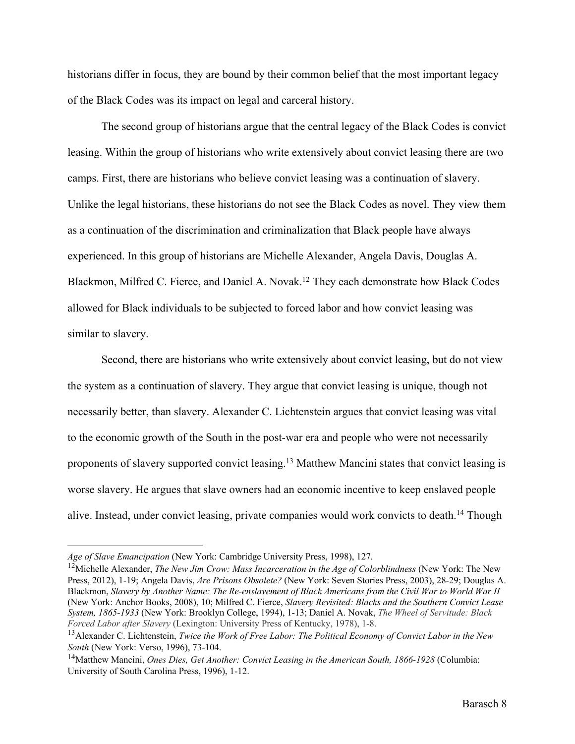historians differ in focus, they are bound by their common belief that the most important legacy of the Black Codes was its impact on legal and carceral history.

The second group of historians argue that the central legacy of the Black Codes is convict leasing. Within the group of historians who write extensively about convict leasing there are two camps. First, there are historians who believe convict leasing was a continuation of slavery. Unlike the legal historians, these historians do not see the Black Codes as novel. They view them as a continuation of the discrimination and criminalization that Black people have always experienced. In this group of historians are Michelle Alexander, Angela Davis, Douglas A. Blackmon, Milfred C. Fierce, and Daniel A. Novak.[12] They each demonstrate how Black Codes allowed for Black individuals to be subjected to forced labor and how convict leasing was similar to slavery.

Second, there are historians who write extensively about convict leasing, but do not view the system as a continuation of slavery. They argue that convict leasing is unique, though not necessarily better, than slavery. Alexander C. Lichtenstein argues that convict leasing was vital to the economic growth of the South in the post-war era and people who were not necessarily proponents of slavery supported convict leasing.[13] Matthew Mancini states that convict leasing is worse slavery. He argues that slave owners had an economic incentive to keep enslaved people alive. Instead, under convict leasing, private companies would work convicts to death.[14] Though

---

*Age of Slave Emancipation* (New York: Cambridge University Press, 1998), 127.

[12] Michelle Alexander, *The New Jim Crow: Mass Incarceration in the Age of Colorblindness* (New York: The New Press, 2012), 1-19; Angela Davis, *Are Prisons Obsolete?* (New York: Seven Stories Press, 2003), 28-29; Douglas A. Blackmon, *Slavery by Another Name: The Re-enslavement of Black Americans from the Civil War to World War II* (New York: Anchor Books, 2008), 10; Milfred C. Fierce, *Slavery Revisited: Blacks and the Southern Convict Lease System, 1865-1933* (New York: Brooklyn College, 1994), 1-13; Daniel A. Novak, *The Wheel of Servitude: Black Forced Labor after Slavery* (Lexington: University Press of Kentucky, 1978), 1-8.

[13] Alexander C. Lichtenstein, *Twice the Work of Free Labor: The Political Economy of Convict Labor in the New South* (New York: Verso, 1996), 73-104.

[14] Matthew Mancini, *Ones Dies, Get Another: Convict Leasing in the American South, 1866-1928* (Columbia: University of South Carolina Press, 1996), 1-12.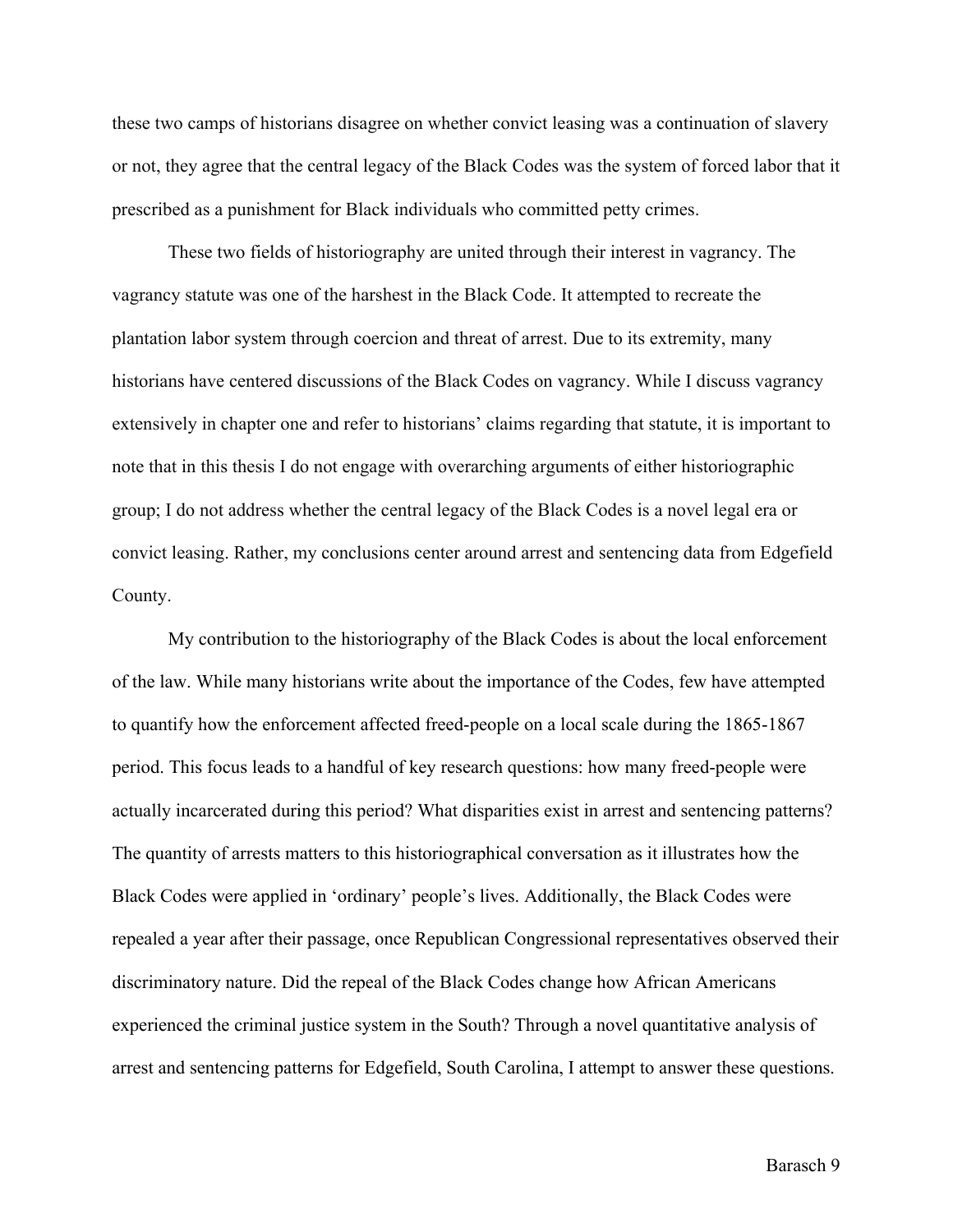these two camps of historians disagree on whether convict leasing was a continuation of slavery or not, they agree that the central legacy of the Black Codes was the system of forced labor that it prescribed as a punishment for Black individuals who committed petty crimes.

These two fields of historiography are united through their interest in vagrancy. The vagrancy statute was one of the harshest in the Black Code. It attempted to recreate the plantation labor system through coercion and threat of arrest. Due to its extremity, many historians have centered discussions of the Black Codes on vagrancy. While I discuss vagrancy extensively in chapter one and refer to historians' claims regarding that statute, it is important to note that in this thesis I do not engage with overarching arguments of either historiographic group; I do not address whether the central legacy of the Black Codes is a novel legal era or convict leasing. Rather, my conclusions center around arrest and sentencing data from Edgefield County.

My contribution to the historiography of the Black Codes is about the local enforcement of the law. While many historians write about the importance of the Codes, few have attempted to quantify how the enforcement affected freed-people on a local scale during the 1865-1867 period. This focus leads to a handful of key research questions: how many freed-people were actually incarcerated during this period? What disparities exist in arrest and sentencing patterns? The quantity of arrests matters to this historiographical conversation as it illustrates how the Black Codes were applied in 'ordinary' people's lives. Additionally, the Black Codes were repealed a year after their passage, once Republican Congressional representatives observed their discriminatory nature. Did the repeal of the Black Codes change how African Americans experienced the criminal justice system in the South? Through a novel quantitative analysis of arrest and sentencing patterns for Edgefield, South Carolina, I attempt to answer these questions.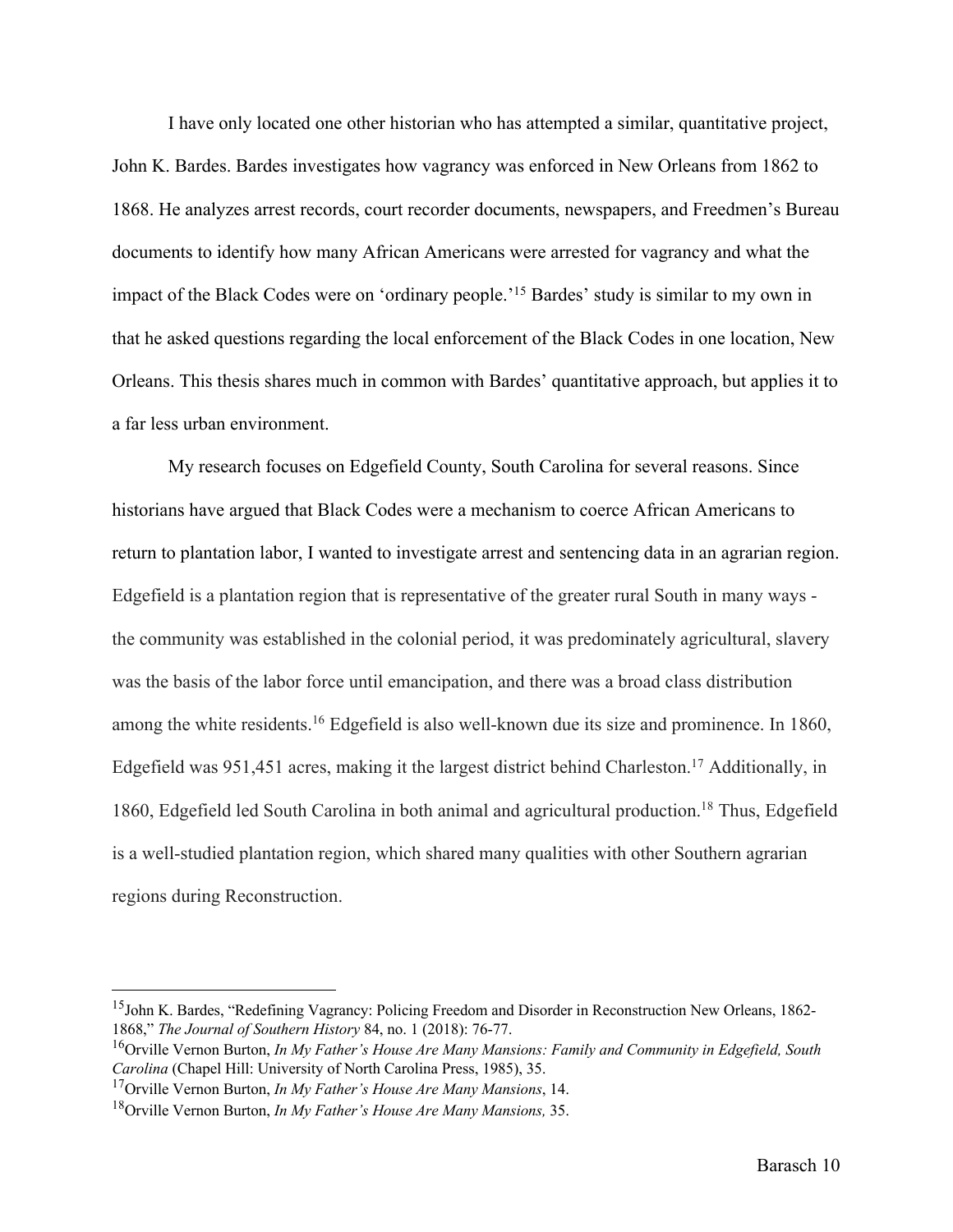I have only located one other historian who has attempted a similar, quantitative project, John K. Bardes. Bardes investigates how vagrancy was enforced in New Orleans from 1862 to 1868. He analyzes arrest records, court recorder documents, newspapers, and Freedmen's Bureau documents to identify how many African Americans were arrested for vagrancy and what the impact of the Black Codes were on 'ordinary people.'[15] Bardes' study is similar to my own in that he asked questions regarding the local enforcement of the Black Codes in one location, New Orleans. This thesis shares much in common with Bardes' quantitative approach, but applies it to a far less urban environment.

My research focuses on Edgefield County, South Carolina for several reasons. Since historians have argued that Black Codes were a mechanism to coerce African Americans to return to plantation labor, I wanted to investigate arrest and sentencing data in an agrarian region. Edgefield is a plantation region that is representative of the greater rural South in many ways - the community was established in the colonial period, it was predominately agricultural, slavery was the basis of the labor force until emancipation, and there was a broad class distribution among the white residents.[16] Edgefield is also well-known due its size and prominence. In 1860, Edgefield was 951,451 acres, making it the largest district behind Charleston.[17] Additionally, in 1860, Edgefield led South Carolina in both animal and agricultural production.[18] Thus, Edgefield is a well-studied plantation region, which shared many qualities with other Southern agrarian regions during Reconstruction.

---

[15] John K. Bardes, "Redefining Vagrancy: Policing Freedom and Disorder in Reconstruction New Orleans, 1862-1868," *The Journal of Southern History* 84, no. 1 (2018): 76-77.

[16] Orville Vernon Burton, *In My Father's House Are Many Mansions: Family and Community in Edgefield, South Carolina* (Chapel Hill: University of North Carolina Press, 1985), 35.

[17] Orville Vernon Burton, *In My Father's House Are Many Mansions*, 14.

[18] Orville Vernon Burton, *In My Father's House Are Many Mansions,* 35.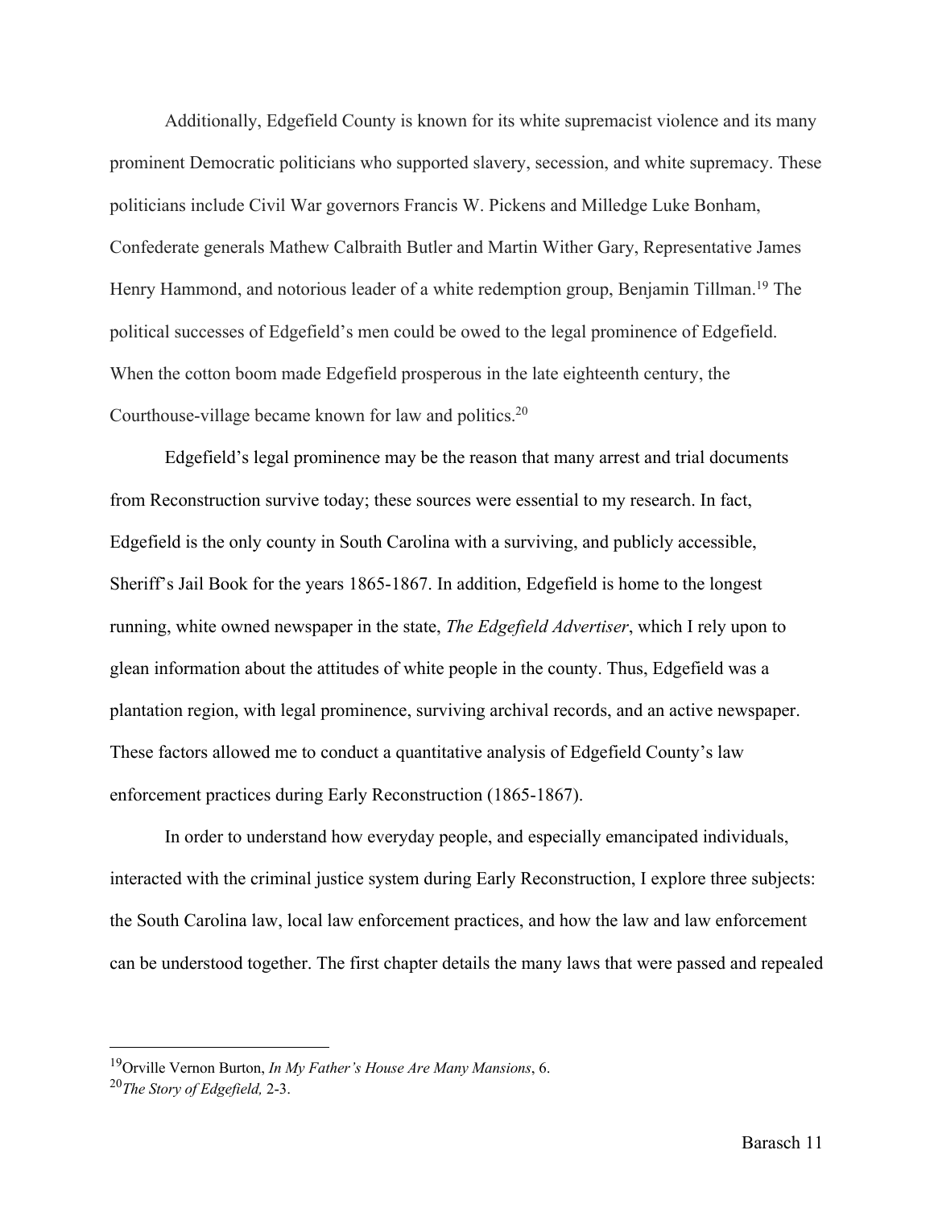Additionally, Edgefield County is known for its white supremacist violence and its many prominent Democratic politicians who supported slavery, secession, and white supremacy. These politicians include Civil War governors Francis W. Pickens and Milledge Luke Bonham, Confederate generals Mathew Calbraith Butler and Martin Wither Gary, Representative James Henry Hammond, and notorious leader of a white redemption group, Benjamin Tillman.[19] The political successes of Edgefield's men could be owed to the legal prominence of Edgefield. When the cotton boom made Edgefield prosperous in the late eighteenth century, the Courthouse-village became known for law and politics.[20]

Edgefield's legal prominence may be the reason that many arrest and trial documents from Reconstruction survive today; these sources were essential to my research. In fact, Edgefield is the only county in South Carolina with a surviving, and publicly accessible, Sheriff's Jail Book for the years 1865-1867. In addition, Edgefield is home to the longest running, white owned newspaper in the state, *The Edgefield Advertiser*, which I rely upon to glean information about the attitudes of white people in the county. Thus, Edgefield was a plantation region, with legal prominence, surviving archival records, and an active newspaper. These factors allowed me to conduct a quantitative analysis of Edgefield County's law enforcement practices during Early Reconstruction (1865-1867).

In order to understand how everyday people, and especially emancipated individuals, interacted with the criminal justice system during Early Reconstruction, I explore three subjects: the South Carolina law, local law enforcement practices, and how the law and law enforcement can be understood together. The first chapter details the many laws that were passed and repealed

---

[19] Orville Vernon Burton, *In My Father's House Are Many Mansions*, 6.

[20] *The Story of Edgefield,* 2-3.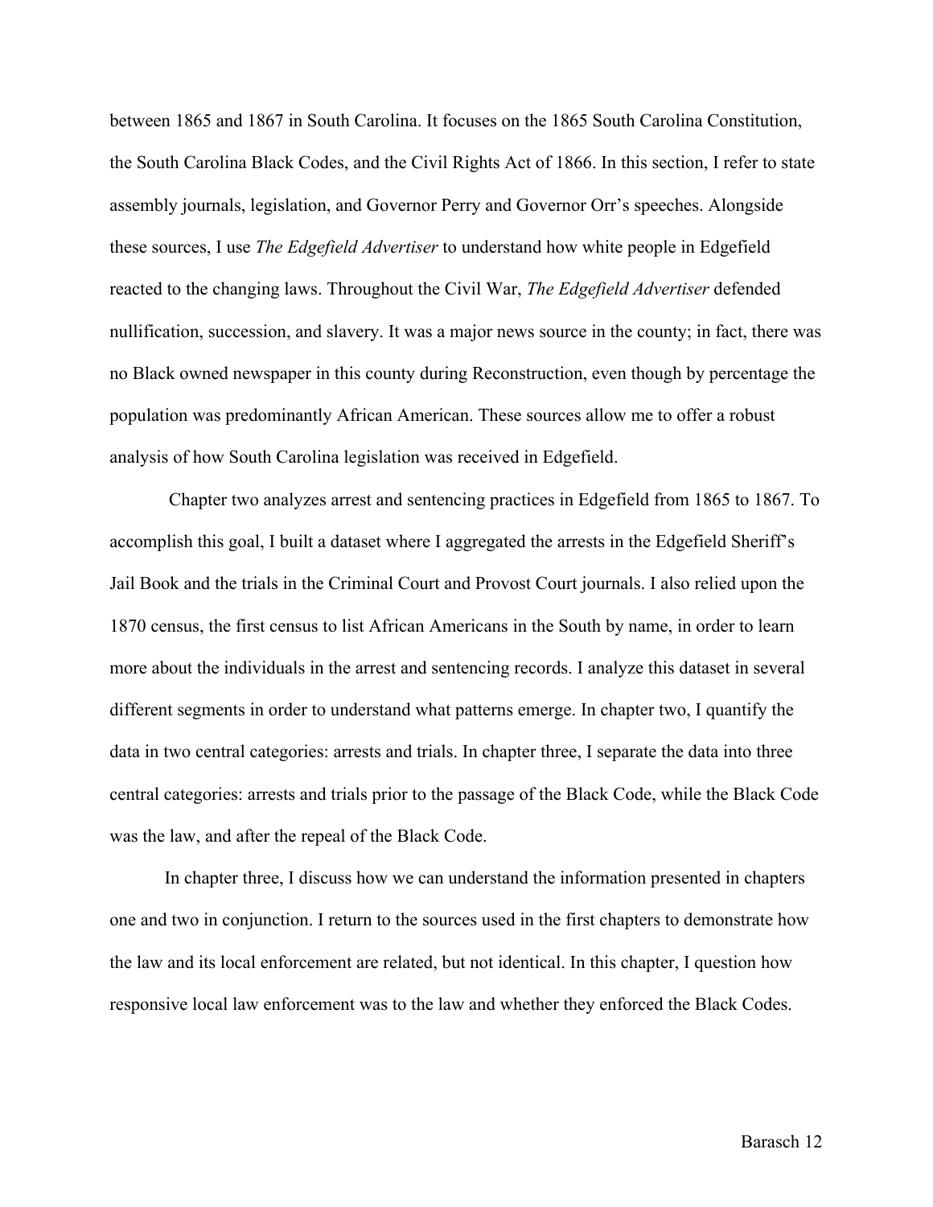between 1865 and 1867 in South Carolina. It focuses on the 1865 South Carolina Constitution, the South Carolina Black Codes, and the Civil Rights Act of 1866. In this section, I refer to state assembly journals, legislation, and Governor Perry and Governor Orr's speeches. Alongside these sources, I use *The Edgefield Advertiser* to understand how white people in Edgefield reacted to the changing laws. Throughout the Civil War, *The Edgefield Advertiser* defended nullification, succession, and slavery. It was a major news source in the county; in fact, there was no Black owned newspaper in this county during Reconstruction, even though by percentage the population was predominantly African American. These sources allow me to offer a robust analysis of how South Carolina legislation was received in Edgefield.

Chapter two analyzes arrest and sentencing practices in Edgefield from 1865 to 1867. To accomplish this goal, I built a dataset where I aggregated the arrests in the Edgefield Sheriff's Jail Book and the trials in the Criminal Court and Provost Court journals. I also relied upon the 1870 census, the first census to list African Americans in the South by name, in order to learn more about the individuals in the arrest and sentencing records. I analyze this dataset in several different segments in order to understand what patterns emerge. In chapter two, I quantify the data in two central categories: arrests and trials. In chapter three, I separate the data into three central categories: arrests and trials prior to the passage of the Black Code, while the Black Code was the law, and after the repeal of the Black Code.

In chapter three, I discuss how we can understand the information presented in chapters one and two in conjunction. I return to the sources used in the first chapters to demonstrate how the law and its local enforcement are related, but not identical. In this chapter, I question how responsive local law enforcement was to the law and whether they enforced the Black Codes.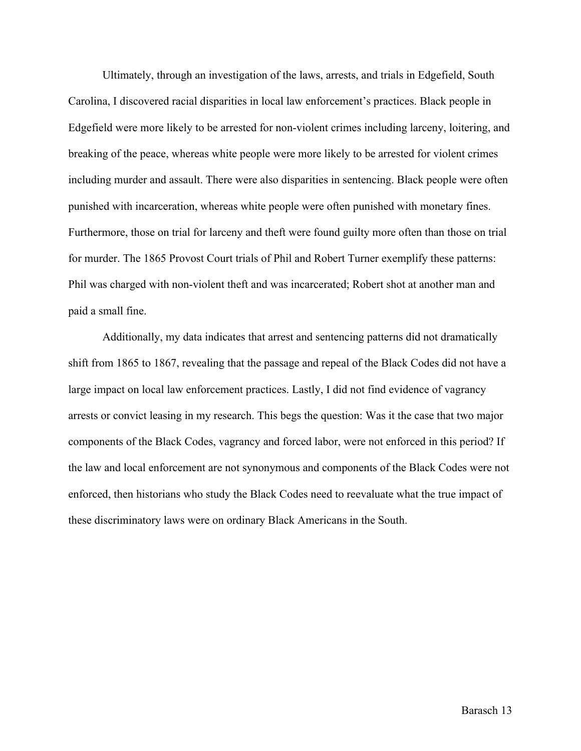Ultimately, through an investigation of the laws, arrests, and trials in Edgefield, South Carolina, I discovered racial disparities in local law enforcement's practices. Black people in Edgefield were more likely to be arrested for non-violent crimes including larceny, loitering, and breaking of the peace, whereas white people were more likely to be arrested for violent crimes including murder and assault. There were also disparities in sentencing. Black people were often punished with incarceration, whereas white people were often punished with monetary fines. Furthermore, those on trial for larceny and theft were found guilty more often than those on trial for murder. The 1865 Provost Court trials of Phil and Robert Turner exemplify these patterns: Phil was charged with non-violent theft and was incarcerated; Robert shot at another man and paid a small fine.

Additionally, my data indicates that arrest and sentencing patterns did not dramatically shift from 1865 to 1867, revealing that the passage and repeal of the Black Codes did not have a large impact on local law enforcement practices. Lastly, I did not find evidence of vagrancy arrests or convict leasing in my research. This begs the question: Was it the case that two major components of the Black Codes, vagrancy and forced labor, were not enforced in this period? If the law and local enforcement are not synonymous and components of the Black Codes were not enforced, then historians who study the Black Codes need to reevaluate what the true impact of these discriminatory laws were on ordinary Black Americans in the South.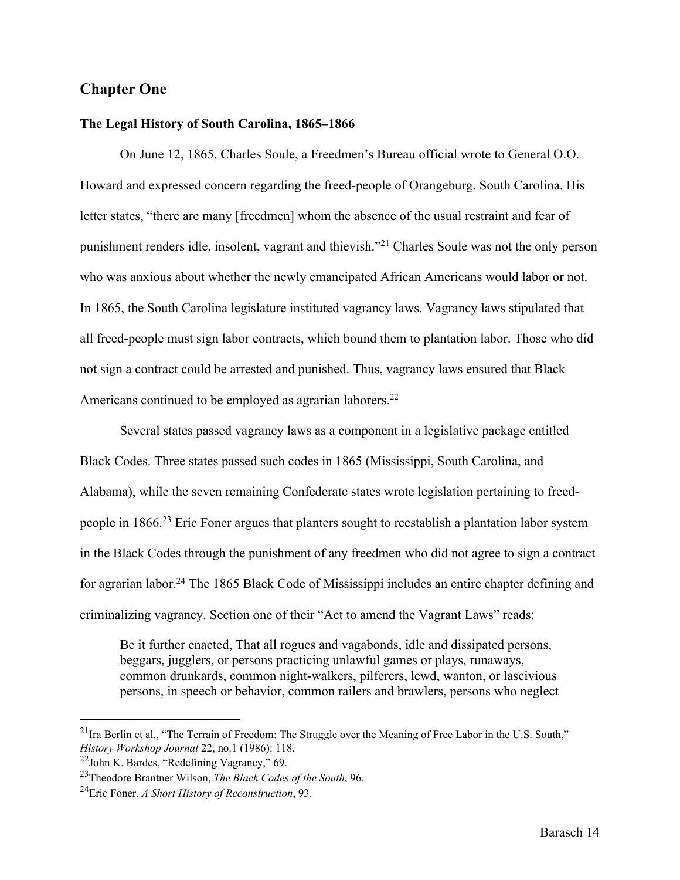## Chapter One

### The Legal History of South Carolina, 1865–1866

On June 12, 1865, Charles Soule, a Freedmen's Bureau official wrote to General O.O. Howard and expressed concern regarding the freed-people of Orangeburg, South Carolina. His letter states, "there are many [freedmen] whom the absence of the usual restraint and fear of punishment renders idle, insolent, vagrant and thievish."[21] Charles Soule was not the only person who was anxious about whether the newly emancipated African Americans would labor or not. In 1865, the South Carolina legislature instituted vagrancy laws. Vagrancy laws stipulated that all freed-people must sign labor contracts, which bound them to plantation labor. Those who did not sign a contract could be arrested and punished. Thus, vagrancy laws ensured that Black Americans continued to be employed as agrarian laborers.[22]

Several states passed vagrancy laws as a component in a legislative package entitled Black Codes. Three states passed such codes in 1865 (Mississippi, South Carolina, and Alabama), while the seven remaining Confederate states wrote legislation pertaining to freed-people in 1866.[23] Eric Foner argues that planters sought to reestablish a plantation labor system in the Black Codes through the punishment of any freedmen who did not agree to sign a contract for agrarian labor.[24] The 1865 Black Code of Mississippi includes an entire chapter defining and criminalizing vagrancy. Section one of their "Act to amend the Vagrant Laws" reads:

> Be it further enacted, That all rogues and vagabonds, idle and dissipated persons, beggars, jugglers, or persons practicing unlawful games or plays, runaways, common drunkards, common night-walkers, pilferers, lewd, wanton, or lascivious persons, in speech or behavior, common railers and brawlers, persons who neglect

---

[21] Ira Berlin et al., "The Terrain of Freedom: The Struggle over the Meaning of Free Labor in the U.S. South," *History Workshop Journal* 22, no.1 (1986): 118.

[22] John K. Bardes, "Redefining Vagrancy," 69.

[23] Theodore Brantner Wilson, *The Black Codes of the South*, 96.

[24] Eric Foner, *A Short History of Reconstruction*, 93.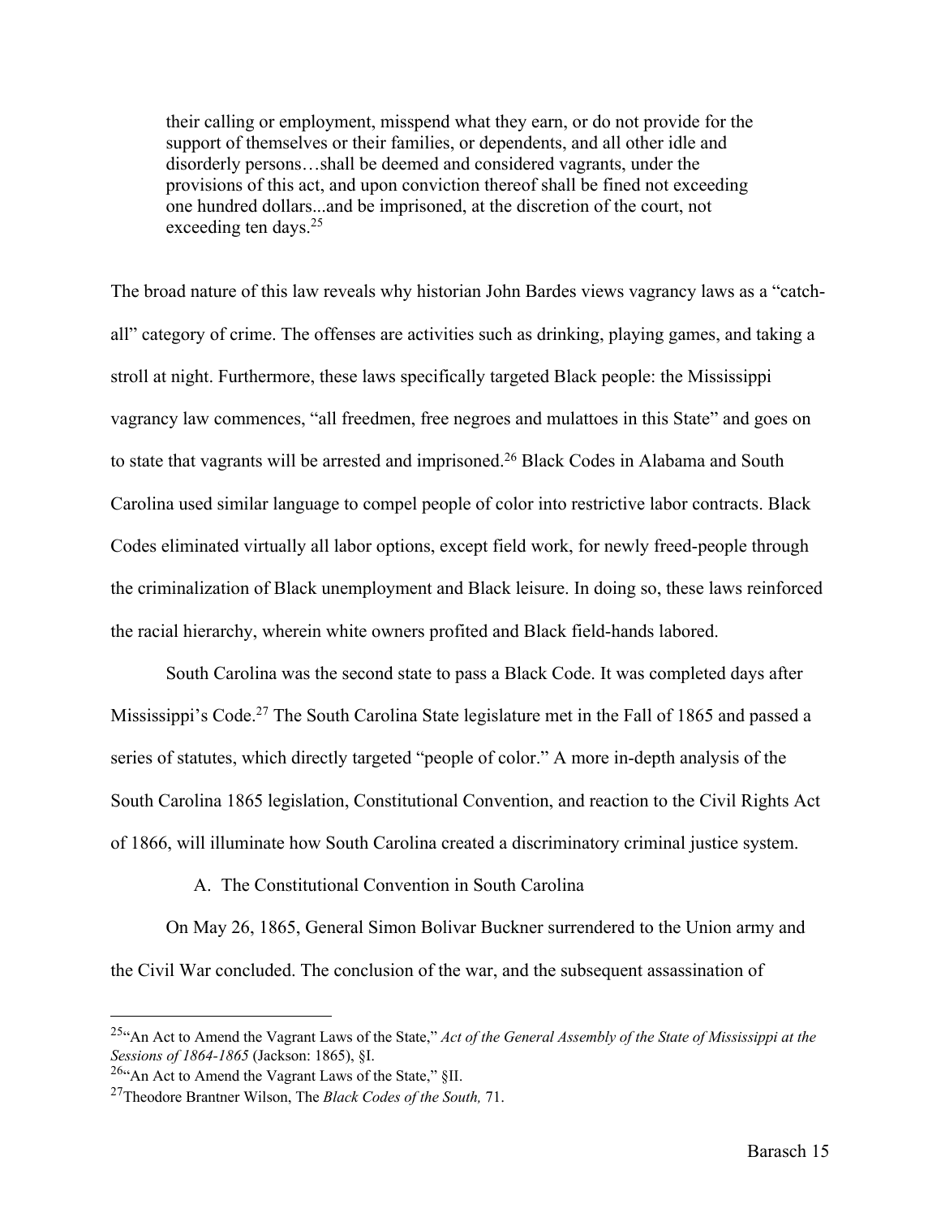> their calling or employment, misspend what they earn, or do not provide for the support of themselves or their families, or dependents, and all other idle and disorderly persons…shall be deemed and considered vagrants, under the provisions of this act, and upon conviction thereof shall be fined not exceeding one hundred dollars...and be imprisoned, at the discretion of the court, not exceeding ten days.[25]

The broad nature of this law reveals why historian John Bardes views vagrancy laws as a "catch-all" category of crime. The offenses are activities such as drinking, playing games, and taking a stroll at night. Furthermore, these laws specifically targeted Black people: the Mississippi vagrancy law commences, "all freedmen, free negroes and mulattoes in this State" and goes on to state that vagrants will be arrested and imprisoned.[26] Black Codes in Alabama and South Carolina used similar language to compel people of color into restrictive labor contracts. Black Codes eliminated virtually all labor options, except field work, for newly freed-people through the criminalization of Black unemployment and Black leisure. In doing so, these laws reinforced the racial hierarchy, wherein white owners profited and Black field-hands labored.

South Carolina was the second state to pass a Black Code. It was completed days after Mississippi's Code.[27] The South Carolina State legislature met in the Fall of 1865 and passed a series of statutes, which directly targeted "people of color." A more in-depth analysis of the South Carolina 1865 legislation, Constitutional Convention, and reaction to the Civil Rights Act of 1866, will illuminate how South Carolina created a discriminatory criminal justice system.

### A. The Constitutional Convention in South Carolina

On May 26, 1865, General Simon Bolivar Buckner surrendered to the Union army and the Civil War concluded. The conclusion of the war, and the subsequent assassination of

---

[25] "An Act to Amend the Vagrant Laws of the State," *Act of the General Assembly of the State of Mississippi at the Sessions of 1864-1865* (Jackson: 1865), §I.

[26] "An Act to Amend the Vagrant Laws of the State," §II.

[27] Theodore Brantner Wilson, The *Black Codes of the South,* 71.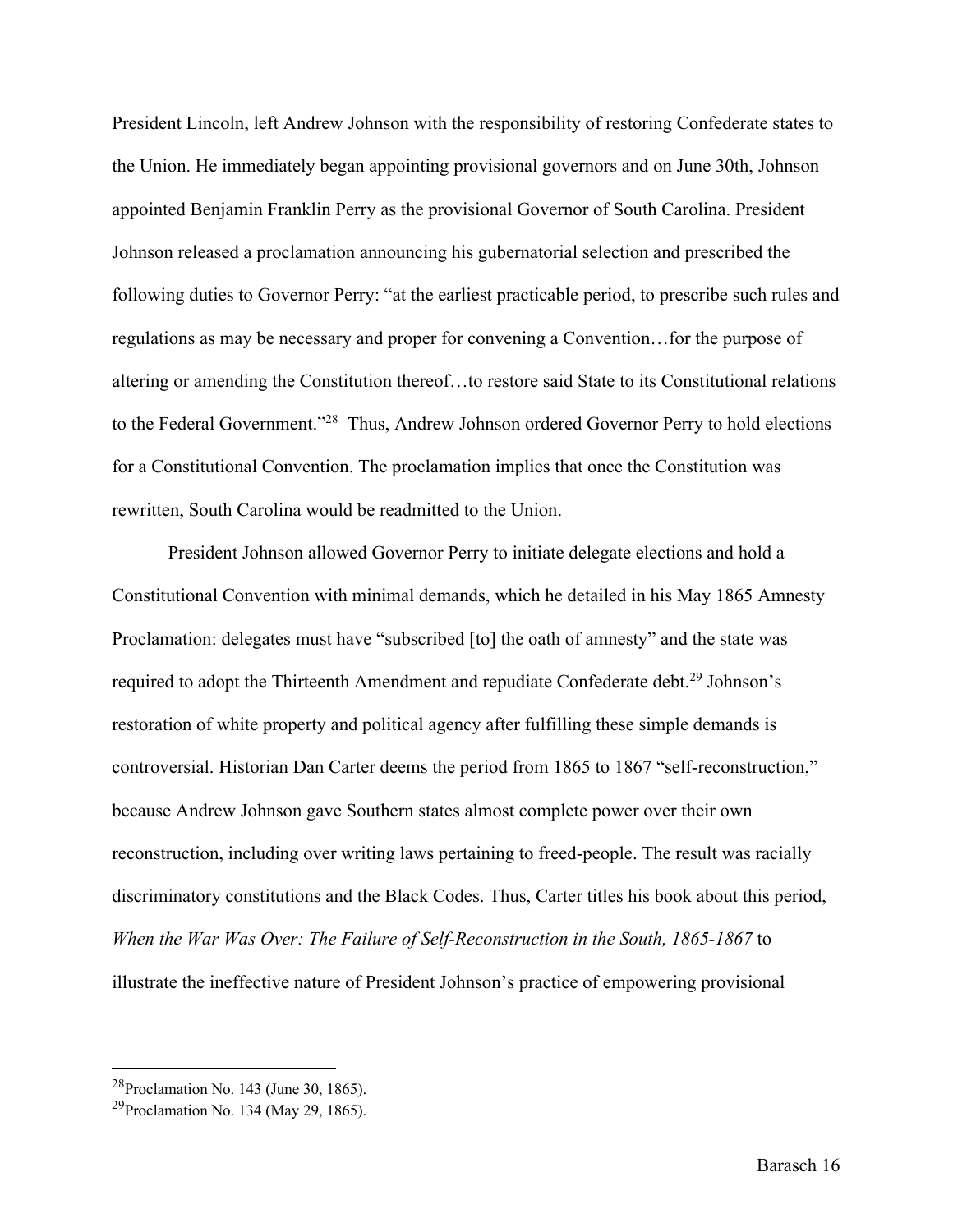President Lincoln, left Andrew Johnson with the responsibility of restoring Confederate states to the Union. He immediately began appointing provisional governors and on June 30th, Johnson appointed Benjamin Franklin Perry as the provisional Governor of South Carolina. President Johnson released a proclamation announcing his gubernatorial selection and prescribed the following duties to Governor Perry: "at the earliest practicable period, to prescribe such rules and regulations as may be necessary and proper for convening a Convention…for the purpose of altering or amending the Constitution thereof…to restore said State to its Constitutional relations to the Federal Government."[28] Thus, Andrew Johnson ordered Governor Perry to hold elections for a Constitutional Convention. The proclamation implies that once the Constitution was rewritten, South Carolina would be readmitted to the Union.

President Johnson allowed Governor Perry to initiate delegate elections and hold a Constitutional Convention with minimal demands, which he detailed in his May 1865 Amnesty Proclamation: delegates must have "subscribed [to] the oath of amnesty" and the state was required to adopt the Thirteenth Amendment and repudiate Confederate debt.[29] Johnson's restoration of white property and political agency after fulfilling these simple demands is controversial. Historian Dan Carter deems the period from 1865 to 1867 "self-reconstruction," because Andrew Johnson gave Southern states almost complete power over their own reconstruction, including over writing laws pertaining to freed-people. The result was racially discriminatory constitutions and the Black Codes. Thus, Carter titles his book about this period, *When the War Was Over: The Failure of Self-Reconstruction in the South, 1865-1867* to illustrate the ineffective nature of President Johnson's practice of empowering provisional

---

[28] Proclamation No. 143 (June 30, 1865).

[29] Proclamation No. 134 (May 29, 1865).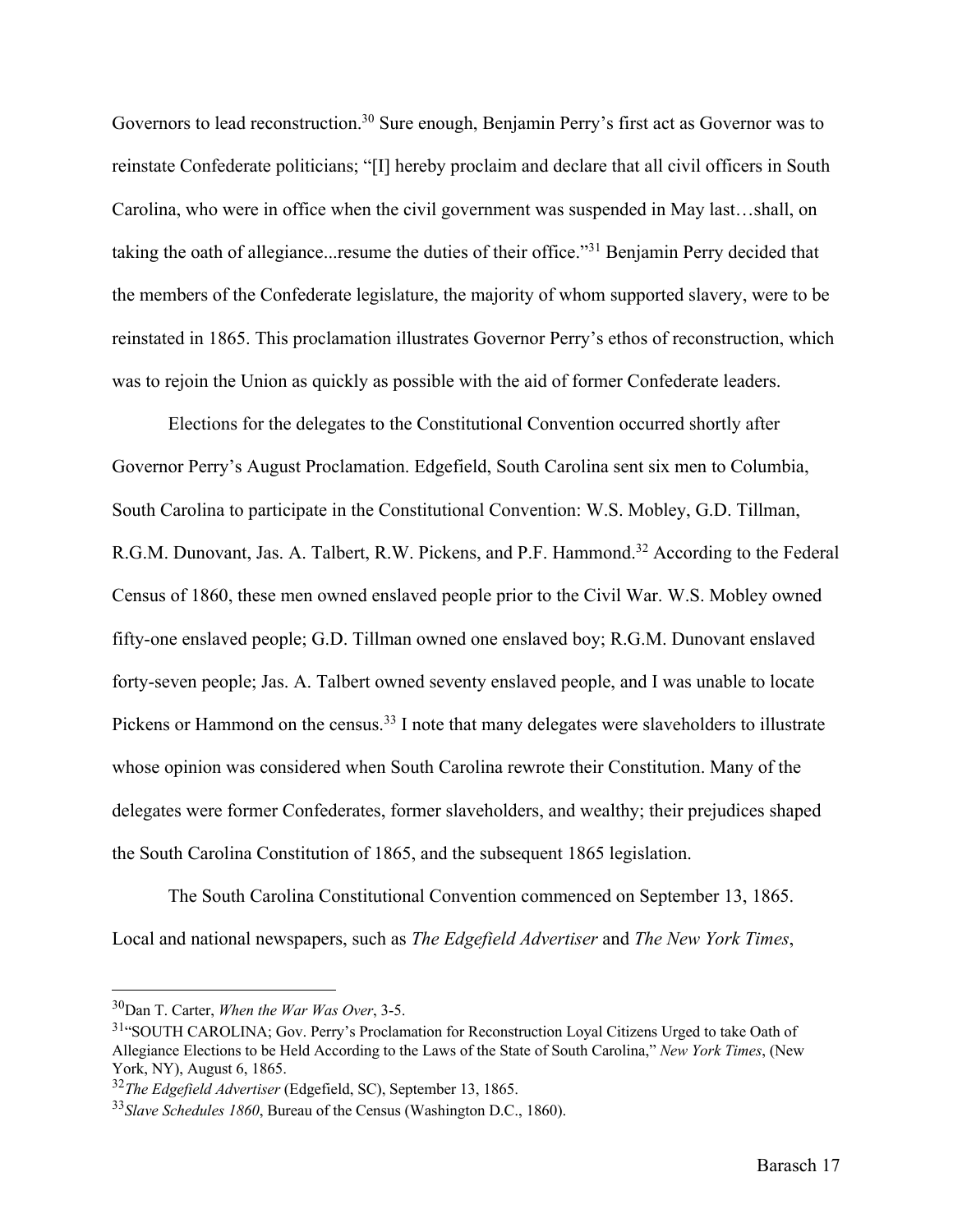Governors to lead reconstruction.[30] Sure enough, Benjamin Perry's first act as Governor was to reinstate Confederate politicians; "[I] hereby proclaim and declare that all civil officers in South Carolina, who were in office when the civil government was suspended in May last…shall, on taking the oath of allegiance...resume the duties of their office."[31] Benjamin Perry decided that the members of the Confederate legislature, the majority of whom supported slavery, were to be reinstated in 1865. This proclamation illustrates Governor Perry's ethos of reconstruction, which was to rejoin the Union as quickly as possible with the aid of former Confederate leaders.

Elections for the delegates to the Constitutional Convention occurred shortly after Governor Perry's August Proclamation. Edgefield, South Carolina sent six men to Columbia, South Carolina to participate in the Constitutional Convention: W.S. Mobley, G.D. Tillman, R.G.M. Dunovant, Jas. A. Talbert, R.W. Pickens, and P.F. Hammond.[32] According to the Federal Census of 1860, these men owned enslaved people prior to the Civil War. W.S. Mobley owned fifty-one enslaved people; G.D. Tillman owned one enslaved boy; R.G.M. Dunovant enslaved forty-seven people; Jas. A. Talbert owned seventy enslaved people, and I was unable to locate Pickens or Hammond on the census.[33] I note that many delegates were slaveholders to illustrate whose opinion was considered when South Carolina rewrote their Constitution. Many of the delegates were former Confederates, former slaveholders, and wealthy; their prejudices shaped the South Carolina Constitution of 1865, and the subsequent 1865 legislation.

The South Carolina Constitutional Convention commenced on September 13, 1865. Local and national newspapers, such as *The Edgefield Advertiser* and *The New York Times*,

---

[30] Dan T. Carter, *When the War Was Over*, 3-5.

[31] "SOUTH CAROLINA; Gov. Perry's Proclamation for Reconstruction Loyal Citizens Urged to take Oath of Allegiance Elections to be Held According to the Laws of the State of South Carolina," *New York Times*, (New York, NY), August 6, 1865.

[32] *The Edgefield Advertiser* (Edgefield, SC), September 13, 1865.

[33] *Slave Schedules 1860*, Bureau of the Census (Washington D.C., 1860).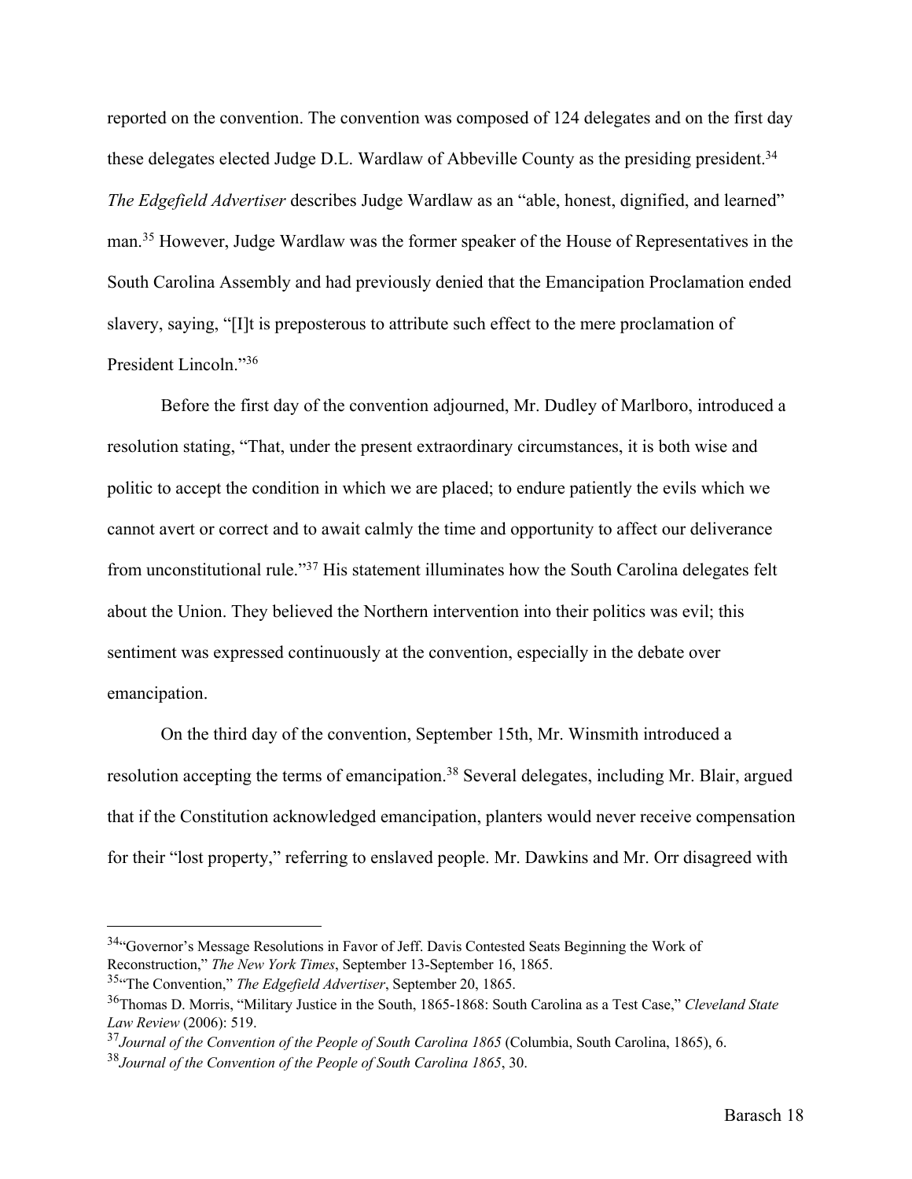reported on the convention. The convention was composed of 124 delegates and on the first day these delegates elected Judge D.L. Wardlaw of Abbeville County as the presiding president.[34] *The Edgefield Advertiser* describes Judge Wardlaw as an "able, honest, dignified, and learned" man.[35] However, Judge Wardlaw was the former speaker of the House of Representatives in the South Carolina Assembly and had previously denied that the Emancipation Proclamation ended slavery, saying, "[I]t is preposterous to attribute such effect to the mere proclamation of President Lincoln."[36]

Before the first day of the convention adjourned, Mr. Dudley of Marlboro, introduced a resolution stating, "That, under the present extraordinary circumstances, it is both wise and politic to accept the condition in which we are placed; to endure patiently the evils which we cannot avert or correct and to await calmly the time and opportunity to affect our deliverance from unconstitutional rule."[37] His statement illuminates how the South Carolina delegates felt about the Union. They believed the Northern intervention into their politics was evil; this sentiment was expressed continuously at the convention, especially in the debate over emancipation.

On the third day of the convention, September 15th, Mr. Winsmith introduced a resolution accepting the terms of emancipation.[38] Several delegates, including Mr. Blair, argued that if the Constitution acknowledged emancipation, planters would never receive compensation for their "lost property," referring to enslaved people. Mr. Dawkins and Mr. Orr disagreed with

---

[34] "Governor's Message Resolutions in Favor of Jeff. Davis Contested Seats Beginning the Work of Reconstruction," *The New York Times*, September 13-September 16, 1865.

[35] "The Convention," *The Edgefield Advertiser*, September 20, 1865.

[36] Thomas D. Morris, "Military Justice in the South, 1865-1868: South Carolina as a Test Case," *Cleveland State Law Review* (2006): 519.

[37] *Journal of the Convention of the People of South Carolina 1865* (Columbia, South Carolina, 1865), 6.

[38] *Journal of the Convention of the People of South Carolina 1865*, 30.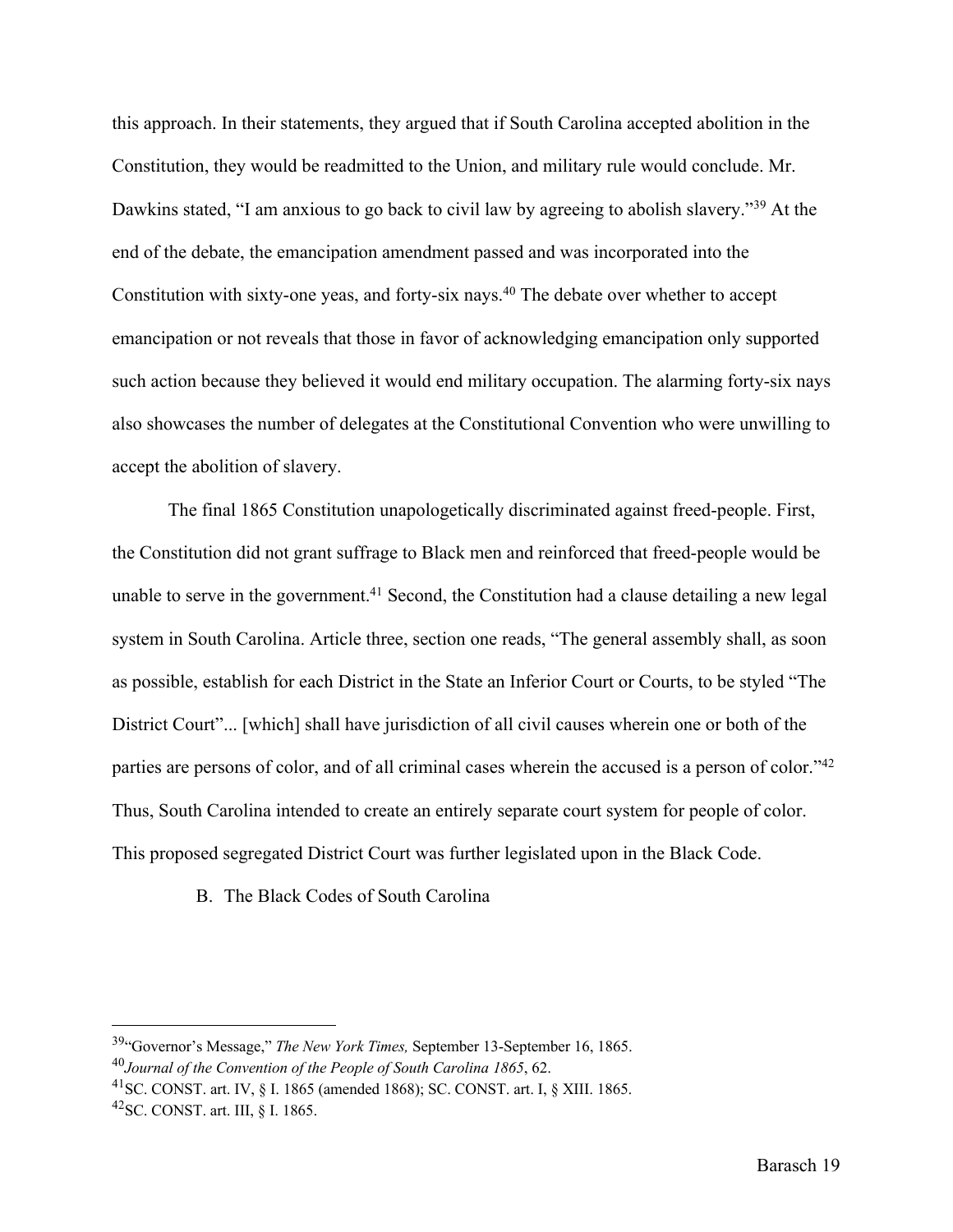this approach. In their statements, they argued that if South Carolina accepted abolition in the Constitution, they would be readmitted to the Union, and military rule would conclude. Mr. Dawkins stated, "I am anxious to go back to civil law by agreeing to abolish slavery."[39] At the end of the debate, the emancipation amendment passed and was incorporated into the Constitution with sixty-one yeas, and forty-six nays.[40] The debate over whether to accept emancipation or not reveals that those in favor of acknowledging emancipation only supported such action because they believed it would end military occupation. The alarming forty-six nays also showcases the number of delegates at the Constitutional Convention who were unwilling to accept the abolition of slavery.

The final 1865 Constitution unapologetically discriminated against freed-people. First, the Constitution did not grant suffrage to Black men and reinforced that freed-people would be unable to serve in the government.[41] Second, the Constitution had a clause detailing a new legal system in South Carolina. Article three, section one reads, "The general assembly shall, as soon as possible, establish for each District in the State an Inferior Court or Courts, to be styled "The District Court"... [which] shall have jurisdiction of all civil causes wherein one or both of the parties are persons of color, and of all criminal cases wherein the accused is a person of color."[42] Thus, South Carolina intended to create an entirely separate court system for people of color. This proposed segregated District Court was further legislated upon in the Black Code.

### B. The Black Codes of South Carolina

---

[39] "Governor's Message," *The New York Times,* September 13-September 16, 1865.

[40] *Journal of the Convention of the People of South Carolina 1865*, 62.

[41] SC. CONST. art. IV, § I. 1865 (amended 1868); SC. CONST. art. I, § XIII. 1865.

[42] SC. CONST. art. III, § I. 1865.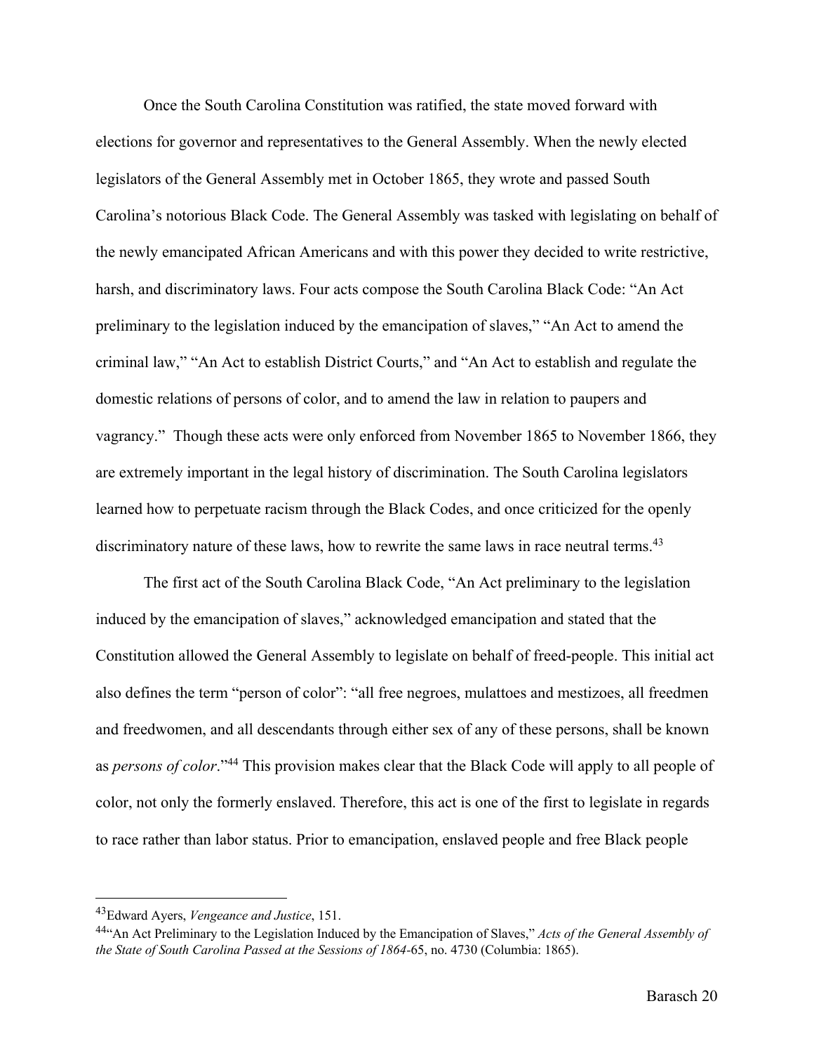Once the South Carolina Constitution was ratified, the state moved forward with elections for governor and representatives to the General Assembly. When the newly elected legislators of the General Assembly met in October 1865, they wrote and passed South Carolina's notorious Black Code. The General Assembly was tasked with legislating on behalf of the newly emancipated African Americans and with this power they decided to write restrictive, harsh, and discriminatory laws. Four acts compose the South Carolina Black Code: "An Act preliminary to the legislation induced by the emancipation of slaves," "An Act to amend the criminal law," "An Act to establish District Courts," and "An Act to establish and regulate the domestic relations of persons of color, and to amend the law in relation to paupers and vagrancy." Though these acts were only enforced from November 1865 to November 1866, they are extremely important in the legal history of discrimination. The South Carolina legislators learned how to perpetuate racism through the Black Codes, and once criticized for the openly discriminatory nature of these laws, how to rewrite the same laws in race neutral terms.[43]

The first act of the South Carolina Black Code, "An Act preliminary to the legislation induced by the emancipation of slaves," acknowledged emancipation and stated that the Constitution allowed the General Assembly to legislate on behalf of freed-people. This initial act also defines the term "person of color": "all free negroes, mulattoes and mestizoes, all freedmen and freedwomen, and all descendants through either sex of any of these persons, shall be known as *persons of color*."[44] This provision makes clear that the Black Code will apply to all people of color, not only the formerly enslaved. Therefore, this act is one of the first to legislate in regards to race rather than labor status. Prior to emancipation, enslaved people and free Black people

---

[43] Edward Ayers, *Vengeance and Justice*, 151.

[44] "An Act Preliminary to the Legislation Induced by the Emancipation of Slaves," *Acts of the General Assembly of the State of South Carolina Passed at the Sessions of 1864*-65, no. 4730 (Columbia: 1865).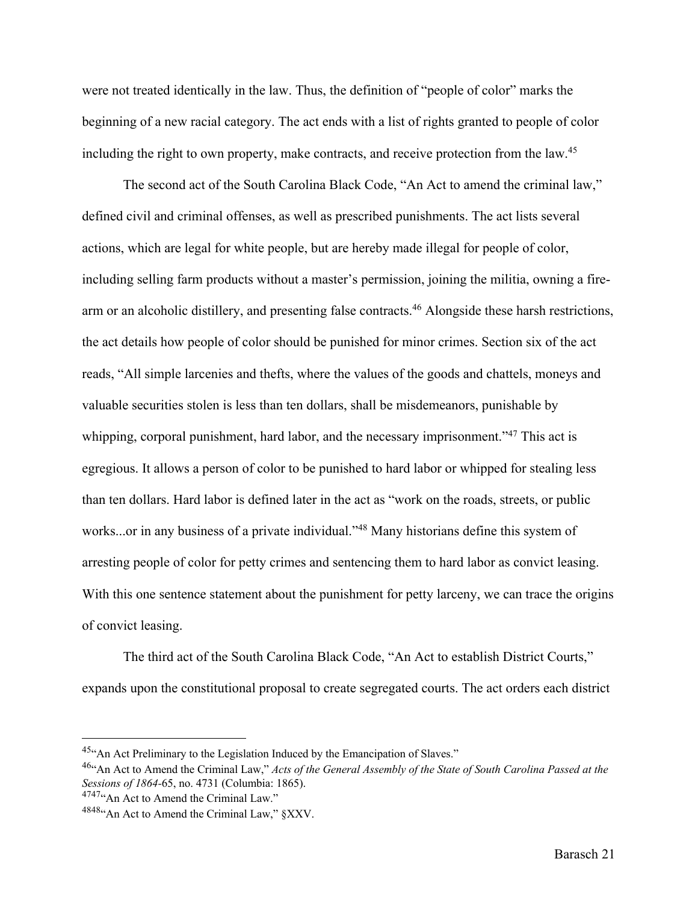were not treated identically in the law. Thus, the definition of "people of color" marks the beginning of a new racial category. The act ends with a list of rights granted to people of color including the right to own property, make contracts, and receive protection from the law.[45]

The second act of the South Carolina Black Code, "An Act to amend the criminal law," defined civil and criminal offenses, as well as prescribed punishments. The act lists several actions, which are legal for white people, but are hereby made illegal for people of color, including selling farm products without a master's permission, joining the militia, owning a fire-arm or an alcoholic distillery, and presenting false contracts.[46] Alongside these harsh restrictions, the act details how people of color should be punished for minor crimes. Section six of the act reads, "All simple larcenies and thefts, where the values of the goods and chattels, moneys and valuable securities stolen is less than ten dollars, shall be misdemeanors, punishable by whipping, corporal punishment, hard labor, and the necessary imprisonment."[47] This act is egregious. It allows a person of color to be punished to hard labor or whipped for stealing less than ten dollars. Hard labor is defined later in the act as "work on the roads, streets, or public works...or in any business of a private individual."[48] Many historians define this system of arresting people of color for petty crimes and sentencing them to hard labor as convict leasing. With this one sentence statement about the punishment for petty larceny, we can trace the origins of convict leasing.

The third act of the South Carolina Black Code, "An Act to establish District Courts," expands upon the constitutional proposal to create segregated courts. The act orders each district

---

[45] "An Act Preliminary to the Legislation Induced by the Emancipation of Slaves."

[46] "An Act to Amend the Criminal Law," *Acts of the General Assembly of the State of South Carolina Passed at the Sessions of 1864*-65, no. 4731 (Columbia: 1865).

[47] "An Act to Amend the Criminal Law."

[48] "An Act to Amend the Criminal Law," §XXV.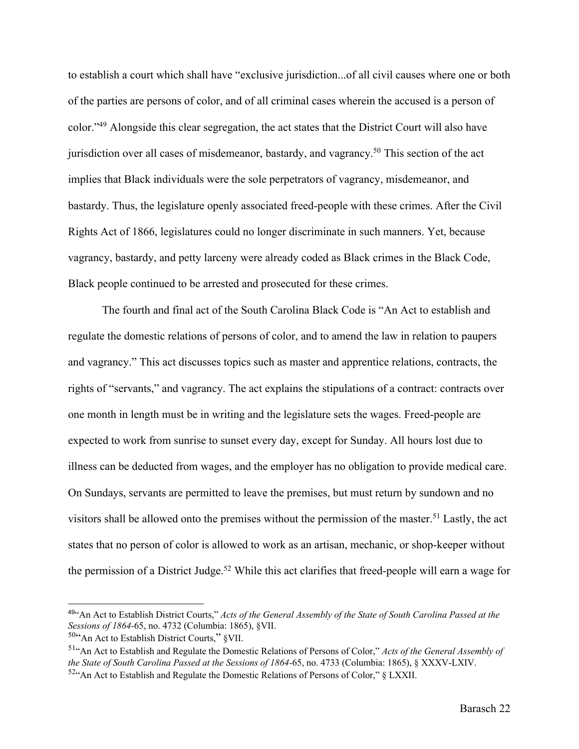to establish a court which shall have "exclusive jurisdiction...of all civil causes where one or both of the parties are persons of color, and of all criminal cases wherein the accused is a person of color."[49] Alongside this clear segregation, the act states that the District Court will also have jurisdiction over all cases of misdemeanor, bastardy, and vagrancy.[50] This section of the act implies that Black individuals were the sole perpetrators of vagrancy, misdemeanor, and bastardy. Thus, the legislature openly associated freed-people with these crimes. After the Civil Rights Act of 1866, legislatures could no longer discriminate in such manners. Yet, because vagrancy, bastardy, and petty larceny were already coded as Black crimes in the Black Code, Black people continued to be arrested and prosecuted for these crimes.

The fourth and final act of the South Carolina Black Code is "An Act to establish and regulate the domestic relations of persons of color, and to amend the law in relation to paupers and vagrancy." This act discusses topics such as master and apprentice relations, contracts, the rights of "servants," and vagrancy. The act explains the stipulations of a contract: contracts over one month in length must be in writing and the legislature sets the wages. Freed-people are expected to work from sunrise to sunset every day, except for Sunday. All hours lost due to illness can be deducted from wages, and the employer has no obligation to provide medical care. On Sundays, servants are permitted to leave the premises, but must return by sundown and no visitors shall be allowed onto the premises without the permission of the master.[51] Lastly, the act states that no person of color is allowed to work as an artisan, mechanic, or shop-keeper without the permission of a District Judge.[52] While this act clarifies that freed-people will earn a wage for

---

[49] "An Act to Establish District Courts," *Acts of the General Assembly of the State of South Carolina Passed at the Sessions of 1864*-65, no. 4732 (Columbia: 1865), §VII.

[50] "An Act to Establish District Courts," §VII.

[51] "An Act to Establish and Regulate the Domestic Relations of Persons of Color," *Acts of the General Assembly of the State of South Carolina Passed at the Sessions of 1864*-65, no. 4733 (Columbia: 1865), § XXXV-LXIV.

[52] "An Act to Establish and Regulate the Domestic Relations of Persons of Color," § LXXII.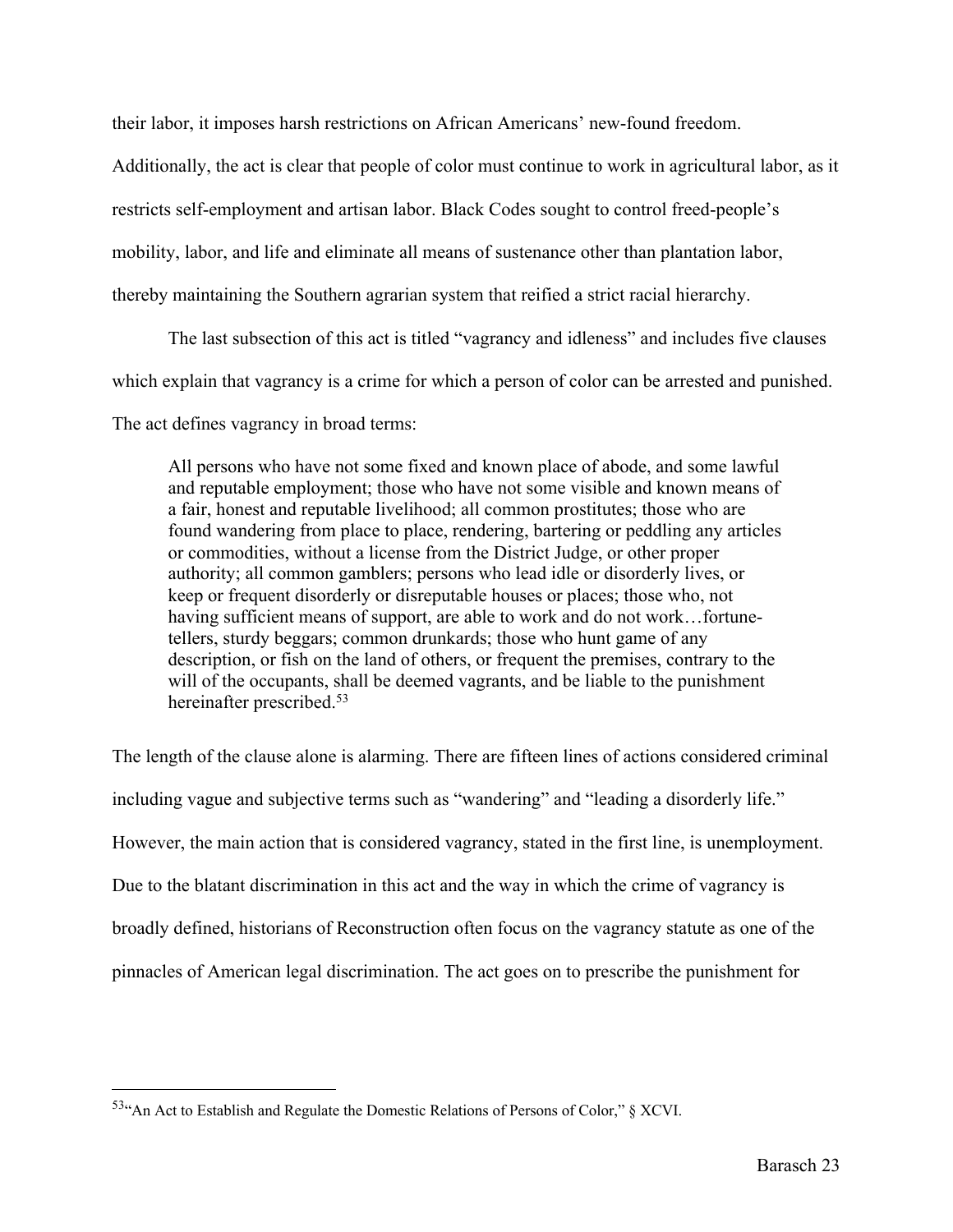their labor, it imposes harsh restrictions on African Americans' new-found freedom. Additionally, the act is clear that people of color must continue to work in agricultural labor, as it restricts self-employment and artisan labor. Black Codes sought to control freed-people's mobility, labor, and life and eliminate all means of sustenance other than plantation labor, thereby maintaining the Southern agrarian system that reified a strict racial hierarchy.

The last subsection of this act is titled "vagrancy and idleness" and includes five clauses which explain that vagrancy is a crime for which a person of color can be arrested and punished. The act defines vagrancy in broad terms:

> All persons who have not some fixed and known place of abode, and some lawful and reputable employment; those who have not some visible and known means of a fair, honest and reputable livelihood; all common prostitutes; those who are found wandering from place to place, rendering, bartering or peddling any articles or commodities, without a license from the District Judge, or other proper authority; all common gamblers; persons who lead idle or disorderly lives, or keep or frequent disorderly or disreputable houses or places; those who, not having sufficient means of support, are able to work and do not work…fortune-tellers, sturdy beggars; common drunkards; those who hunt game of any description, or fish on the land of others, or frequent the premises, contrary to the will of the occupants, shall be deemed vagrants, and be liable to the punishment hereinafter prescribed.[53]

The length of the clause alone is alarming. There are fifteen lines of actions considered criminal including vague and subjective terms such as "wandering" and "leading a disorderly life." However, the main action that is considered vagrancy, stated in the first line, is unemployment. Due to the blatant discrimination in this act and the way in which the crime of vagrancy is broadly defined, historians of Reconstruction often focus on the vagrancy statute as one of the pinnacles of American legal discrimination. The act goes on to prescribe the punishment for

---

[53] "An Act to Establish and Regulate the Domestic Relations of Persons of Color," § XCVI.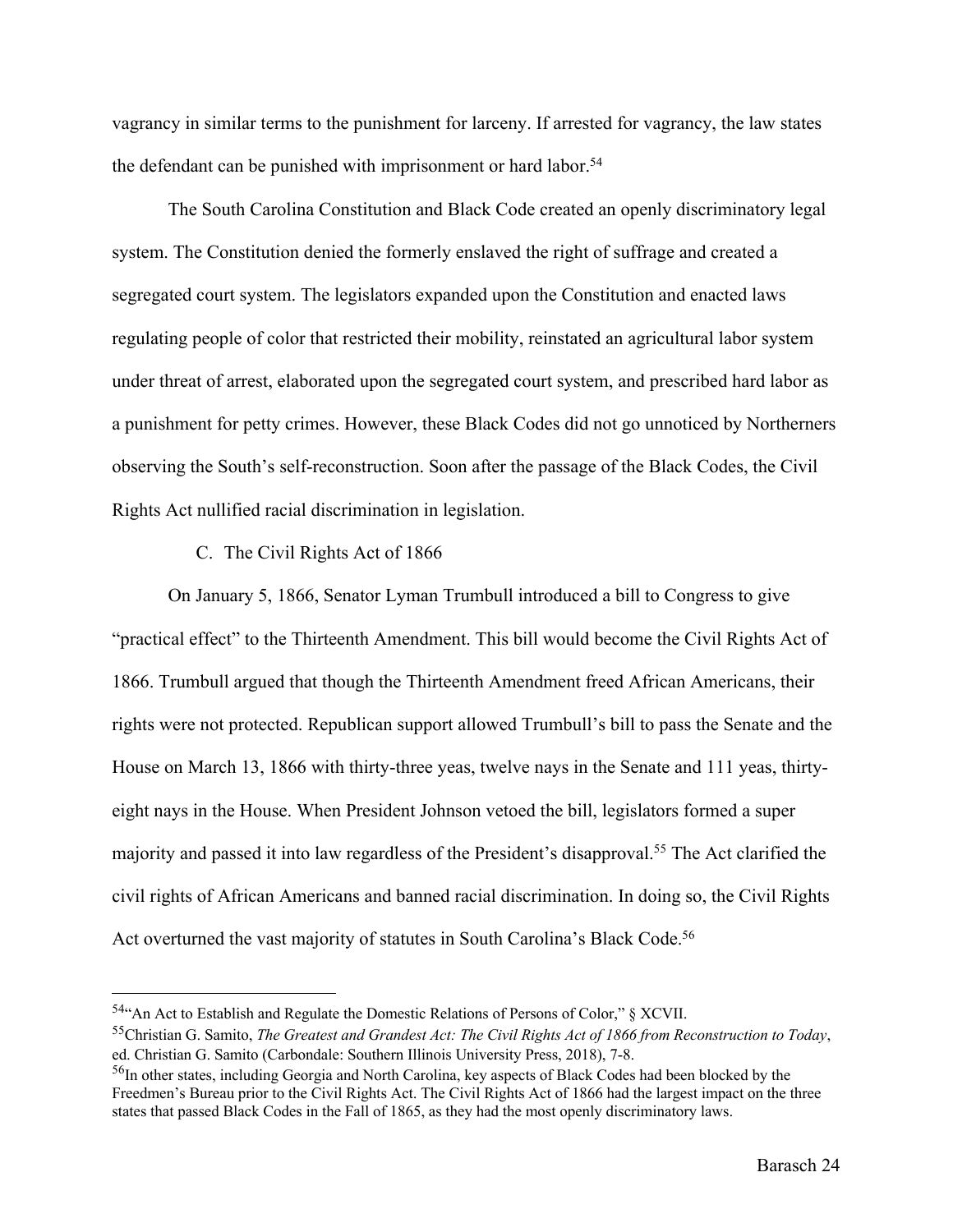vagrancy in similar terms to the punishment for larceny. If arrested for vagrancy, the law states the defendant can be punished with imprisonment or hard labor.[54]

The South Carolina Constitution and Black Code created an openly discriminatory legal system. The Constitution denied the formerly enslaved the right of suffrage and created a segregated court system. The legislators expanded upon the Constitution and enacted laws regulating people of color that restricted their mobility, reinstated an agricultural labor system under threat of arrest, elaborated upon the segregated court system, and prescribed hard labor as a punishment for petty crimes. However, these Black Codes did not go unnoticed by Northerners observing the South's self-reconstruction. Soon after the passage of the Black Codes, the Civil Rights Act nullified racial discrimination in legislation.

### C. The Civil Rights Act of 1866

On January 5, 1866, Senator Lyman Trumbull introduced a bill to Congress to give "practical effect" to the Thirteenth Amendment. This bill would become the Civil Rights Act of 1866. Trumbull argued that though the Thirteenth Amendment freed African Americans, their rights were not protected. Republican support allowed Trumbull's bill to pass the Senate and the House on March 13, 1866 with thirty-three yeas, twelve nays in the Senate and 111 yeas, thirty-eight nays in the House. When President Johnson vetoed the bill, legislators formed a super majority and passed it into law regardless of the President's disapproval.[55] The Act clarified the civil rights of African Americans and banned racial discrimination. In doing so, the Civil Rights Act overturned the vast majority of statutes in South Carolina's Black Code.[56]

---

[54] "An Act to Establish and Regulate the Domestic Relations of Persons of Color," § XCVII.

[55] Christian G. Samito, *The Greatest and Grandest Act: The Civil Rights Act of 1866 from Reconstruction to Today*, ed. Christian G. Samito (Carbondale: Southern Illinois University Press, 2018), 7-8.

[56] In other states, including Georgia and North Carolina, key aspects of Black Codes had been blocked by the Freedmen's Bureau prior to the Civil Rights Act. The Civil Rights Act of 1866 had the largest impact on the three states that passed Black Codes in the Fall of 1865, as they had the most openly discriminatory laws.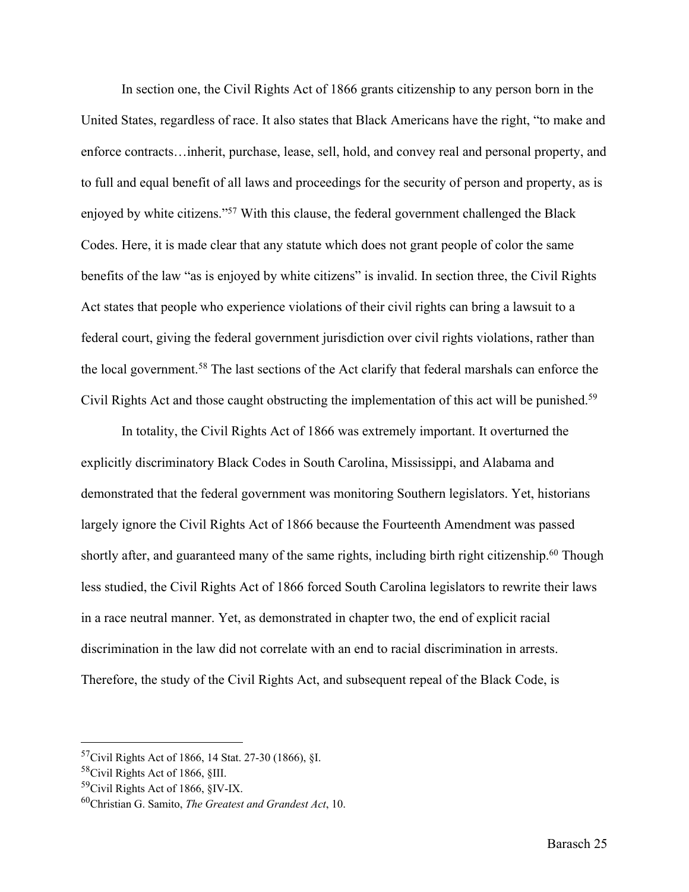In section one, the Civil Rights Act of 1866 grants citizenship to any person born in the United States, regardless of race. It also states that Black Americans have the right, "to make and enforce contracts…inherit, purchase, lease, sell, hold, and convey real and personal property, and to full and equal benefit of all laws and proceedings for the security of person and property, as is enjoyed by white citizens."[57] With this clause, the federal government challenged the Black Codes. Here, it is made clear that any statute which does not grant people of color the same benefits of the law "as is enjoyed by white citizens" is invalid. In section three, the Civil Rights Act states that people who experience violations of their civil rights can bring a lawsuit to a federal court, giving the federal government jurisdiction over civil rights violations, rather than the local government.[58] The last sections of the Act clarify that federal marshals can enforce the Civil Rights Act and those caught obstructing the implementation of this act will be punished.[59]

In totality, the Civil Rights Act of 1866 was extremely important. It overturned the explicitly discriminatory Black Codes in South Carolina, Mississippi, and Alabama and demonstrated that the federal government was monitoring Southern legislators. Yet, historians largely ignore the Civil Rights Act of 1866 because the Fourteenth Amendment was passed shortly after, and guaranteed many of the same rights, including birth right citizenship.[60] Though less studied, the Civil Rights Act of 1866 forced South Carolina legislators to rewrite their laws in a race neutral manner. Yet, as demonstrated in chapter two, the end of explicit racial discrimination in the law did not correlate with an end to racial discrimination in arrests. Therefore, the study of the Civil Rights Act, and subsequent repeal of the Black Code, is

---

[57] Civil Rights Act of 1866, 14 Stat. 27-30 (1866), §I.

[58] Civil Rights Act of 1866, §III.

[59] Civil Rights Act of 1866, §IV-IX.

[60] Christian G. Samito, *The Greatest and Grandest Act*, 10.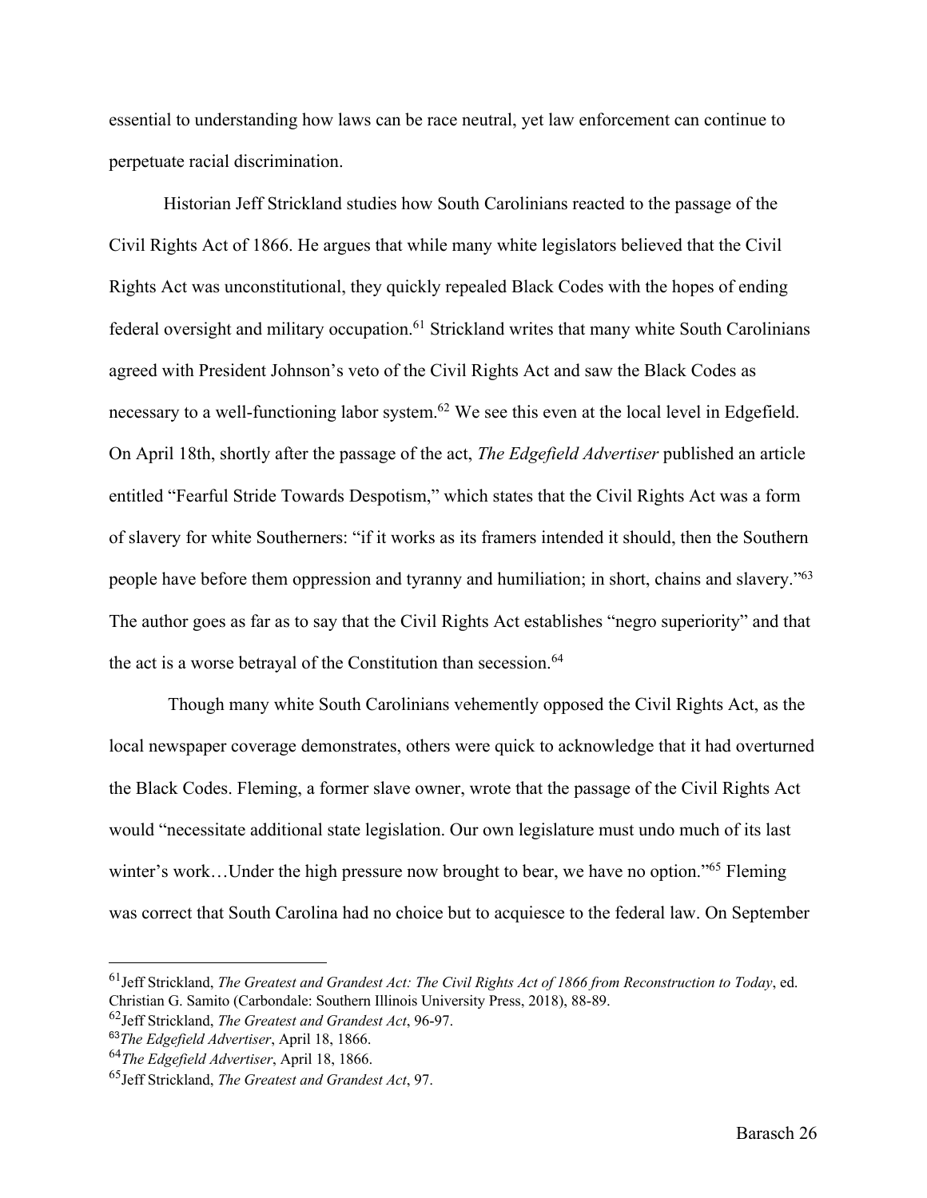essential to understanding how laws can be race neutral, yet law enforcement can continue to perpetuate racial discrimination.

Historian Jeff Strickland studies how South Carolinians reacted to the passage of the Civil Rights Act of 1866. He argues that while many white legislators believed that the Civil Rights Act was unconstitutional, they quickly repealed Black Codes with the hopes of ending federal oversight and military occupation.[61] Strickland writes that many white South Carolinians agreed with President Johnson's veto of the Civil Rights Act and saw the Black Codes as necessary to a well-functioning labor system.[62] We see this even at the local level in Edgefield. On April 18th, shortly after the passage of the act, *The Edgefield Advertiser* published an article entitled "Fearful Stride Towards Despotism," which states that the Civil Rights Act was a form of slavery for white Southerners: "if it works as its framers intended it should, then the Southern people have before them oppression and tyranny and humiliation; in short, chains and slavery."[63] The author goes as far as to say that the Civil Rights Act establishes "negro superiority" and that the act is a worse betrayal of the Constitution than secession.[64]

Though many white South Carolinians vehemently opposed the Civil Rights Act, as the local newspaper coverage demonstrates, others were quick to acknowledge that it had overturned the Black Codes. Fleming, a former slave owner, wrote that the passage of the Civil Rights Act would "necessitate additional state legislation. Our own legislature must undo much of its last winter's work…Under the high pressure now brought to bear, we have no option."[65] Fleming was correct that South Carolina had no choice but to acquiesce to the federal law. On September

---

[61] Jeff Strickland, *The Greatest and Grandest Act: The Civil Rights Act of 1866 from Reconstruction to Today*, ed. Christian G. Samito (Carbondale: Southern Illinois University Press, 2018), 88-89.

[62] Jeff Strickland, *The Greatest and Grandest Act*, 96-97.

[63] *The Edgefield Advertiser*, April 18, 1866.

[64] *The Edgefield Advertiser*, April 18, 1866.

[65] Jeff Strickland, *The Greatest and Grandest Act*, 97.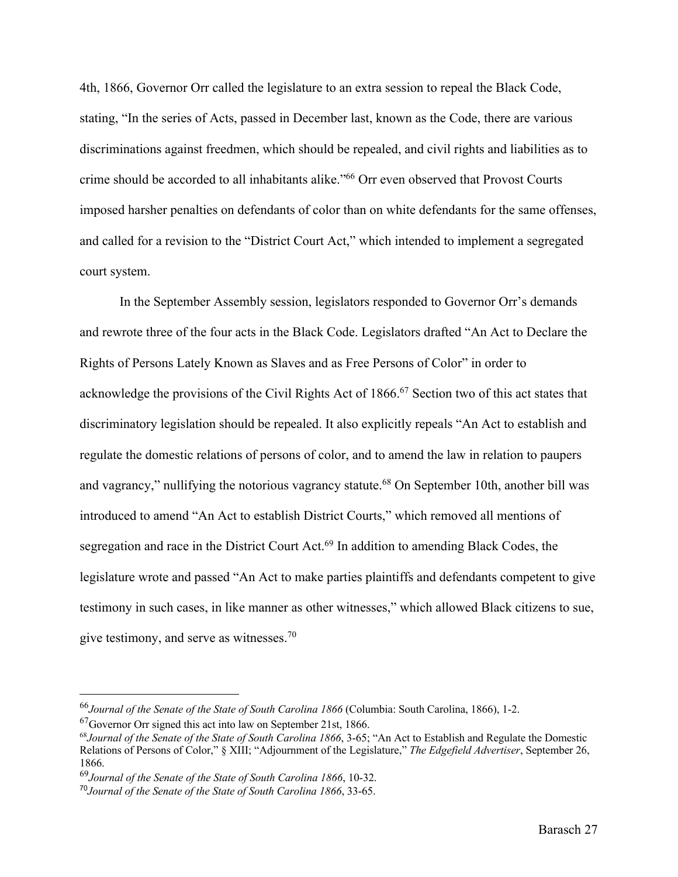4th, 1866, Governor Orr called the legislature to an extra session to repeal the Black Code, stating, "In the series of Acts, passed in December last, known as the Code, there are various discriminations against freedmen, which should be repealed, and civil rights and liabilities as to crime should be accorded to all inhabitants alike."[66] Orr even observed that Provost Courts imposed harsher penalties on defendants of color than on white defendants for the same offenses, and called for a revision to the "District Court Act," which intended to implement a segregated court system.

In the September Assembly session, legislators responded to Governor Orr's demands and rewrote three of the four acts in the Black Code. Legislators drafted "An Act to Declare the Rights of Persons Lately Known as Slaves and as Free Persons of Color" in order to acknowledge the provisions of the Civil Rights Act of 1866.[67] Section two of this act states that discriminatory legislation should be repealed. It also explicitly repeals "An Act to establish and regulate the domestic relations of persons of color, and to amend the law in relation to paupers and vagrancy," nullifying the notorious vagrancy statute.[68] On September 10th, another bill was introduced to amend "An Act to establish District Courts," which removed all mentions of segregation and race in the District Court Act.[69] In addition to amending Black Codes, the legislature wrote and passed "An Act to make parties plaintiffs and defendants competent to give testimony in such cases, in like manner as other witnesses," which allowed Black citizens to sue, give testimony, and serve as witnesses.[70]

---

[66] *Journal of the Senate of the State of South Carolina 1866* (Columbia: South Carolina, 1866), 1-2.

[67] Governor Orr signed this act into law on September 21st, 1866.

[68] *Journal of the Senate of the State of South Carolina 1866*, 3-65; "An Act to Establish and Regulate the Domestic Relations of Persons of Color," § XIII; "Adjournment of the Legislature," *The Edgefield Advertiser*, September 26, 1866.

[69] *Journal of the Senate of the State of South Carolina 1866*, 10-32.

[70] *Journal of the Senate of the State of South Carolina 1866*, 33-65.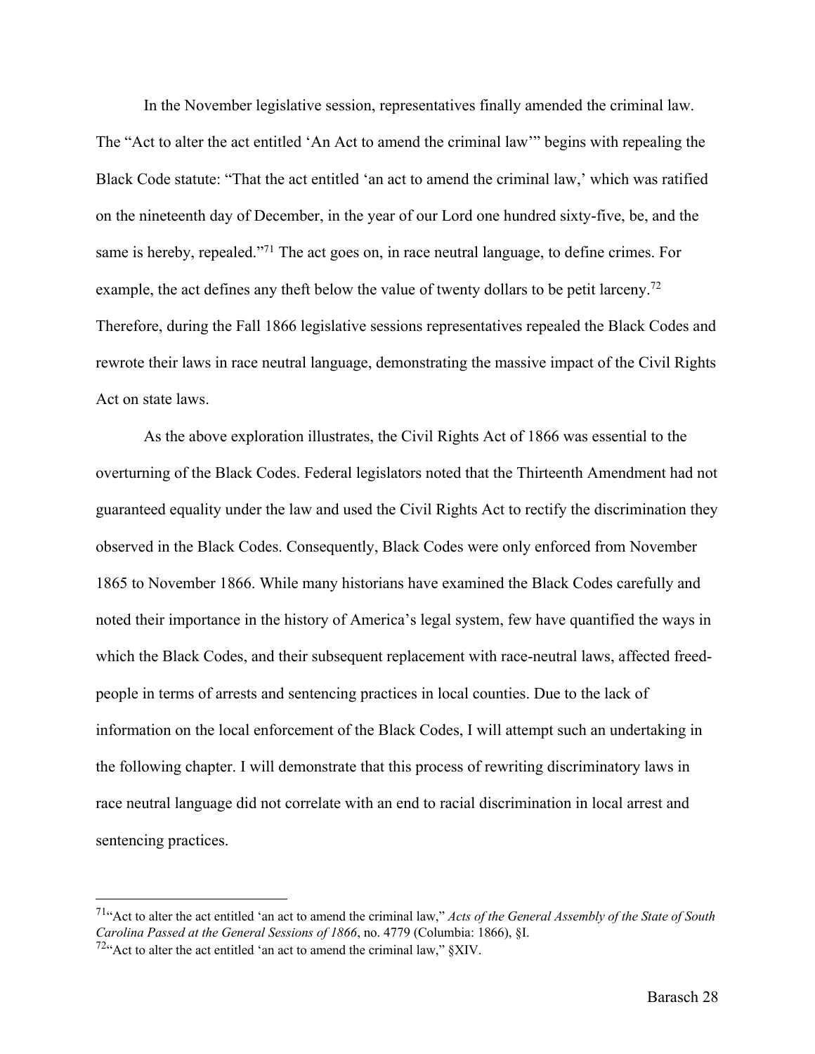In the November legislative session, representatives finally amended the criminal law. The "Act to alter the act entitled 'An Act to amend the criminal law'" begins with repealing the Black Code statute: "That the act entitled 'an act to amend the criminal law,' which was ratified on the nineteenth day of December, in the year of our Lord one hundred sixty-five, be, and the same is hereby, repealed."[71] The act goes on, in race neutral language, to define crimes. For example, the act defines any theft below the value of twenty dollars to be petit larceny.[72] Therefore, during the Fall 1866 legislative sessions representatives repealed the Black Codes and rewrote their laws in race neutral language, demonstrating the massive impact of the Civil Rights Act on state laws.

As the above exploration illustrates, the Civil Rights Act of 1866 was essential to the overturning of the Black Codes. Federal legislators noted that the Thirteenth Amendment had not guaranteed equality under the law and used the Civil Rights Act to rectify the discrimination they observed in the Black Codes. Consequently, Black Codes were only enforced from November 1865 to November 1866. While many historians have examined the Black Codes carefully and noted their importance in the history of America's legal system, few have quantified the ways in which the Black Codes, and their subsequent replacement with race-neutral laws, affected freed-people in terms of arrests and sentencing practices in local counties. Due to the lack of information on the local enforcement of the Black Codes, I will attempt such an undertaking in the following chapter. I will demonstrate that this process of rewriting discriminatory laws in race neutral language did not correlate with an end to racial discrimination in local arrest and sentencing practices.

---

[71] "Act to alter the act entitled 'an act to amend the criminal law,'" *Acts of the General Assembly of the State of South Carolina Passed at the General Sessions of 1866*, no. 4779 (Columbia: 1866), §I.

[72] "Act to alter the act entitled 'an act to amend the criminal law,'" §XIV.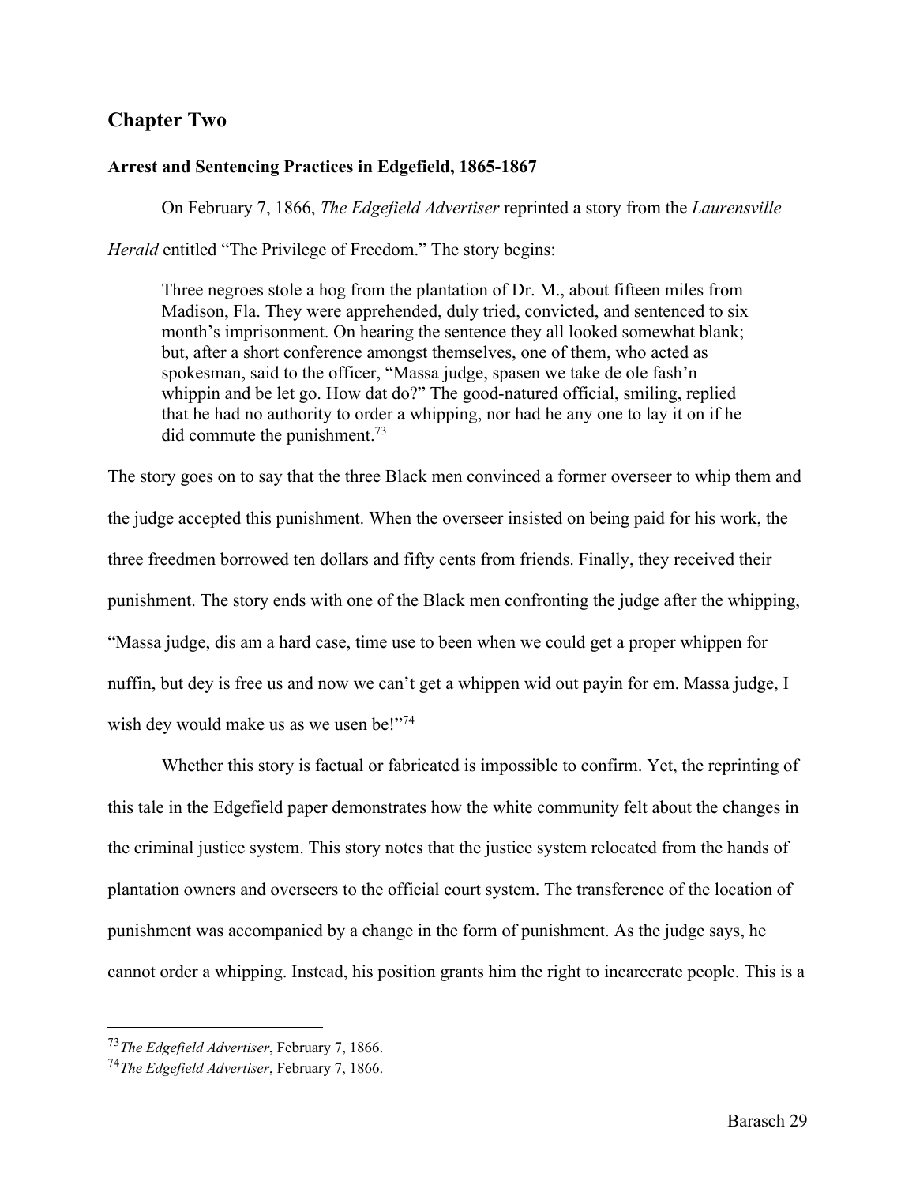## Chapter Two

### Arrest and Sentencing Practices in Edgefield, 1865-1867

On February 7, 1866, *The Edgefield Advertiser* reprinted a story from the *Laurensville Herald* entitled "The Privilege of Freedom." The story begins:

> Three negroes stole a hog from the plantation of Dr. M., about fifteen miles from Madison, Fla. They were apprehended, duly tried, convicted, and sentenced to six month's imprisonment. On hearing the sentence they all looked somewhat blank; but, after a short conference amongst themselves, one of them, who acted as spokesman, said to the officer, "Massa judge, spasen we take de ole fash'n whippin and be let go. How dat do?" The good-natured official, smiling, replied that he had no authority to order a whipping, nor had he any one to lay it on if he did commute the punishment.[73]

The story goes on to say that the three Black men convinced a former overseer to whip them and the judge accepted this punishment. When the overseer insisted on being paid for his work, the three freedmen borrowed ten dollars and fifty cents from friends. Finally, they received their punishment. The story ends with one of the Black men confronting the judge after the whipping, "Massa judge, dis am a hard case, time use to been when we could get a proper whippen for nuffin, but dey is free us and now we can't get a whippen wid out payin for em. Massa judge, I wish dey would make us as we usen be!"[74]

Whether this story is factual or fabricated is impossible to confirm. Yet, the reprinting of this tale in the Edgefield paper demonstrates how the white community felt about the changes in the criminal justice system. This story notes that the justice system relocated from the hands of plantation owners and overseers to the official court system. The transference of the location of punishment was accompanied by a change in the form of punishment. As the judge says, he cannot order a whipping. Instead, his position grants him the right to incarcerate people. This is a

---

[73] *The Edgefield Advertiser*, February 7, 1866.

[74] *The Edgefield Advertiser*, February 7, 1866.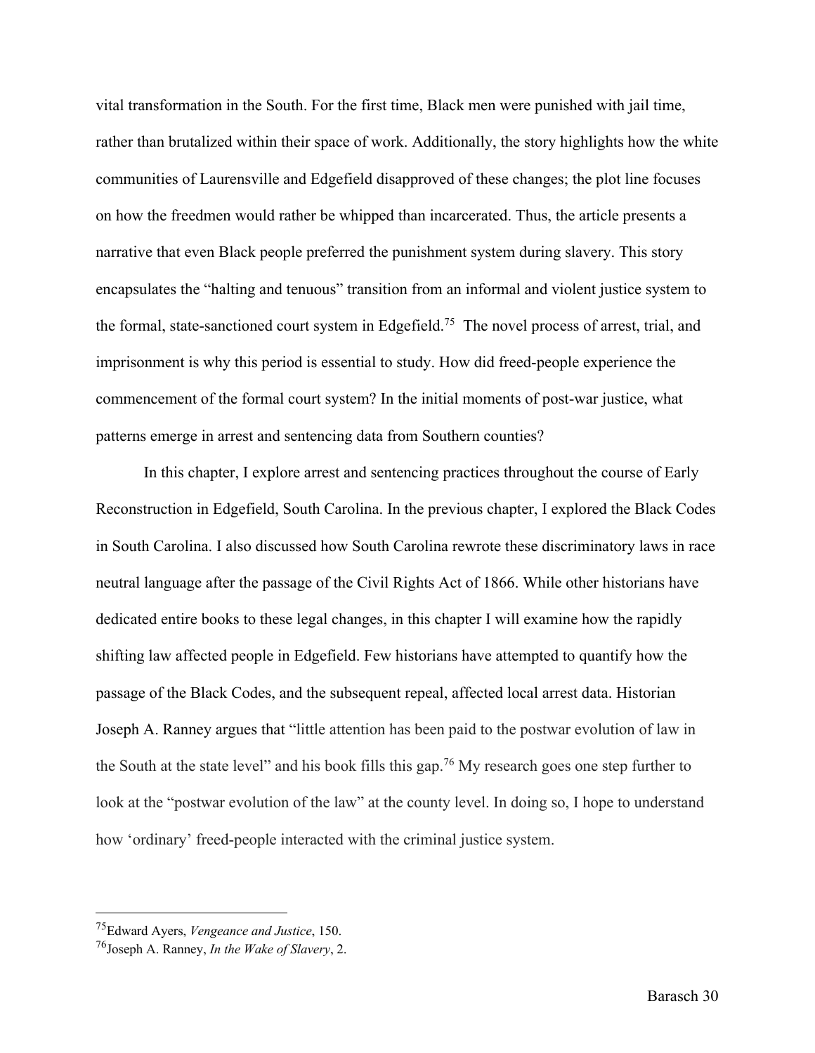vital transformation in the South. For the first time, Black men were punished with jail time, rather than brutalized within their space of work. Additionally, the story highlights how the white communities of Laurensville and Edgefield disapproved of these changes; the plot line focuses on how the freedmen would rather be whipped than incarcerated. Thus, the article presents a narrative that even Black people preferred the punishment system during slavery. This story encapsulates the "halting and tenuous" transition from an informal and violent justice system to the formal, state-sanctioned court system in Edgefield.[75] The novel process of arrest, trial, and imprisonment is why this period is essential to study. How did freed-people experience the commencement of the formal court system? In the initial moments of post-war justice, what patterns emerge in arrest and sentencing data from Southern counties?

In this chapter, I explore arrest and sentencing practices throughout the course of Early Reconstruction in Edgefield, South Carolina. In the previous chapter, I explored the Black Codes in South Carolina. I also discussed how South Carolina rewrote these discriminatory laws in race neutral language after the passage of the Civil Rights Act of 1866. While other historians have dedicated entire books to these legal changes, in this chapter I will examine how the rapidly shifting law affected people in Edgefield. Few historians have attempted to quantify how the passage of the Black Codes, and the subsequent repeal, affected local arrest data. Historian Joseph A. Ranney argues that "little attention has been paid to the postwar evolution of law in the South at the state level" and his book fills this gap.[76] My research goes one step further to look at the "postwar evolution of the law" at the county level. In doing so, I hope to understand how 'ordinary' freed-people interacted with the criminal justice system.

---

[75] Edward Ayers, *Vengeance and Justice*, 150.

[76] Joseph A. Ranney, *In the Wake of Slavery*, 2.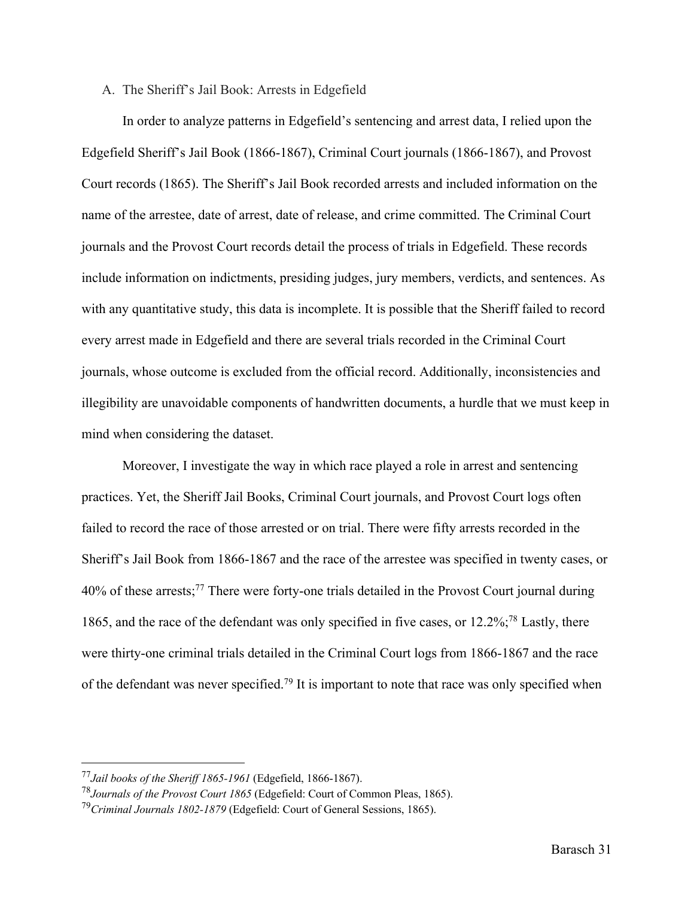A. The Sheriff's Jail Book: Arrests in Edgefield

In order to analyze patterns in Edgefield's sentencing and arrest data, I relied upon the Edgefield Sheriff's Jail Book (1866-1867), Criminal Court journals (1866-1867), and Provost Court records (1865). The Sheriff's Jail Book recorded arrests and included information on the name of the arrestee, date of arrest, date of release, and crime committed. The Criminal Court journals and the Provost Court records detail the process of trials in Edgefield. These records include information on indictments, presiding judges, jury members, verdicts, and sentences. As with any quantitative study, this data is incomplete. It is possible that the Sheriff failed to record every arrest made in Edgefield and there are several trials recorded in the Criminal Court journals, whose outcome is excluded from the official record. Additionally, inconsistencies and illegibility are unavoidable components of handwritten documents, a hurdle that we must keep in mind when considering the dataset.

Moreover, I investigate the way in which race played a role in arrest and sentencing practices. Yet, the Sheriff Jail Books, Criminal Court journals, and Provost Court logs often failed to record the race of those arrested or on trial. There were fifty arrests recorded in the Sheriff's Jail Book from 1866-1867 and the race of the arrestee was specified in twenty cases, or 40% of these arrests;[77] There were forty-one trials detailed in the Provost Court journal during 1865, and the race of the defendant was only specified in five cases, or 12.2%;[78] Lastly, there were thirty-one criminal trials detailed in the Criminal Court logs from 1866-1867 and the race of the defendant was never specified.[79] It is important to note that race was only specified when

---

[77] *Jail books of the Sheriff 1865-1961* (Edgefield, 1866-1867).

[78] *Journals of the Provost Court 1865* (Edgefield: Court of Common Pleas, 1865).

[79] *Criminal Journals 1802-1879* (Edgefield: Court of General Sessions, 1865).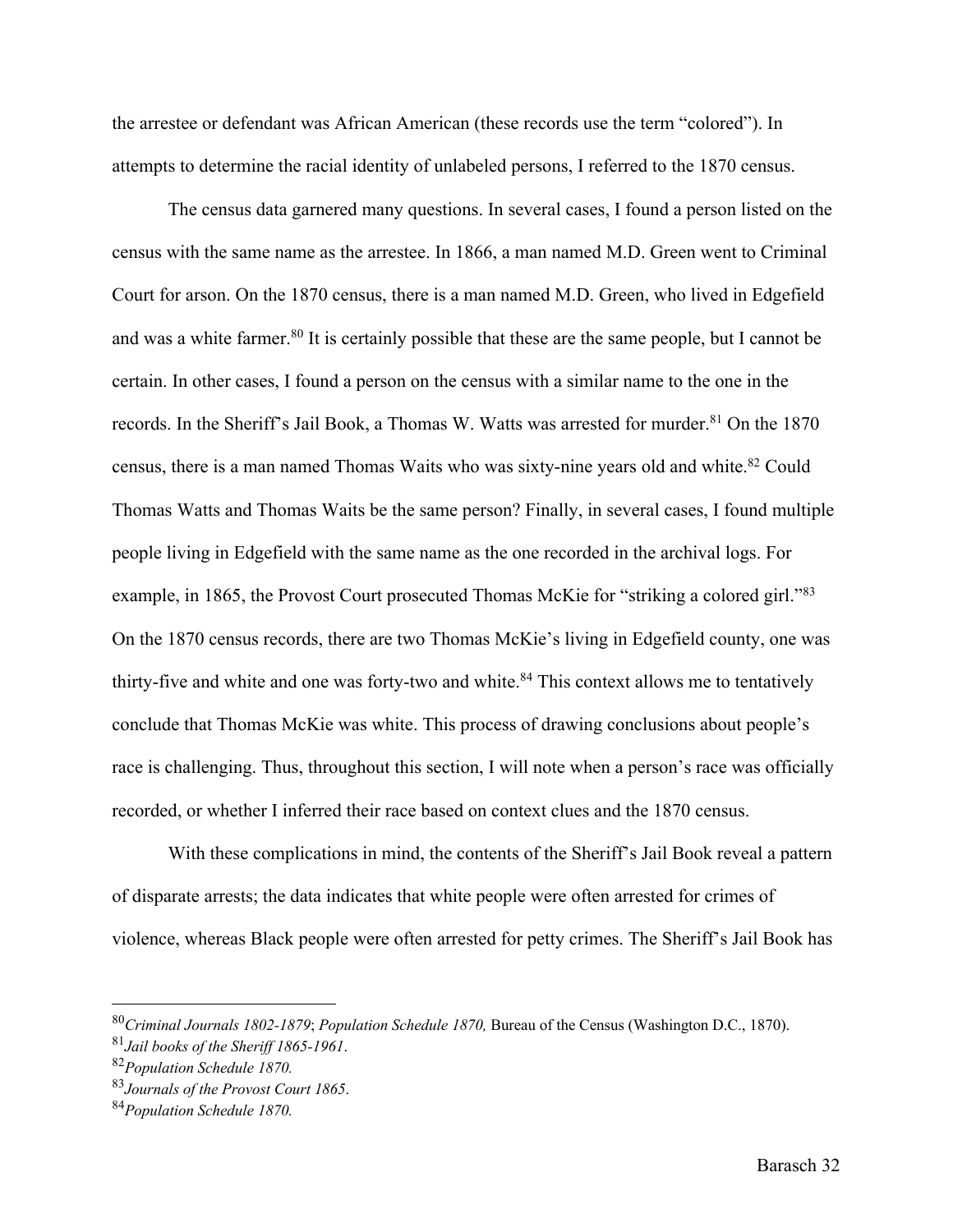the arrestee or defendant was African American (these records use the term "colored"). In attempts to determine the racial identity of unlabeled persons, I referred to the 1870 census.

The census data garnered many questions. In several cases, I found a person listed on the census with the same name as the arrestee. In 1866, a man named M.D. Green went to Criminal Court for arson. On the 1870 census, there is a man named M.D. Green, who lived in Edgefield and was a white farmer.[80] It is certainly possible that these are the same people, but I cannot be certain. In other cases, I found a person on the census with a similar name to the one in the records. In the Sheriff's Jail Book, a Thomas W. Watts was arrested for murder.[81] On the 1870 census, there is a man named Thomas Waits who was sixty-nine years old and white.[82] Could Thomas Watts and Thomas Waits be the same person? Finally, in several cases, I found multiple people living in Edgefield with the same name as the one recorded in the archival logs. For example, in 1865, the Provost Court prosecuted Thomas McKie for "striking a colored girl."[83] On the 1870 census records, there are two Thomas McKie's living in Edgefield county, one was thirty-five and white and one was forty-two and white.[84] This context allows me to tentatively conclude that Thomas McKie was white. This process of drawing conclusions about people's race is challenging. Thus, throughout this section, I will note when a person's race was officially recorded, or whether I inferred their race based on context clues and the 1870 census.

With these complications in mind, the contents of the Sheriff's Jail Book reveal a pattern of disparate arrests; the data indicates that white people were often arrested for crimes of violence, whereas Black people were often arrested for petty crimes. The Sheriff's Jail Book has

---

[80] *Criminal Journals 1802-1879*; *Population Schedule 1870,* Bureau of the Census (Washington D.C., 1870).

[81] *Jail books of the Sheriff 1865-1961*.

[82] *Population Schedule 1870.*

[83] *Journals of the Provost Court 1865*.

[84] *Population Schedule 1870.*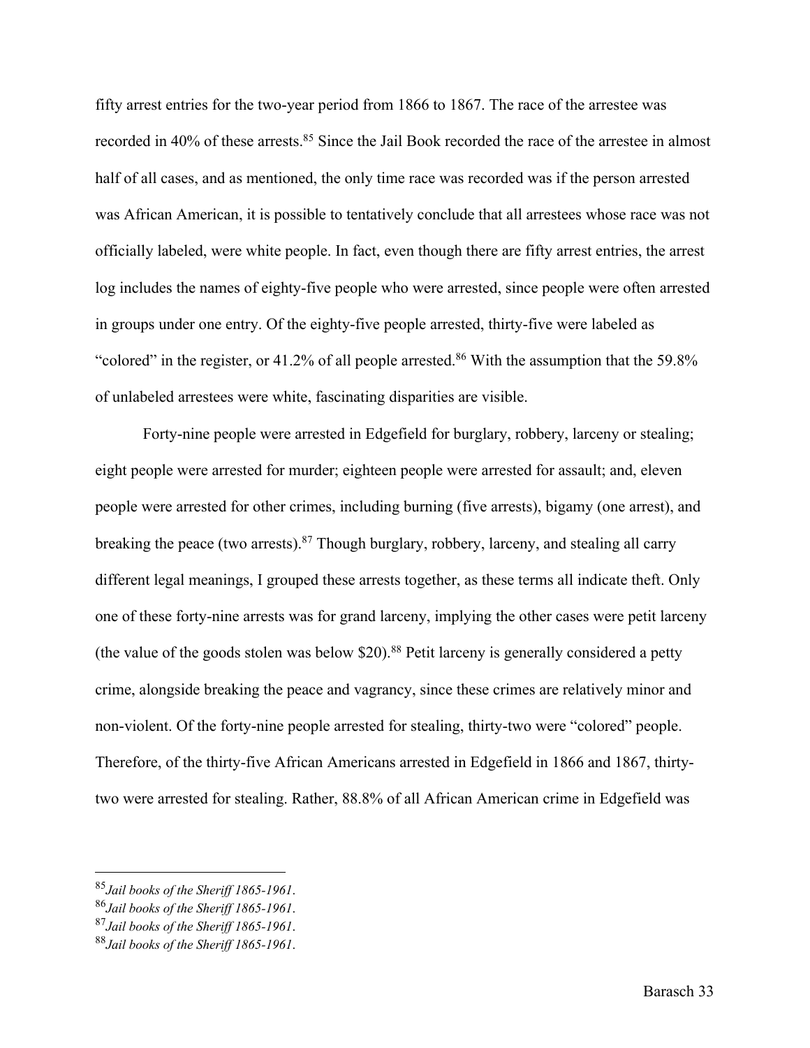fifty arrest entries for the two-year period from 1866 to 1867. The race of the arrestee was recorded in 40% of these arrests.[85] Since the Jail Book recorded the race of the arrestee in almost half of all cases, and as mentioned, the only time race was recorded was if the person arrested was African American, it is possible to tentatively conclude that all arrestees whose race was not officially labeled, were white people. In fact, even though there are fifty arrest entries, the arrest log includes the names of eighty-five people who were arrested, since people were often arrested in groups under one entry. Of the eighty-five people arrested, thirty-five were labeled as "colored" in the register, or 41.2% of all people arrested.[86] With the assumption that the 59.8% of unlabeled arrestees were white, fascinating disparities are visible.

Forty-nine people were arrested in Edgefield for burglary, robbery, larceny or stealing; eight people were arrested for murder; eighteen people were arrested for assault; and, eleven people were arrested for other crimes, including burning (five arrests), bigamy (one arrest), and breaking the peace (two arrests).[87] Though burglary, robbery, larceny, and stealing all carry different legal meanings, I grouped these arrests together, as these terms all indicate theft. Only one of these forty-nine arrests was for grand larceny, implying the other cases were petit larceny (the value of the goods stolen was below $20).[88] Petit larceny is generally considered a petty crime, alongside breaking the peace and vagrancy, since these crimes are relatively minor and non-violent. Of the forty-nine people arrested for stealing, thirty-two were "colored" people. Therefore, of the thirty-five African Americans arrested in Edgefield in 1866 and 1867, thirty-two were arrested for stealing. Rather, 88.8% of all African American crime in Edgefield was

---

[85] *Jail books of the Sheriff 1865-1961*.

[86] *Jail books of the Sheriff 1865-1961*.

[87] *Jail books of the Sheriff 1865-1961*.

[88] *Jail books of the Sheriff 1865-1961*.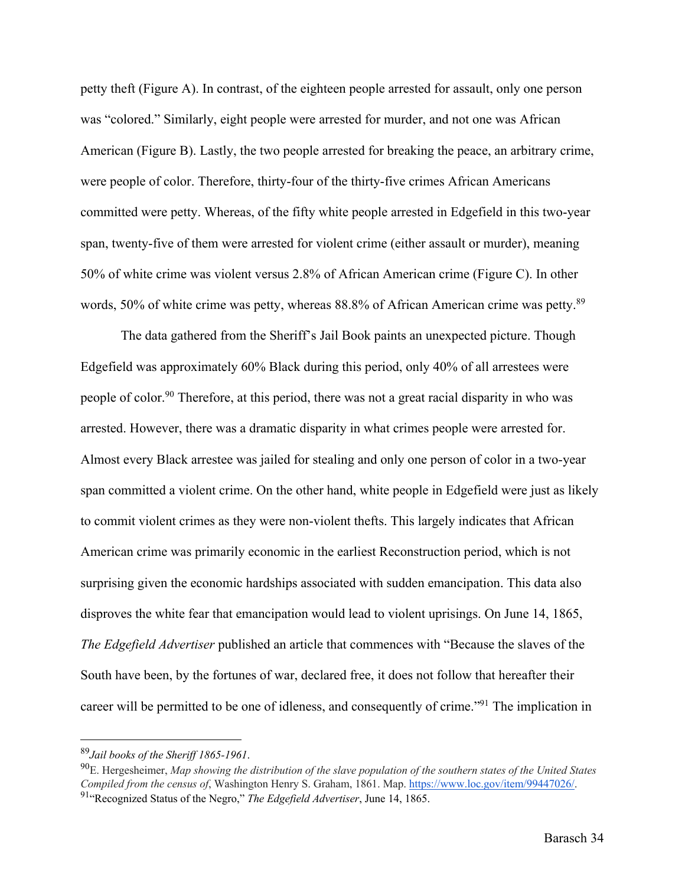petty theft (Figure A). In contrast, of the eighteen people arrested for assault, only one person was "colored." Similarly, eight people were arrested for murder, and not one was African American (Figure B). Lastly, the two people arrested for breaking the peace, an arbitrary crime, were people of color. Therefore, thirty-four of the thirty-five crimes African Americans committed were petty. Whereas, of the fifty white people arrested in Edgefield in this two-year span, twenty-five of them were arrested for violent crime (either assault or murder), meaning 50% of white crime was violent versus 2.8% of African American crime (Figure C). In other words, 50% of white crime was petty, whereas 88.8% of African American crime was petty.[89]

The data gathered from the Sheriff's Jail Book paints an unexpected picture. Though Edgefield was approximately 60% Black during this period, only 40% of all arrestees were people of color.[90] Therefore, at this period, there was not a great racial disparity in who was arrested. However, there was a dramatic disparity in what crimes people were arrested for. Almost every Black arrestee was jailed for stealing and only one person of color in a two-year span committed a violent crime. On the other hand, white people in Edgefield were just as likely to commit violent crimes as they were non-violent thefts. This largely indicates that African American crime was primarily economic in the earliest Reconstruction period, which is not surprising given the economic hardships associated with sudden emancipation. This data also disproves the white fear that emancipation would lead to violent uprisings. On June 14, 1865, *The Edgefield Advertiser* published an article that commences with "Because the slaves of the South have been, by the fortunes of war, declared free, it does not follow that hereafter their career will be permitted to be one of idleness, and consequently of crime."[91] The implication in

---

[89] *Jail books of the Sheriff 1865-1961*.

[90] E. Hergesheimer, *Map showing the distribution of the slave population of the southern states of the United States Compiled from the census of*, Washington Henry S. Graham, 1861. Map. https://www.loc.gov/item/99447026/.

[91] "Recognized Status of the Negro," *The Edgefield Advertiser*, June 14, 1865.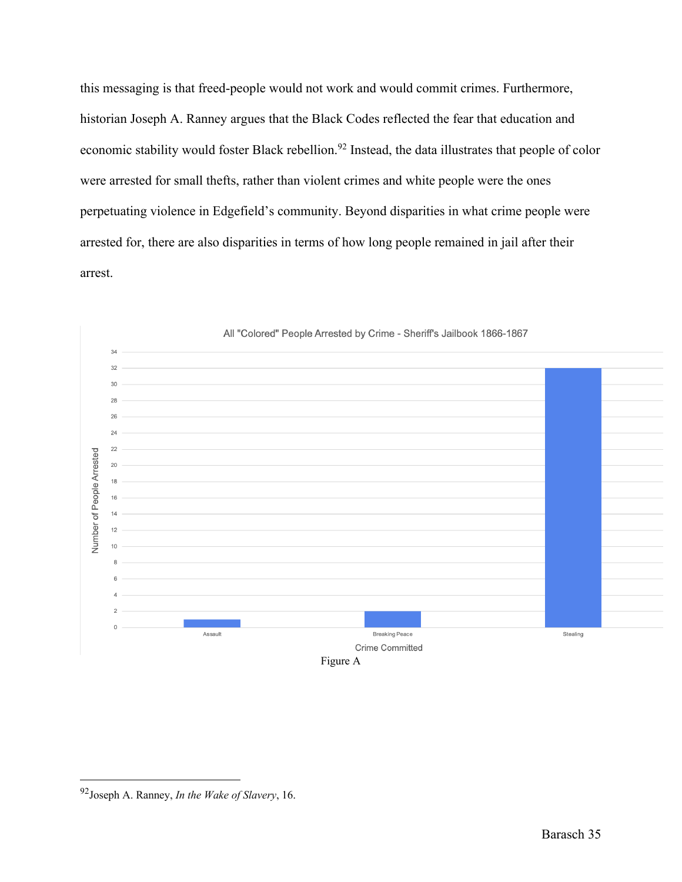this messaging is that freed-people would not work and would commit crimes. Furthermore, historian Joseph A. Ranney argues that the Black Codes reflected the fear that education and economic stability would foster Black rebellion.[92] Instead, the data illustrates that people of color were arrested for small thefts, rather than violent crimes and white people were the ones perpetuating violence in Edgefield's community. Beyond disparities in what crime people were arrested for, there are also disparities in terms of how long people remained in jail after their arrest.

All "Colored" People Arrested by Crime - Sheriff's Jailbook 1866-1867

| Crime Committed | Number of People Arrested |
|---|---|
| Assault | 1 |
| Breaking Peace | 2 |
| Stealing | 32 |

Figure A

[92]Joseph A. Ranney, *In the Wake of Slavery*, 16.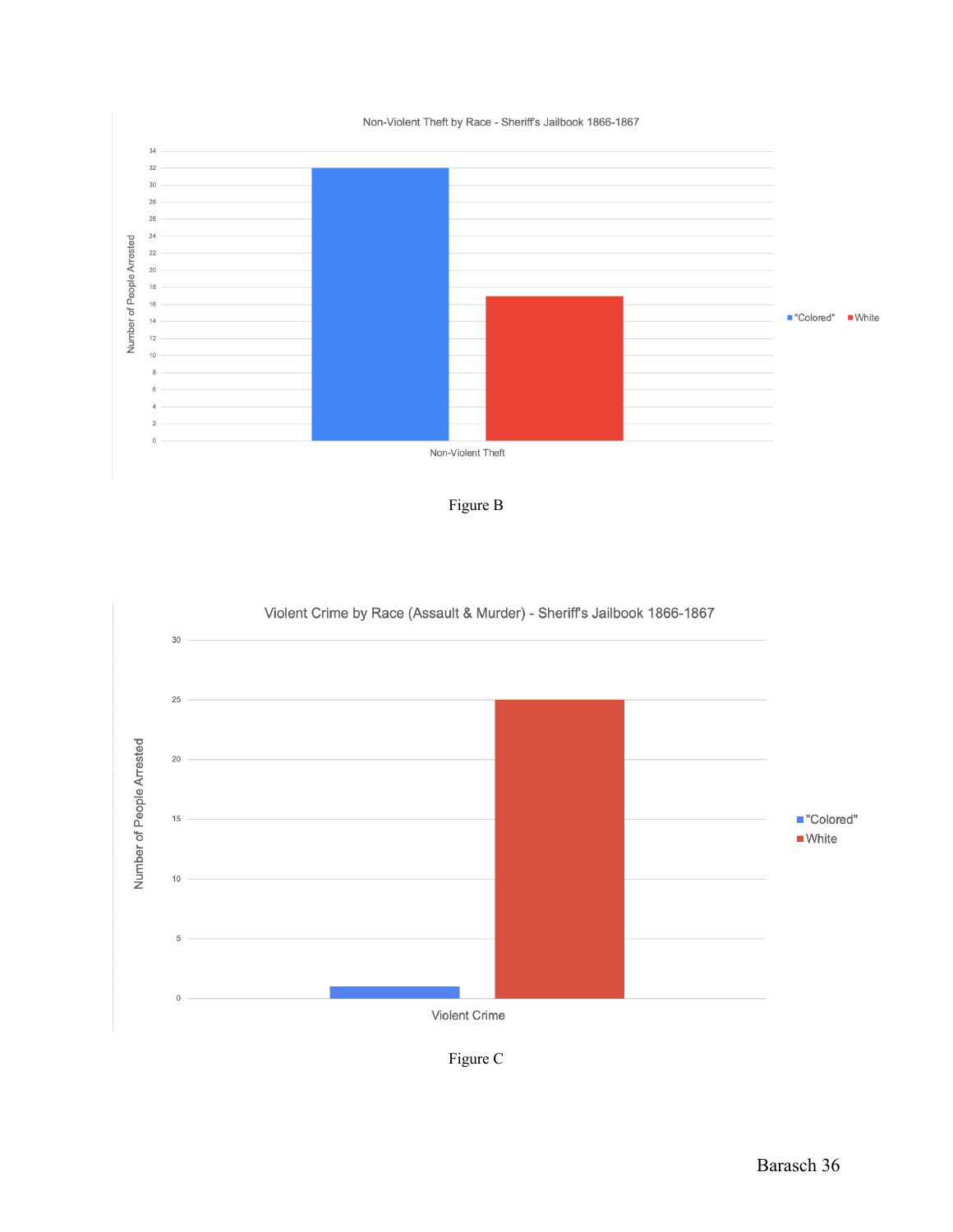Figure B

Figure C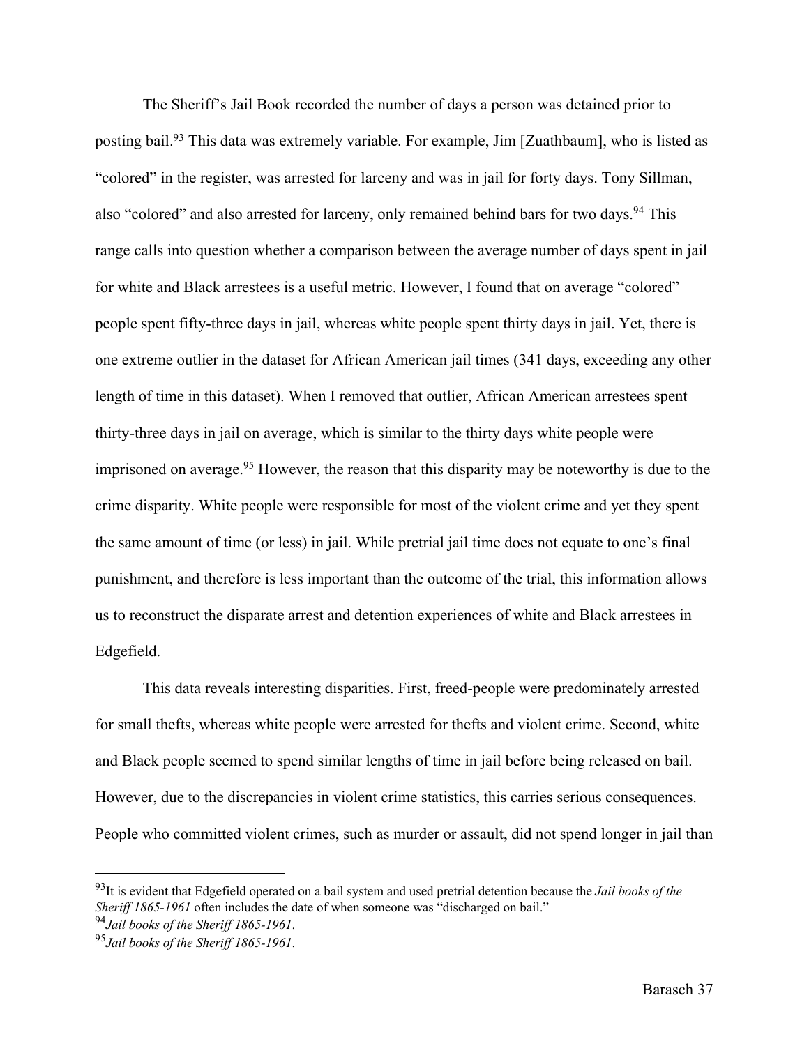The Sheriff's Jail Book recorded the number of days a person was detained prior to posting bail.[93] This data was extremely variable. For example, Jim [Zuathbaum], who is listed as "colored" in the register, was arrested for larceny and was in jail for forty days. Tony Sillman, also "colored" and also arrested for larceny, only remained behind bars for two days.[94] This range calls into question whether a comparison between the average number of days spent in jail for white and Black arrestees is a useful metric. However, I found that on average "colored" people spent fifty-three days in jail, whereas white people spent thirty days in jail. Yet, there is one extreme outlier in the dataset for African American jail times (341 days, exceeding any other length of time in this dataset). When I removed that outlier, African American arrestees spent thirty-three days in jail on average, which is similar to the thirty days white people were imprisoned on average.[95] However, the reason that this disparity may be noteworthy is due to the crime disparity. White people were responsible for most of the violent crime and yet they spent the same amount of time (or less) in jail. While pretrial jail time does not equate to one's final punishment, and therefore is less important than the outcome of the trial, this information allows us to reconstruct the disparate arrest and detention experiences of white and Black arrestees in Edgefield.

This data reveals interesting disparities. First, freed-people were predominately arrested for small thefts, whereas white people were arrested for thefts and violent crime. Second, white and Black people seemed to spend similar lengths of time in jail before being released on bail. However, due to the discrepancies in violent crime statistics, this carries serious consequences. People who committed violent crimes, such as murder or assault, did not spend longer in jail than

---

[93] It is evident that Edgefield operated on a bail system and used pretrial detention because the *Jail books of the Sheriff 1865-1961* often includes the date of when someone was "discharged on bail."

[94] *Jail books of the Sheriff 1865-1961*.

[95] *Jail books of the Sheriff 1865-1961*.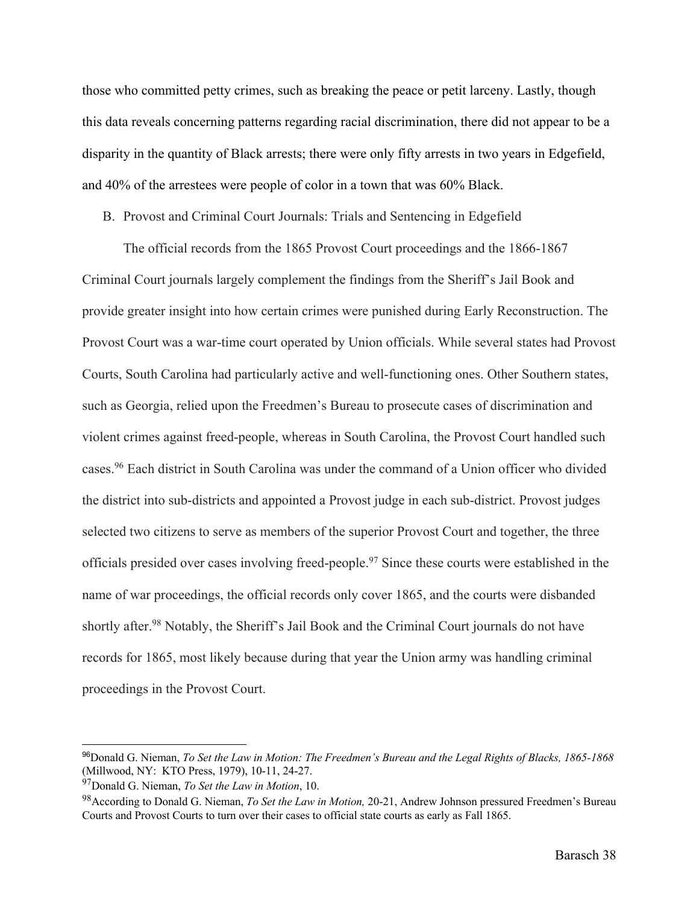those who committed petty crimes, such as breaking the peace or petit larceny. Lastly, though this data reveals concerning patterns regarding racial discrimination, there did not appear to be a disparity in the quantity of Black arrests; there were only fifty arrests in two years in Edgefield, and 40% of the arrestees were people of color in a town that was 60% Black.

### B. Provost and Criminal Court Journals: Trials and Sentencing in Edgefield

The official records from the 1865 Provost Court proceedings and the 1866-1867 Criminal Court journals largely complement the findings from the Sheriff's Jail Book and provide greater insight into how certain crimes were punished during Early Reconstruction. The Provost Court was a war-time court operated by Union officials. While several states had Provost Courts, South Carolina had particularly active and well-functioning ones. Other Southern states, such as Georgia, relied upon the Freedmen's Bureau to prosecute cases of discrimination and violent crimes against freed-people, whereas in South Carolina, the Provost Court handled such cases.[96] Each district in South Carolina was under the command of a Union officer who divided the district into sub-districts and appointed a Provost judge in each sub-district. Provost judges selected two citizens to serve as members of the superior Provost Court and together, the three officials presided over cases involving freed-people.[97] Since these courts were established in the name of war proceedings, the official records only cover 1865, and the courts were disbanded shortly after.[98] Notably, the Sheriff's Jail Book and the Criminal Court journals do not have records for 1865, most likely because during that year the Union army was handling criminal proceedings in the Provost Court.

---

[96] Donald G. Nieman, *To Set the Law in Motion: The Freedmen's Bureau and the Legal Rights of Blacks, 1865-1868* (Millwood, NY: KTO Press, 1979), 10-11, 24-27.

[97] Donald G. Nieman, *To Set the Law in Motion*, 10.

[98] According to Donald G. Nieman, *To Set the Law in Motion,* 20-21, Andrew Johnson pressured Freedmen's Bureau Courts and Provost Courts to turn over their cases to official state courts as early as Fall 1865.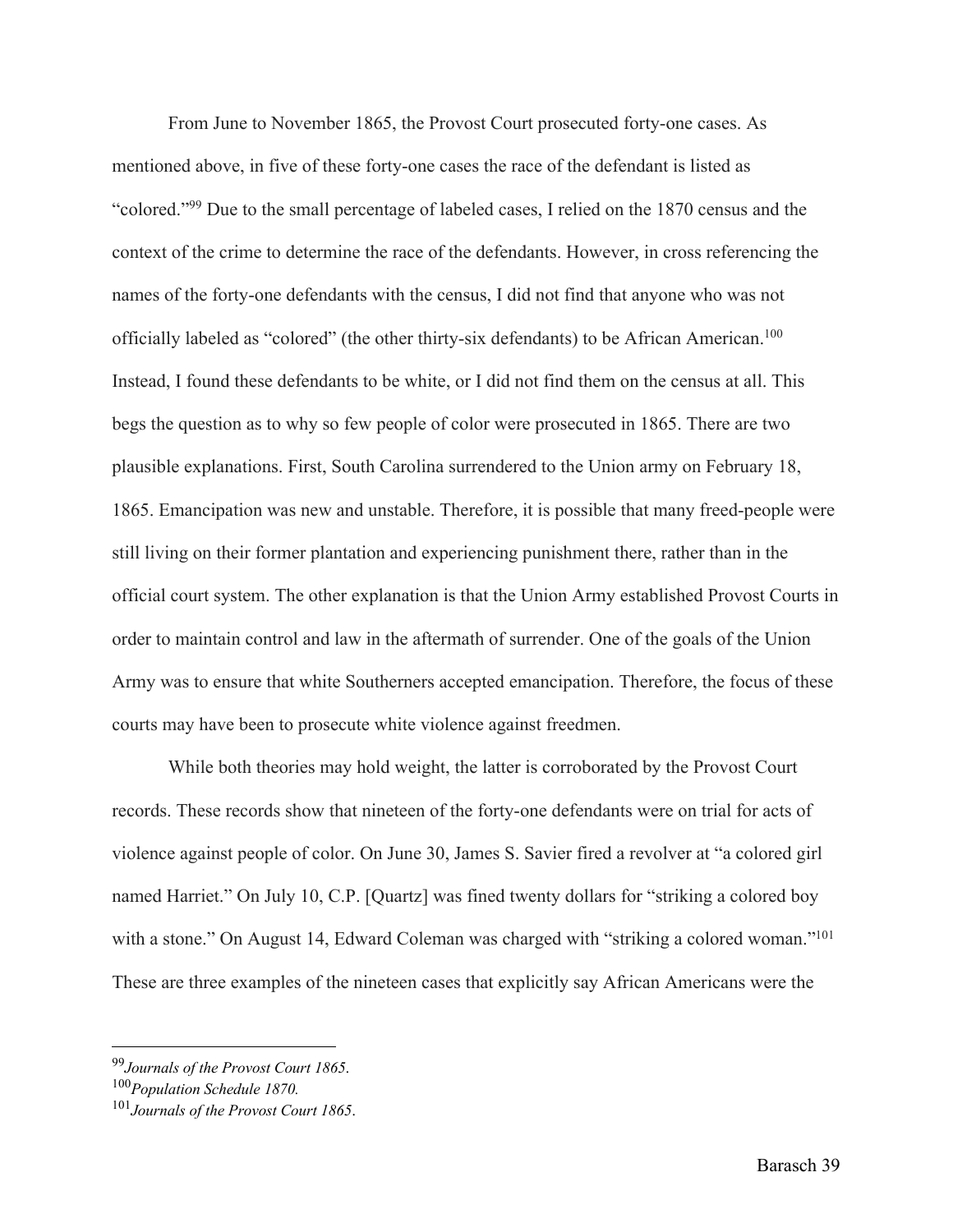From June to November 1865, the Provost Court prosecuted forty-one cases. As mentioned above, in five of these forty-one cases the race of the defendant is listed as "colored."[99] Due to the small percentage of labeled cases, I relied on the 1870 census and the context of the crime to determine the race of the defendants. However, in cross referencing the names of the forty-one defendants with the census, I did not find that anyone who was not officially labeled as "colored" (the other thirty-six defendants) to be African American.[100] Instead, I found these defendants to be white, or I did not find them on the census at all. This begs the question as to why so few people of color were prosecuted in 1865. There are two plausible explanations. First, South Carolina surrendered to the Union army on February 18, 1865. Emancipation was new and unstable. Therefore, it is possible that many freed-people were still living on their former plantation and experiencing punishment there, rather than in the official court system. The other explanation is that the Union Army established Provost Courts in order to maintain control and law in the aftermath of surrender. One of the goals of the Union Army was to ensure that white Southerners accepted emancipation. Therefore, the focus of these courts may have been to prosecute white violence against freedmen.

While both theories may hold weight, the latter is corroborated by the Provost Court records. These records show that nineteen of the forty-one defendants were on trial for acts of violence against people of color. On June 30, James S. Savier fired a revolver at "a colored girl named Harriet." On July 10, C.P. [Quartz] was fined twenty dollars for "striking a colored boy with a stone." On August 14, Edward Coleman was charged with "striking a colored woman."[101] These are three examples of the nineteen cases that explicitly say African Americans were the

---

[99] *Journals of the Provost Court 1865*.

[100] *Population Schedule 1870.*

[101] *Journals of the Provost Court 1865*.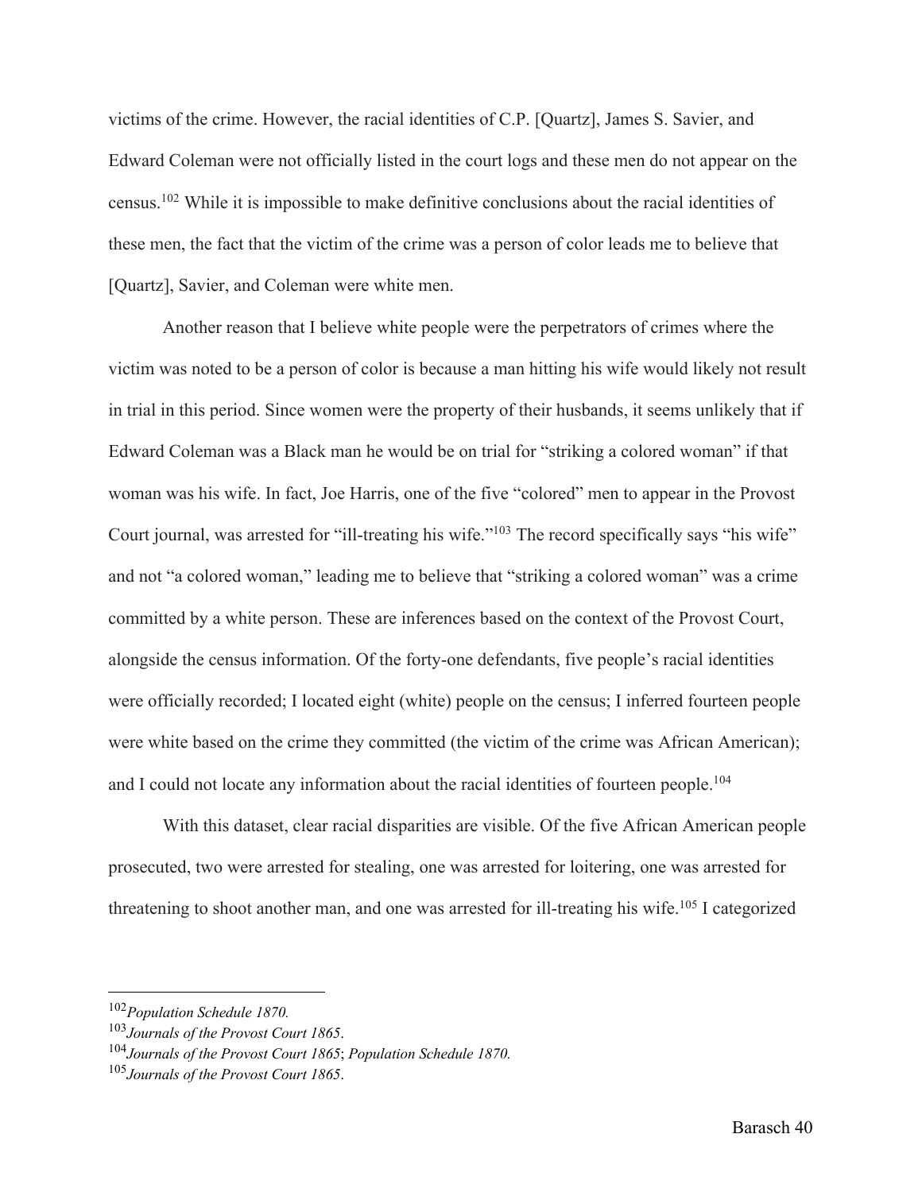victims of the crime. However, the racial identities of C.P. [Quartz], James S. Savier, and Edward Coleman were not officially listed in the court logs and these men do not appear on the census.[102] While it is impossible to make definitive conclusions about the racial identities of these men, the fact that the victim of the crime was a person of color leads me to believe that [Quartz], Savier, and Coleman were white men.

Another reason that I believe white people were the perpetrators of crimes where the victim was noted to be a person of color is because a man hitting his wife would likely not result in trial in this period. Since women were the property of their husbands, it seems unlikely that if Edward Coleman was a Black man he would be on trial for "striking a colored woman" if that woman was his wife. In fact, Joe Harris, one of the five "colored" men to appear in the Provost Court journal, was arrested for "ill-treating his wife."[103] The record specifically says "his wife" and not "a colored woman," leading me to believe that "striking a colored woman" was a crime committed by a white person. These are inferences based on the context of the Provost Court, alongside the census information. Of the forty-one defendants, five people's racial identities were officially recorded; I located eight (white) people on the census; I inferred fourteen people were white based on the crime they committed (the victim of the crime was African American); and I could not locate any information about the racial identities of fourteen people.[104]

With this dataset, clear racial disparities are visible. Of the five African American people prosecuted, two were arrested for stealing, one was arrested for loitering, one was arrested for threatening to shoot another man, and one was arrested for ill-treating his wife.[105] I categorized

---

[102] *Population Schedule 1870.*

[103] *Journals of the Provost Court 1865*.

[104] *Journals of the Provost Court 1865*; *Population Schedule 1870.*

[105] *Journals of the Provost Court 1865*.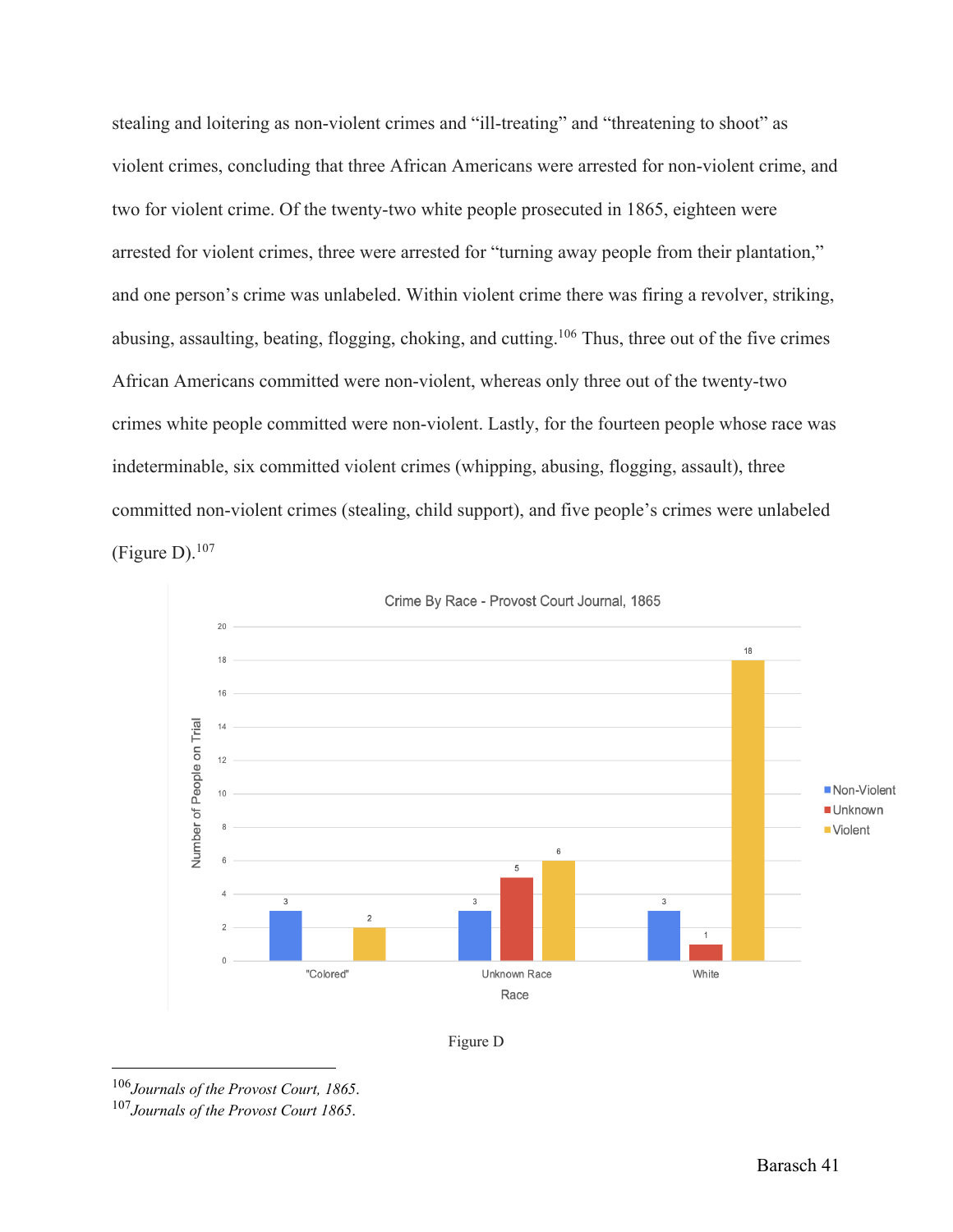stealing and loitering as non-violent crimes and "ill-treating" and "threatening to shoot" as violent crimes, concluding that three African Americans were arrested for non-violent crime, and two for violent crime. Of the twenty-two white people prosecuted in 1865, eighteen were arrested for violent crimes, three were arrested for "turning away people from their plantation," and one person's crime was unlabeled. Within violent crime there was firing a revolver, striking, abusing, assaulting, beating, flogging, choking, and cutting.[106] Thus, three out of the five crimes African Americans committed were non-violent, whereas only three out of the twenty-two crimes white people committed were non-violent. Lastly, for the fourteen people whose race was indeterminable, six committed violent crimes (whipping, abusing, flogging, assault), three committed non-violent crimes (stealing, child support), and five people's crimes were unlabeled (Figure D).[107]

**Crime By Race - Provost Court Journal, 1865**

| Race | Non-Violent | Unknown | Violent |
|---|---|---|---|
| "Colored" | 3 | | 2 |
| Unknown Race | 3 | 5 | 6 |
| White | 3 | 1 | 18 |

Figure D

[106] *Journals of the Provost Court, 1865*.

[107] *Journals of the Provost Court 1865*.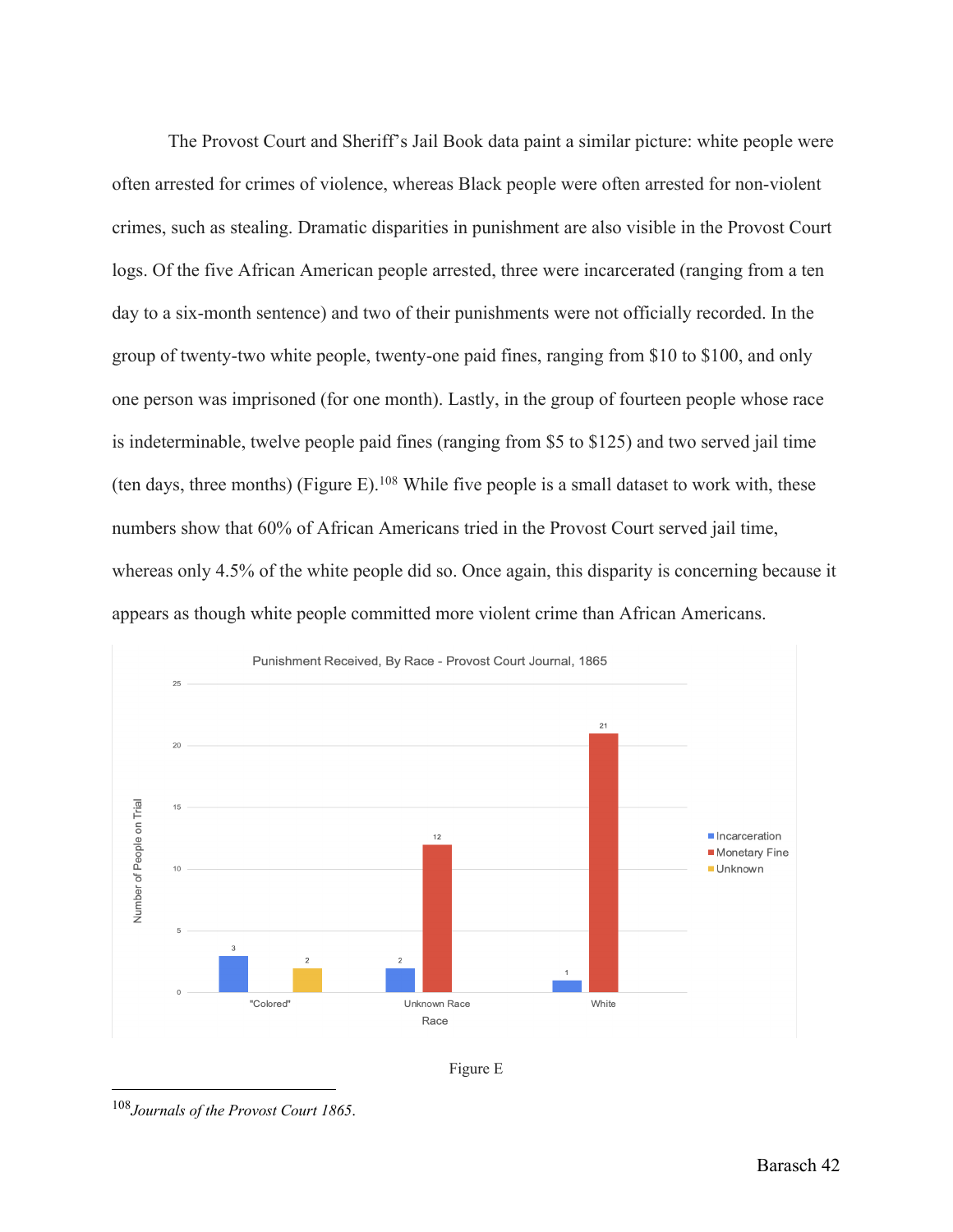The Provost Court and Sheriff's Jail Book data paint a similar picture: white people were often arrested for crimes of violence, whereas Black people were often arrested for non-violent crimes, such as stealing. Dramatic disparities in punishment are also visible in the Provost Court logs. Of the five African American people arrested, three were incarcerated (ranging from a ten day to a six-month sentence) and two of their punishments were not officially recorded. In the group of twenty-two white people, twenty-one paid fines, ranging from $10 to $100, and only one person was imprisoned (for one month). Lastly, in the group of fourteen people whose race is indeterminable, twelve people paid fines (ranging from $5 to $125) and two served jail time (ten days, three months) (Figure E).[108] While five people is a small dataset to work with, these numbers show that 60% of African Americans tried in the Provost Court served jail time, whereas only 4.5% of the white people did so. Once again, this disparity is concerning because it appears as though white people committed more violent crime than African Americans.

**Punishment Received, By Race - Provost Court Journal, 1865**

| Race | Incarceration | Monetary Fine | Unknown |
|---|---|---|---|
| "Colored" | 3 | | 2 |
| Unknown Race | 2 | 12 | |
| White | 1 | 21 | |

Figure E

---

[108] *Journals of the Provost Court 1865*.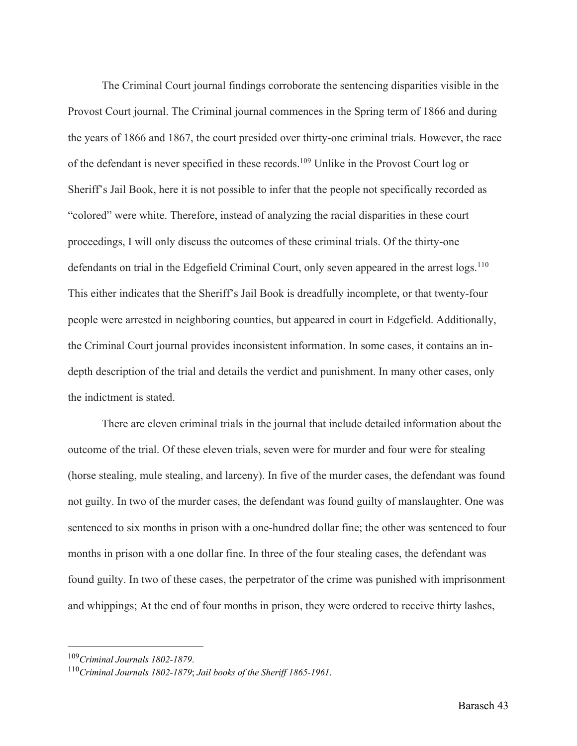The Criminal Court journal findings corroborate the sentencing disparities visible in the Provost Court journal. The Criminal journal commences in the Spring term of 1866 and during the years of 1866 and 1867, the court presided over thirty-one criminal trials. However, the race of the defendant is never specified in these records.[109] Unlike in the Provost Court log or Sheriff's Jail Book, here it is not possible to infer that the people not specifically recorded as "colored" were white. Therefore, instead of analyzing the racial disparities in these court proceedings, I will only discuss the outcomes of these criminal trials. Of the thirty-one defendants on trial in the Edgefield Criminal Court, only seven appeared in the arrest logs.[110] This either indicates that the Sheriff's Jail Book is dreadfully incomplete, or that twenty-four people were arrested in neighboring counties, but appeared in court in Edgefield. Additionally, the Criminal Court journal provides inconsistent information. In some cases, it contains an in-depth description of the trial and details the verdict and punishment. In many other cases, only the indictment is stated.

There are eleven criminal trials in the journal that include detailed information about the outcome of the trial. Of these eleven trials, seven were for murder and four were for stealing (horse stealing, mule stealing, and larceny). In five of the murder cases, the defendant was found not guilty. In two of the murder cases, the defendant was found guilty of manslaughter. One was sentenced to six months in prison with a one-hundred dollar fine; the other was sentenced to four months in prison with a one dollar fine. In three of the four stealing cases, the defendant was found guilty. In two of these cases, the perpetrator of the crime was punished with imprisonment and whippings; At the end of four months in prison, they were ordered to receive thirty lashes,

---

[109] *Criminal Journals 1802-1879*.

[110] *Criminal Journals 1802-1879*; *Jail books of the Sheriff 1865-1961*.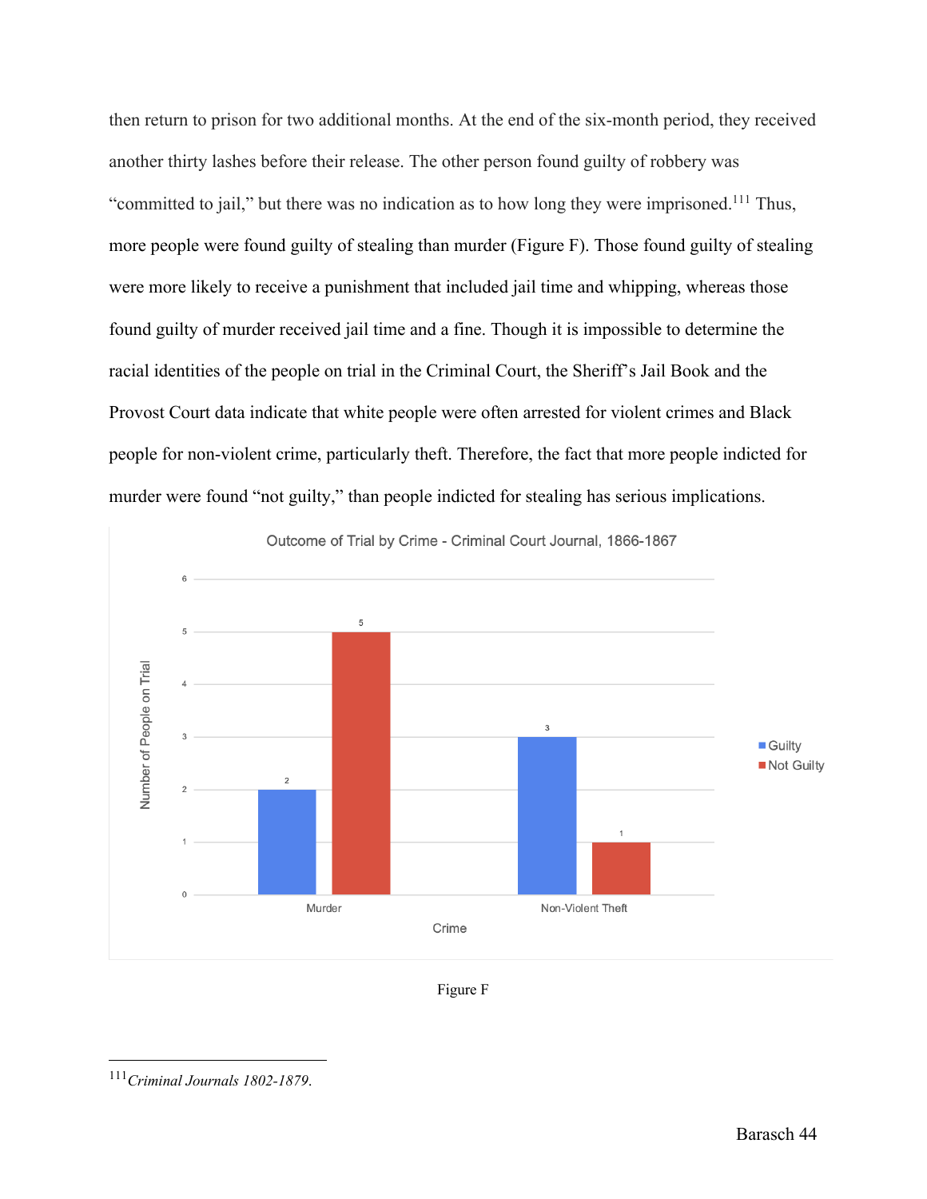then return to prison for two additional months. At the end of the six-month period, they received another thirty lashes before their release. The other person found guilty of robbery was "committed to jail," but there was no indication as to how long they were imprisoned.[111] Thus, more people were found guilty of stealing than murder (Figure F). Those found guilty of stealing were more likely to receive a punishment that included jail time and whipping, whereas those found guilty of murder received jail time and a fine. Though it is impossible to determine the racial identities of the people on trial in the Criminal Court, the Sheriff's Jail Book and the Provost Court data indicate that white people were often arrested for violent crimes and Black people for non-violent crime, particularly theft. Therefore, the fact that more people indicted for murder were found "not guilty," than people indicted for stealing has serious implications.

Outcome of Trial by Crime - Criminal Court Journal, 1866-1867

| Crime | Guilty | Not Guilty |
|---|---|---|
| Murder | 2 | 5 |
| Non-Violent Theft | 3 | 1 |

Figure F

---

[111] *Criminal Journals 1802-1879*.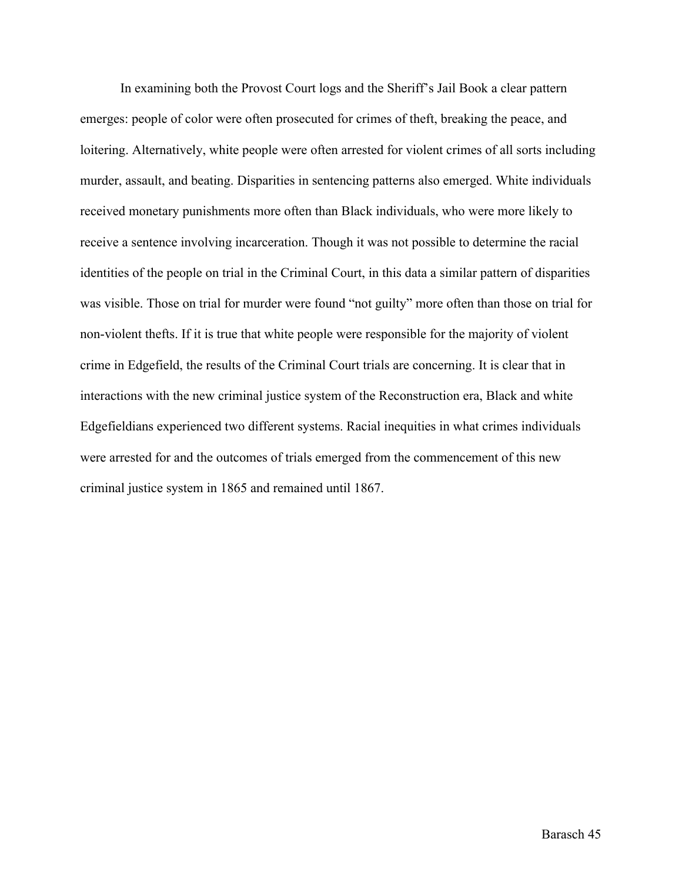In examining both the Provost Court logs and the Sheriff's Jail Book a clear pattern emerges: people of color were often prosecuted for crimes of theft, breaking the peace, and loitering. Alternatively, white people were often arrested for violent crimes of all sorts including murder, assault, and beating. Disparities in sentencing patterns also emerged. White individuals received monetary punishments more often than Black individuals, who were more likely to receive a sentence involving incarceration. Though it was not possible to determine the racial identities of the people on trial in the Criminal Court, in this data a similar pattern of disparities was visible. Those on trial for murder were found "not guilty" more often than those on trial for non-violent thefts. If it is true that white people were responsible for the majority of violent crime in Edgefield, the results of the Criminal Court trials are concerning. It is clear that in interactions with the new criminal justice system of the Reconstruction era, Black and white Edgefieldians experienced two different systems. Racial inequities in what crimes individuals were arrested for and the outcomes of trials emerged from the commencement of this new criminal justice system in 1865 and remained until 1867.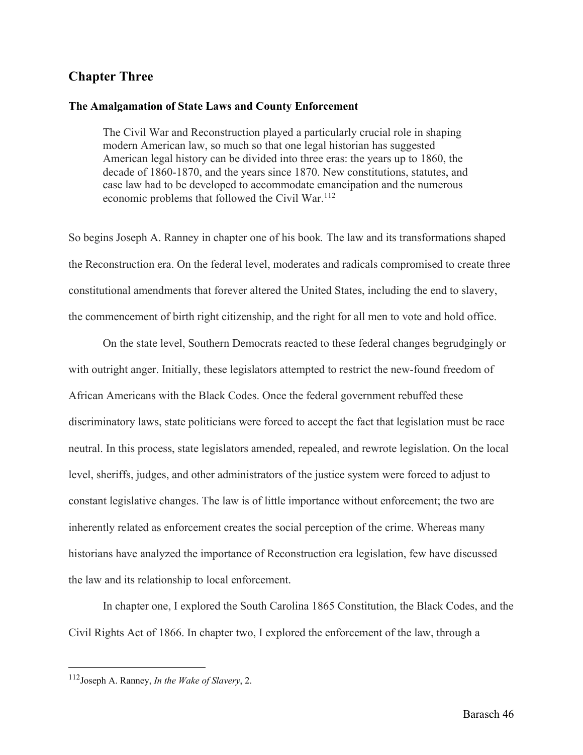## Chapter Three

### The Amalgamation of State Laws and County Enforcement

> The Civil War and Reconstruction played a particularly crucial role in shaping modern American law, so much so that one legal historian has suggested American legal history can be divided into three eras: the years up to 1860, the decade of 1860-1870, and the years since 1870. New constitutions, statutes, and case law had to be developed to accommodate emancipation and the numerous economic problems that followed the Civil War.[112]

So begins Joseph A. Ranney in chapter one of his book. The law and its transformations shaped the Reconstruction era. On the federal level, moderates and radicals compromised to create three constitutional amendments that forever altered the United States, including the end to slavery, the commencement of birth right citizenship, and the right for all men to vote and hold office.

On the state level, Southern Democrats reacted to these federal changes begrudgingly or with outright anger. Initially, these legislators attempted to restrict the new-found freedom of African Americans with the Black Codes. Once the federal government rebuffed these discriminatory laws, state politicians were forced to accept the fact that legislation must be race neutral. In this process, state legislators amended, repealed, and rewrote legislation. On the local level, sheriffs, judges, and other administrators of the justice system were forced to adjust to constant legislative changes. The law is of little importance without enforcement; the two are inherently related as enforcement creates the social perception of the crime. Whereas many historians have analyzed the importance of Reconstruction era legislation, few have discussed the law and its relationship to local enforcement.

In chapter one, I explored the South Carolina 1865 Constitution, the Black Codes, and the Civil Rights Act of 1866. In chapter two, I explored the enforcement of the law, through a

---

[112] Joseph A. Ranney, *In the Wake of Slavery*, 2.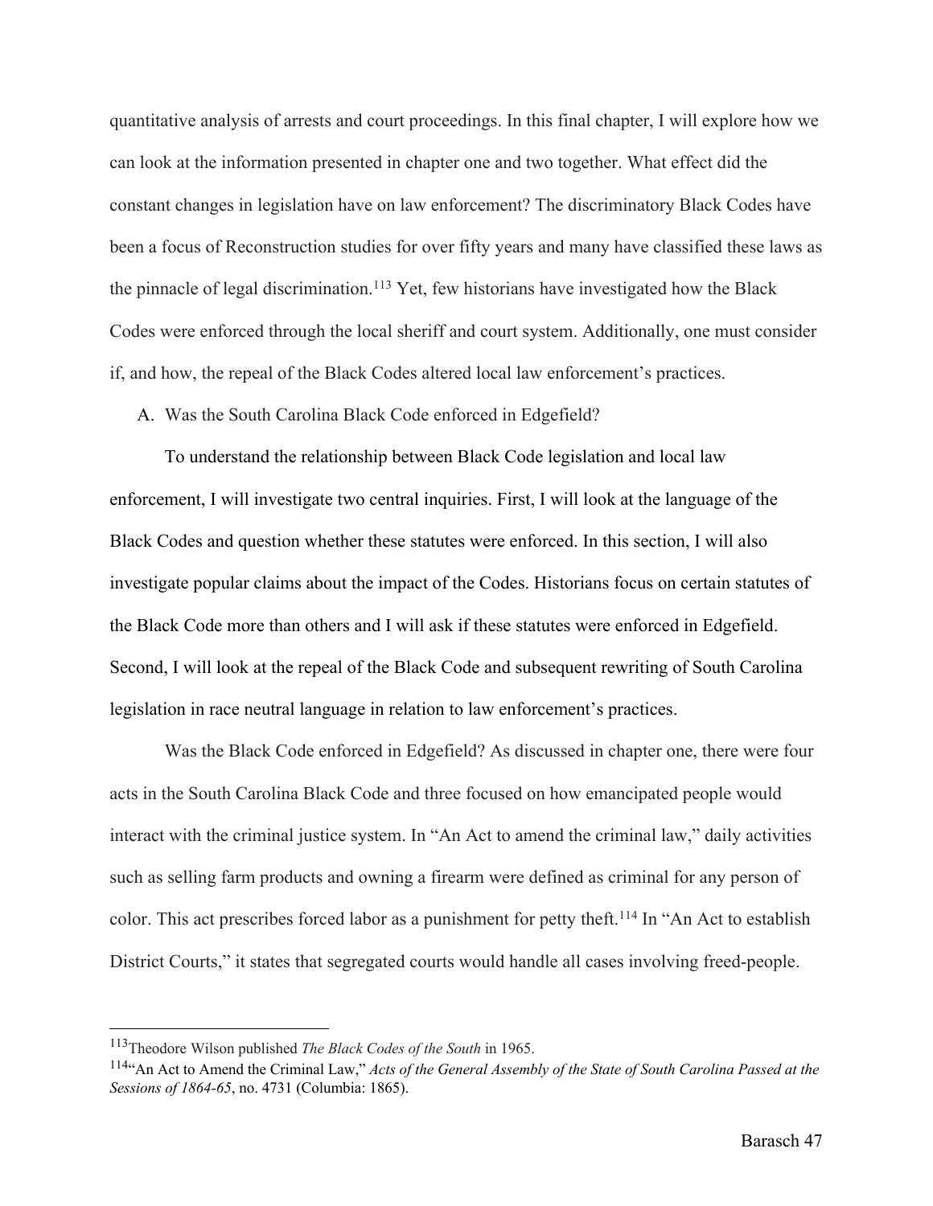quantitative analysis of arrests and court proceedings. In this final chapter, I will explore how we can look at the information presented in chapter one and two together. What effect did the constant changes in legislation have on law enforcement? The discriminatory Black Codes have been a focus of Reconstruction studies for over fifty years and many have classified these laws as the pinnacle of legal discrimination.[113] Yet, few historians have investigated how the Black Codes were enforced through the local sheriff and court system. Additionally, one must consider if, and how, the repeal of the Black Codes altered local law enforcement's practices.

A. Was the South Carolina Black Code enforced in Edgefield?

To understand the relationship between Black Code legislation and local law enforcement, I will investigate two central inquiries. First, I will look at the language of the Black Codes and question whether these statutes were enforced. In this section, I will also investigate popular claims about the impact of the Codes. Historians focus on certain statutes of the Black Code more than others and I will ask if these statutes were enforced in Edgefield. Second, I will look at the repeal of the Black Code and subsequent rewriting of South Carolina legislation in race neutral language in relation to law enforcement's practices.

Was the Black Code enforced in Edgefield? As discussed in chapter one, there were four acts in the South Carolina Black Code and three focused on how emancipated people would interact with the criminal justice system. In "An Act to amend the criminal law," daily activities such as selling farm products and owning a firearm were defined as criminal for any person of color. This act prescribes forced labor as a punishment for petty theft.[114] In "An Act to establish District Courts," it states that segregated courts would handle all cases involving freed-people.

---

[113] Theodore Wilson published *The Black Codes of the South* in 1965.

[114] "An Act to Amend the Criminal Law," *Acts of the General Assembly of the State of South Carolina Passed at the Sessions of 1864-65*, no. 4731 (Columbia: 1865).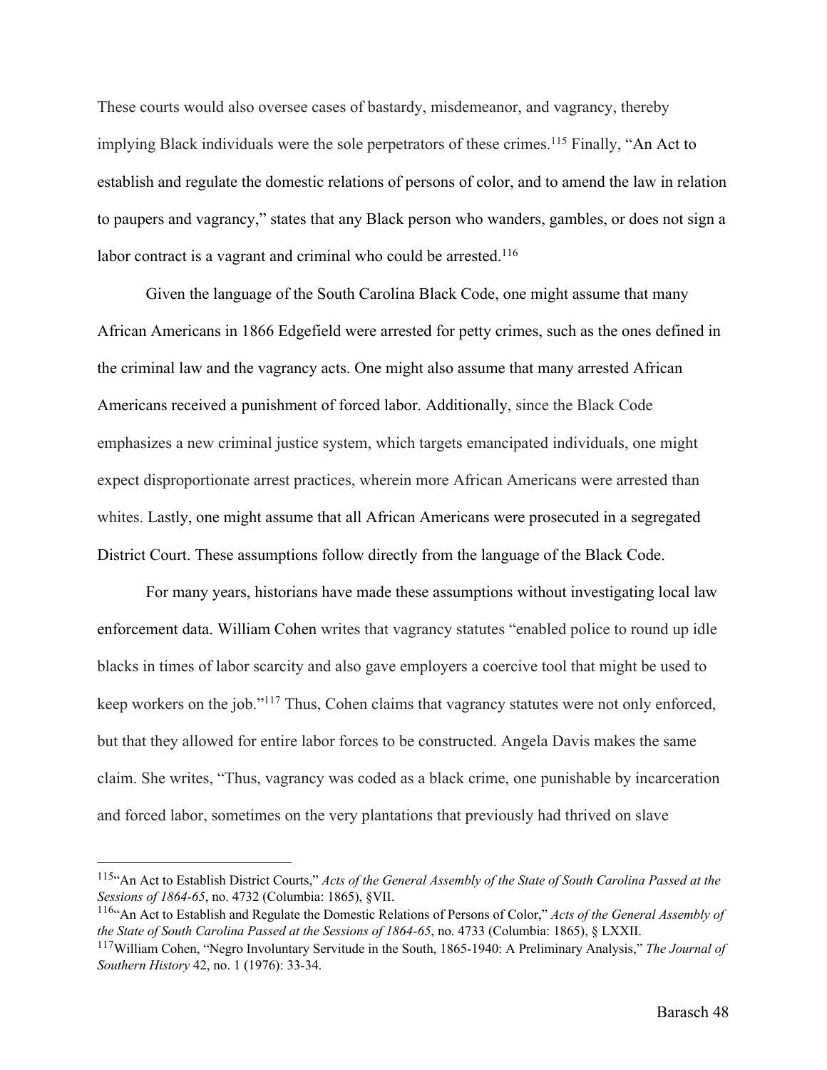These courts would also oversee cases of bastardy, misdemeanor, and vagrancy, thereby implying Black individuals were the sole perpetrators of these crimes.[115] Finally, "An Act to establish and regulate the domestic relations of persons of color, and to amend the law in relation to paupers and vagrancy," states that any Black person who wanders, gambles, or does not sign a labor contract is a vagrant and criminal who could be arrested.[116]

Given the language of the South Carolina Black Code, one might assume that many African Americans in 1866 Edgefield were arrested for petty crimes, such as the ones defined in the criminal law and the vagrancy acts. One might also assume that many arrested African Americans received a punishment of forced labor. Additionally, since the Black Code emphasizes a new criminal justice system, which targets emancipated individuals, one might expect disproportionate arrest practices, wherein more African Americans were arrested than whites. Lastly, one might assume that all African Americans were prosecuted in a segregated District Court. These assumptions follow directly from the language of the Black Code.

For many years, historians have made these assumptions without investigating local law enforcement data. William Cohen writes that vagrancy statutes "enabled police to round up idle blacks in times of labor scarcity and also gave employers a coercive tool that might be used to keep workers on the job."[117] Thus, Cohen claims that vagrancy statutes were not only enforced, but that they allowed for entire labor forces to be constructed. Angela Davis makes the same claim. She writes, "Thus, vagrancy was coded as a black crime, one punishable by incarceration and forced labor, sometimes on the very plantations that previously had thrived on slave

---

[115] "An Act to Establish District Courts," *Acts of the General Assembly of the State of South Carolina Passed at the Sessions of 1864-65*, no. 4732 (Columbia: 1865), §VII.

[116] "An Act to Establish and Regulate the Domestic Relations of Persons of Color," *Acts of the General Assembly of the State of South Carolina Passed at the Sessions of 1864-65*, no. 4733 (Columbia: 1865), § LXXII.

[117] William Cohen, "Negro Involuntary Servitude in the South, 1865-1940: A Preliminary Analysis," *The Journal of Southern History* 42, no. 1 (1976): 33-34.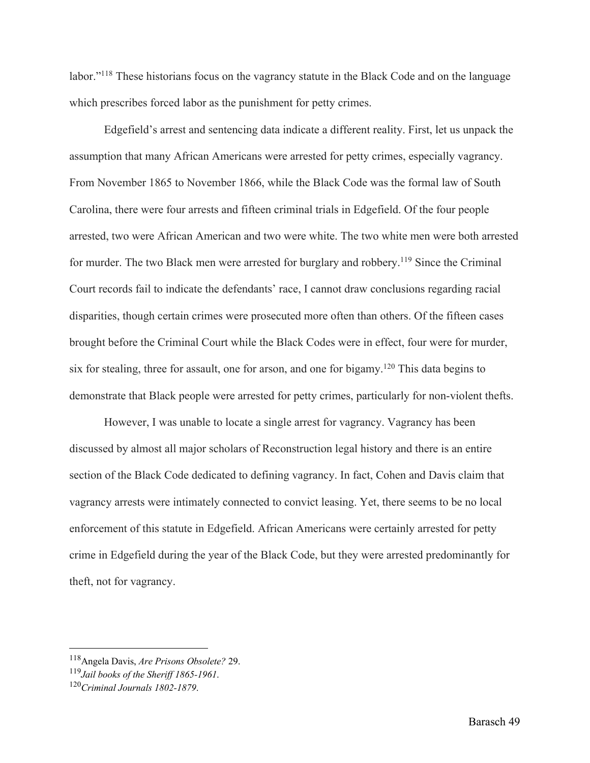labor."[118] These historians focus on the vagrancy statute in the Black Code and on the language which prescribes forced labor as the punishment for petty crimes.

Edgefield's arrest and sentencing data indicate a different reality. First, let us unpack the assumption that many African Americans were arrested for petty crimes, especially vagrancy. From November 1865 to November 1866, while the Black Code was the formal law of South Carolina, there were four arrests and fifteen criminal trials in Edgefield. Of the four people arrested, two were African American and two were white. The two white men were both arrested for murder. The two Black men were arrested for burglary and robbery.[119] Since the Criminal Court records fail to indicate the defendants' race, I cannot draw conclusions regarding racial disparities, though certain crimes were prosecuted more often than others. Of the fifteen cases brought before the Criminal Court while the Black Codes were in effect, four were for murder, six for stealing, three for assault, one for arson, and one for bigamy.[120] This data begins to demonstrate that Black people were arrested for petty crimes, particularly for non-violent thefts.

However, I was unable to locate a single arrest for vagrancy. Vagrancy has been discussed by almost all major scholars of Reconstruction legal history and there is an entire section of the Black Code dedicated to defining vagrancy. In fact, Cohen and Davis claim that vagrancy arrests were intimately connected to convict leasing. Yet, there seems to be no local enforcement of this statute in Edgefield. African Americans were certainly arrested for petty crime in Edgefield during the year of the Black Code, but they were arrested predominantly for theft, not for vagrancy.

---

[118] Angela Davis, *Are Prisons Obsolete?* 29.

[119] *Jail books of the Sheriff 1865-1961*.

[120] *Criminal Journals 1802-1879*.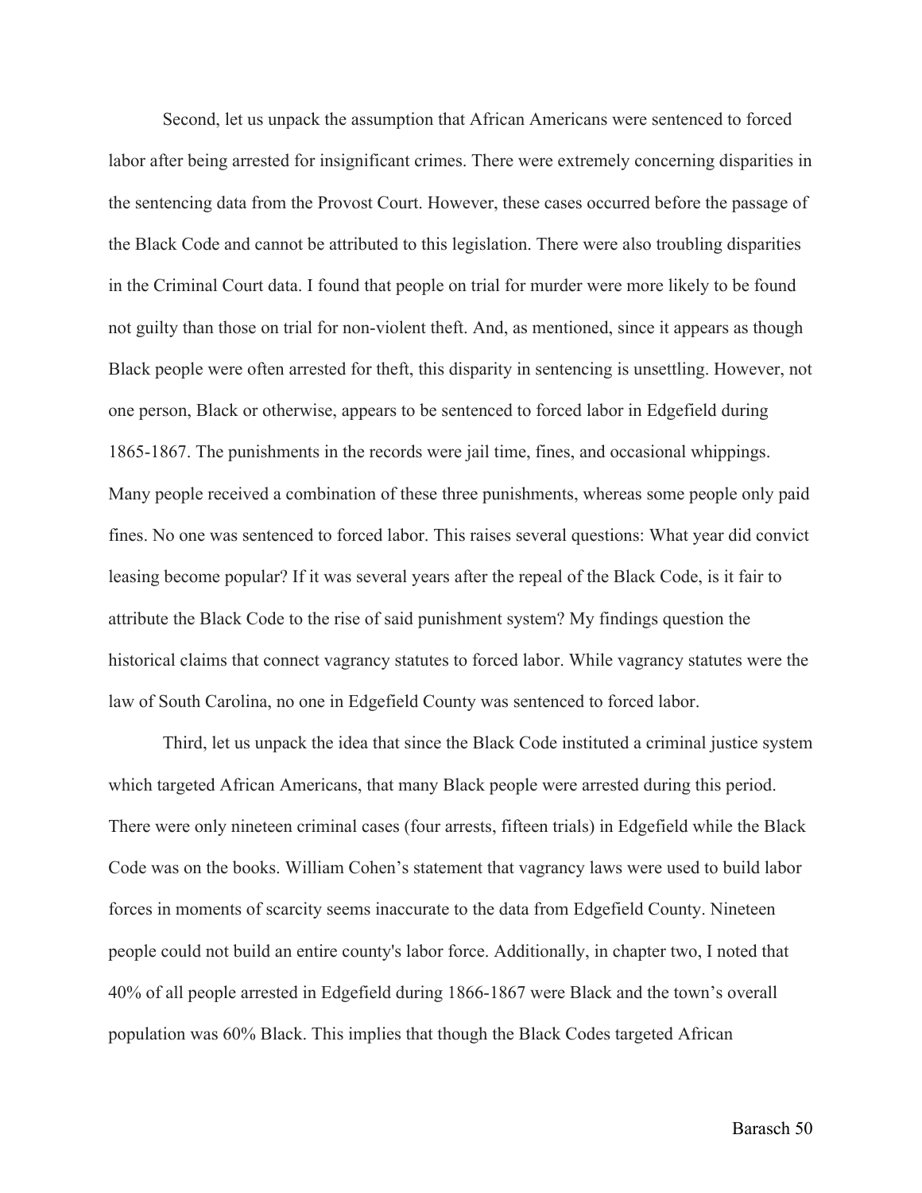Second, let us unpack the assumption that African Americans were sentenced to forced labor after being arrested for insignificant crimes. There were extremely concerning disparities in the sentencing data from the Provost Court. However, these cases occurred before the passage of the Black Code and cannot be attributed to this legislation. There were also troubling disparities in the Criminal Court data. I found that people on trial for murder were more likely to be found not guilty than those on trial for non-violent theft. And, as mentioned, since it appears as though Black people were often arrested for theft, this disparity in sentencing is unsettling. However, not one person, Black or otherwise, appears to be sentenced to forced labor in Edgefield during 1865-1867. The punishments in the records were jail time, fines, and occasional whippings. Many people received a combination of these three punishments, whereas some people only paid fines. No one was sentenced to forced labor. This raises several questions: What year did convict leasing become popular? If it was several years after the repeal of the Black Code, is it fair to attribute the Black Code to the rise of said punishment system? My findings question the historical claims that connect vagrancy statutes to forced labor. While vagrancy statutes were the law of South Carolina, no one in Edgefield County was sentenced to forced labor.

Third, let us unpack the idea that since the Black Code instituted a criminal justice system which targeted African Americans, that many Black people were arrested during this period. There were only nineteen criminal cases (four arrests, fifteen trials) in Edgefield while the Black Code was on the books. William Cohen's statement that vagrancy laws were used to build labor forces in moments of scarcity seems inaccurate to the data from Edgefield County. Nineteen people could not build an entire county's labor force. Additionally, in chapter two, I noted that 40% of all people arrested in Edgefield during 1866-1867 were Black and the town's overall population was 60% Black. This implies that though the Black Codes targeted African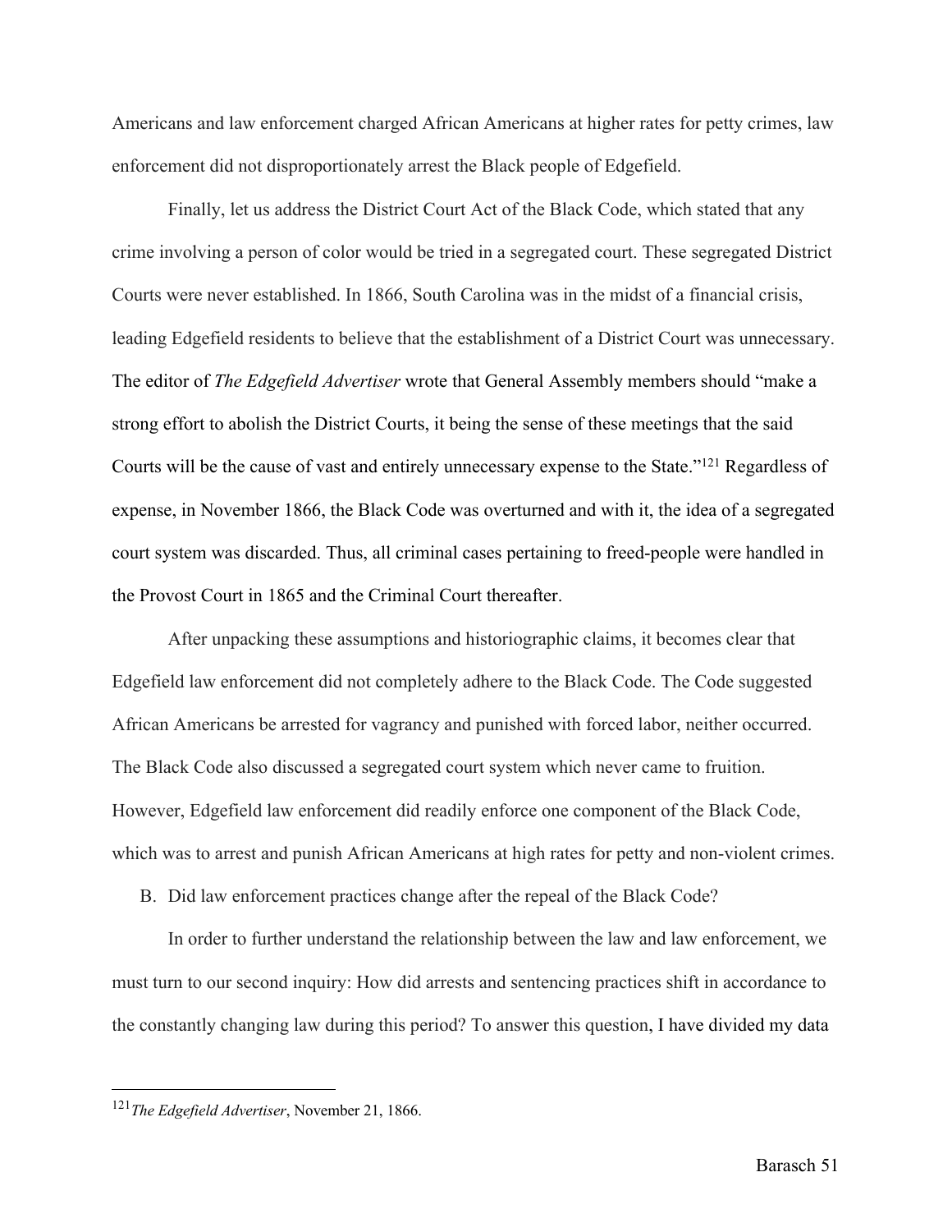Americans and law enforcement charged African Americans at higher rates for petty crimes, law enforcement did not disproportionately arrest the Black people of Edgefield.

Finally, let us address the District Court Act of the Black Code, which stated that any crime involving a person of color would be tried in a segregated court. These segregated District Courts were never established. In 1866, South Carolina was in the midst of a financial crisis, leading Edgefield residents to believe that the establishment of a District Court was unnecessary. The editor of *The Edgefield Advertiser* wrote that General Assembly members should "make a strong effort to abolish the District Courts, it being the sense of these meetings that the said Courts will be the cause of vast and entirely unnecessary expense to the State."[121] Regardless of expense, in November 1866, the Black Code was overturned and with it, the idea of a segregated court system was discarded. Thus, all criminal cases pertaining to freed-people were handled in the Provost Court in 1865 and the Criminal Court thereafter.

After unpacking these assumptions and historiographic claims, it becomes clear that Edgefield law enforcement did not completely adhere to the Black Code. The Code suggested African Americans be arrested for vagrancy and punished with forced labor, neither occurred. The Black Code also discussed a segregated court system which never came to fruition. However, Edgefield law enforcement did readily enforce one component of the Black Code, which was to arrest and punish African Americans at high rates for petty and non-violent crimes.

B. Did law enforcement practices change after the repeal of the Black Code?

In order to further understand the relationship between the law and law enforcement, we must turn to our second inquiry: How did arrests and sentencing practices shift in accordance to the constantly changing law during this period? To answer this question, I have divided my data

---

[121] *The Edgefield Advertiser*, November 21, 1866.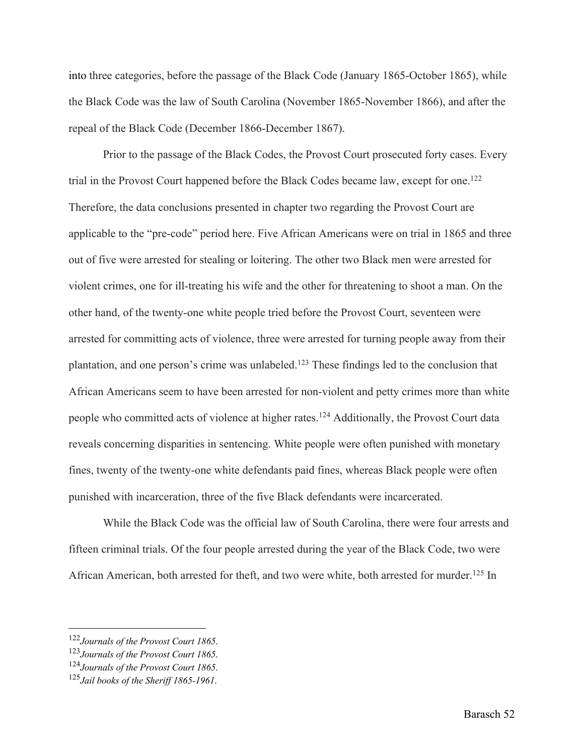into three categories, before the passage of the Black Code (January 1865-October 1865), while the Black Code was the law of South Carolina (November 1865-November 1866), and after the repeal of the Black Code (December 1866-December 1867).

Prior to the passage of the Black Codes, the Provost Court prosecuted forty cases. Every trial in the Provost Court happened before the Black Codes became law, except for one.[122] Therefore, the data conclusions presented in chapter two regarding the Provost Court are applicable to the "pre-code" period here. Five African Americans were on trial in 1865 and three out of five were arrested for stealing or loitering. The other two Black men were arrested for violent crimes, one for ill-treating his wife and the other for threatening to shoot a man. On the other hand, of the twenty-one white people tried before the Provost Court, seventeen were arrested for committing acts of violence, three were arrested for turning people away from their plantation, and one person's crime was unlabeled.[123] These findings led to the conclusion that African Americans seem to have been arrested for non-violent and petty crimes more than white people who committed acts of violence at higher rates.[124] Additionally, the Provost Court data reveals concerning disparities in sentencing. White people were often punished with monetary fines, twenty of the twenty-one white defendants paid fines, whereas Black people were often punished with incarceration, three of the five Black defendants were incarcerated.

While the Black Code was the official law of South Carolina, there were four arrests and fifteen criminal trials. Of the four people arrested during the year of the Black Code, two were African American, both arrested for theft, and two were white, both arrested for murder.[125] In

---

[122] *Journals of the Provost Court 1865*.

[123] *Journals of the Provost Court 1865*.

[124] *Journals of the Provost Court 1865*.

[125] *Jail books of the Sheriff 1865-1961*.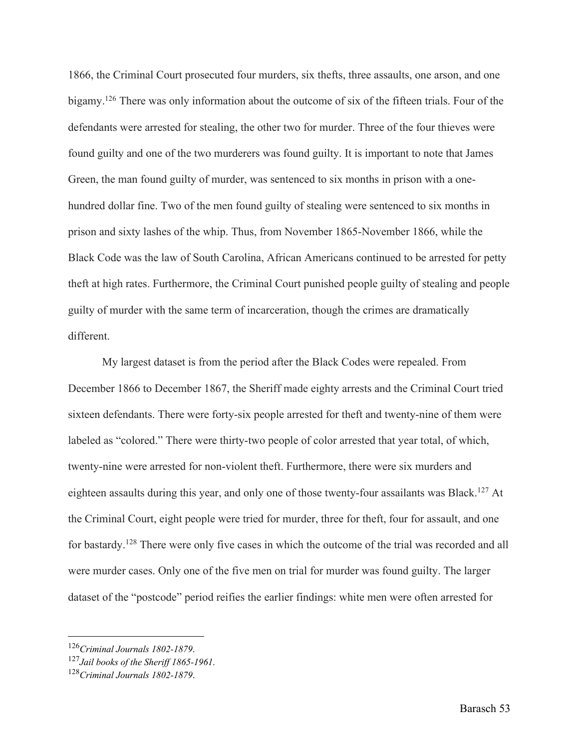1866, the Criminal Court prosecuted four murders, six thefts, three assaults, one arson, and one bigamy.[126] There was only information about the outcome of six of the fifteen trials. Four of the defendants were arrested for stealing, the other two for murder. Three of the four thieves were found guilty and one of the two murderers was found guilty. It is important to note that James Green, the man found guilty of murder, was sentenced to six months in prison with a one-hundred dollar fine. Two of the men found guilty of stealing were sentenced to six months in prison and sixty lashes of the whip. Thus, from November 1865-November 1866, while the Black Code was the law of South Carolina, African Americans continued to be arrested for petty theft at high rates. Furthermore, the Criminal Court punished people guilty of stealing and people guilty of murder with the same term of incarceration, though the crimes are dramatically different.

My largest dataset is from the period after the Black Codes were repealed. From December 1866 to December 1867, the Sheriff made eighty arrests and the Criminal Court tried sixteen defendants. There were forty-six people arrested for theft and twenty-nine of them were labeled as "colored." There were thirty-two people of color arrested that year total, of which, twenty-nine were arrested for non-violent theft. Furthermore, there were six murders and eighteen assaults during this year, and only one of those twenty-four assailants was Black.[127] At the Criminal Court, eight people were tried for murder, three for theft, four for assault, and one for bastardy.[128] There were only five cases in which the outcome of the trial was recorded and all were murder cases. Only one of the five men on trial for murder was found guilty. The larger dataset of the "postcode" period reifies the earlier findings: white men were often arrested for

[126] *Criminal Journals 1802-1879*.

[127] *Jail books of the Sheriff 1865-1961*.

[128] *Criminal Journals 1802-1879*.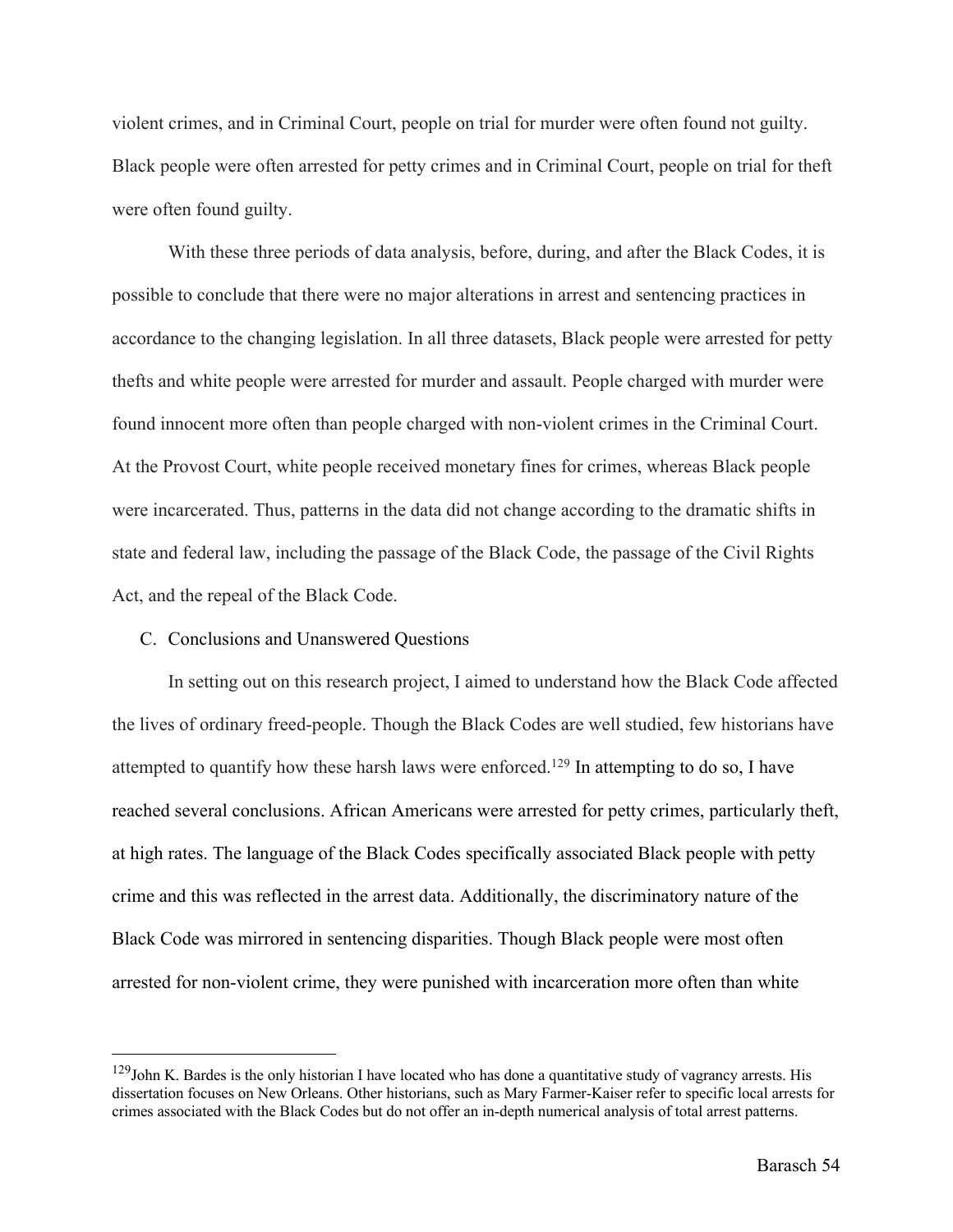violent crimes, and in Criminal Court, people on trial for murder were often found not guilty. Black people were often arrested for petty crimes and in Criminal Court, people on trial for theft were often found guilty.

With these three periods of data analysis, before, during, and after the Black Codes, it is possible to conclude that there were no major alterations in arrest and sentencing practices in accordance to the changing legislation. In all three datasets, Black people were arrested for petty thefts and white people were arrested for murder and assault. People charged with murder were found innocent more often than people charged with non-violent crimes in the Criminal Court. At the Provost Court, white people received monetary fines for crimes, whereas Black people were incarcerated. Thus, patterns in the data did not change according to the dramatic shifts in state and federal law, including the passage of the Black Code, the passage of the Civil Rights Act, and the repeal of the Black Code.

C. Conclusions and Unanswered Questions

In setting out on this research project, I aimed to understand how the Black Code affected the lives of ordinary freed-people. Though the Black Codes are well studied, few historians have attempted to quantify how these harsh laws were enforced.[129] In attempting to do so, I have reached several conclusions. African Americans were arrested for petty crimes, particularly theft, at high rates. The language of the Black Codes specifically associated Black people with petty crime and this was reflected in the arrest data. Additionally, the discriminatory nature of the Black Code was mirrored in sentencing disparities. Though Black people were most often arrested for non-violent crime, they were punished with incarceration more often than white

---

[129] John K. Bardes is the only historian I have located who has done a quantitative study of vagrancy arrests. His dissertation focuses on New Orleans. Other historians, such as Mary Farmer-Kaiser refer to specific local arrests for crimes associated with the Black Codes but do not offer an in-depth numerical analysis of total arrest patterns.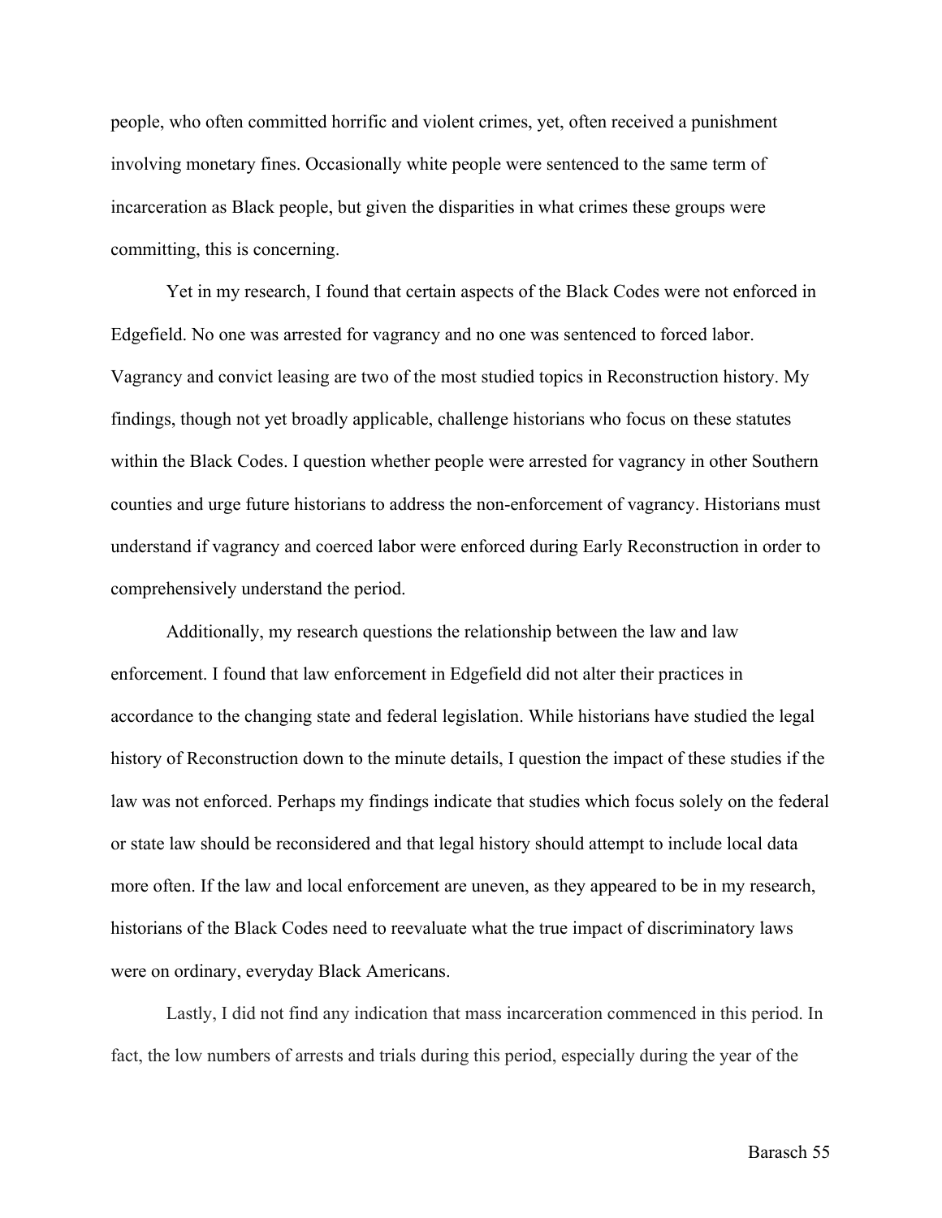people, who often committed horrific and violent crimes, yet, often received a punishment involving monetary fines. Occasionally white people were sentenced to the same term of incarceration as Black people, but given the disparities in what crimes these groups were committing, this is concerning.

Yet in my research, I found that certain aspects of the Black Codes were not enforced in Edgefield. No one was arrested for vagrancy and no one was sentenced to forced labor. Vagrancy and convict leasing are two of the most studied topics in Reconstruction history. My findings, though not yet broadly applicable, challenge historians who focus on these statutes within the Black Codes. I question whether people were arrested for vagrancy in other Southern counties and urge future historians to address the non-enforcement of vagrancy. Historians must understand if vagrancy and coerced labor were enforced during Early Reconstruction in order to comprehensively understand the period.

Additionally, my research questions the relationship between the law and law enforcement. I found that law enforcement in Edgefield did not alter their practices in accordance to the changing state and federal legislation. While historians have studied the legal history of Reconstruction down to the minute details, I question the impact of these studies if the law was not enforced. Perhaps my findings indicate that studies which focus solely on the federal or state law should be reconsidered and that legal history should attempt to include local data more often. If the law and local enforcement are uneven, as they appeared to be in my research, historians of the Black Codes need to reevaluate what the true impact of discriminatory laws were on ordinary, everyday Black Americans.

Lastly, I did not find any indication that mass incarceration commenced in this period. In fact, the low numbers of arrests and trials during this period, especially during the year of the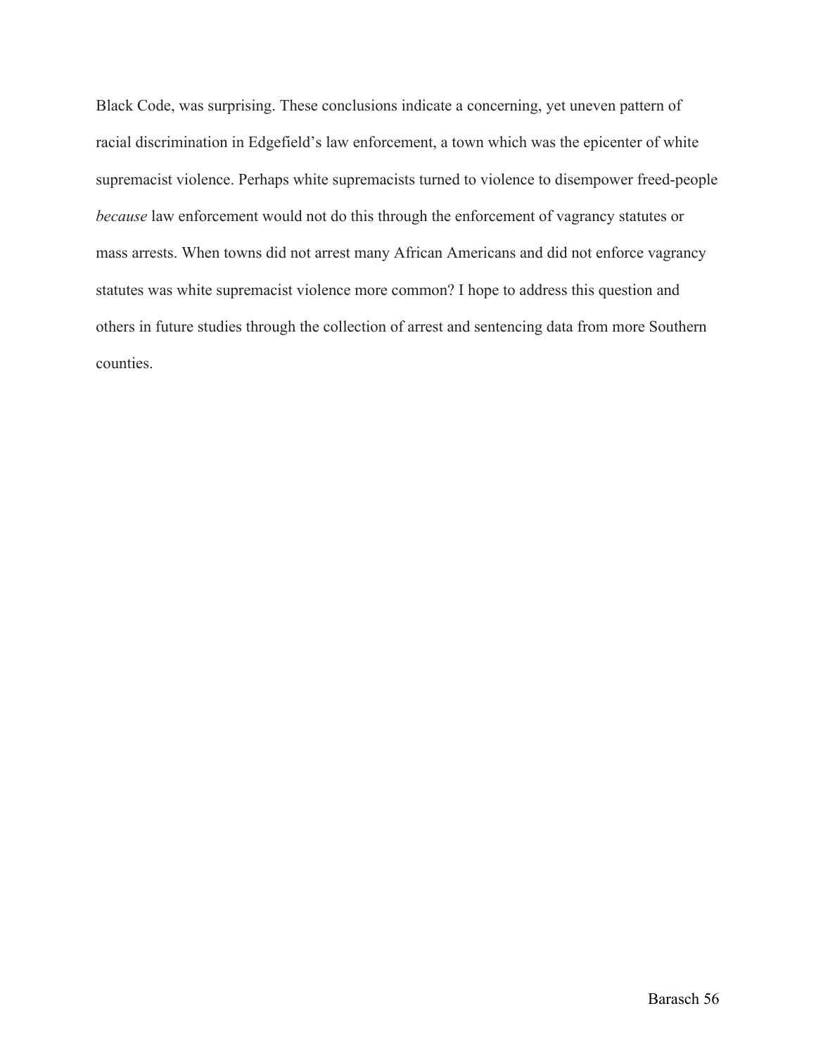Black Code, was surprising. These conclusions indicate a concerning, yet uneven pattern of racial discrimination in Edgefield's law enforcement, a town which was the epicenter of white supremacist violence. Perhaps white supremacists turned to violence to disempower freed-people *because* law enforcement would not do this through the enforcement of vagrancy statutes or mass arrests. When towns did not arrest many African Americans and did not enforce vagrancy statutes was white supremacist violence more common? I hope to address this question and others in future studies through the collection of arrest and sentencing data from more Southern counties.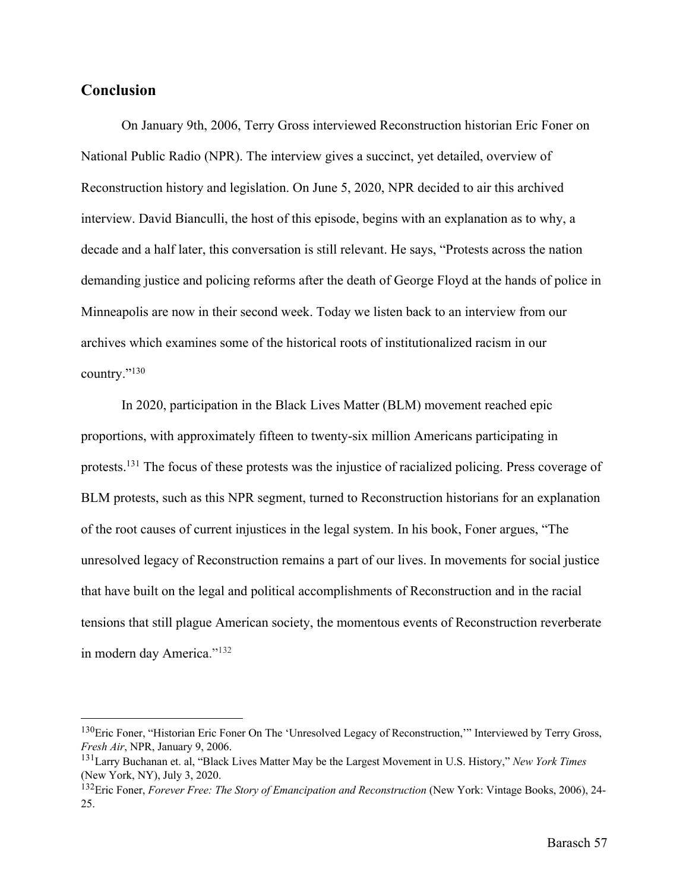## Conclusion

On January 9th, 2006, Terry Gross interviewed Reconstruction historian Eric Foner on National Public Radio (NPR). The interview gives a succinct, yet detailed, overview of Reconstruction history and legislation. On June 5, 2020, NPR decided to air this archived interview. David Bianculli, the host of this episode, begins with an explanation as to why, a decade and a half later, this conversation is still relevant. He says, "Protests across the nation demanding justice and policing reforms after the death of George Floyd at the hands of police in Minneapolis are now in their second week. Today we listen back to an interview from our archives which examines some of the historical roots of institutionalized racism in our country."[130]

In 2020, participation in the Black Lives Matter (BLM) movement reached epic proportions, with approximately fifteen to twenty-six million Americans participating in protests.[131] The focus of these protests was the injustice of racialized policing. Press coverage of BLM protests, such as this NPR segment, turned to Reconstruction historians for an explanation of the root causes of current injustices in the legal system. In his book, Foner argues, "The unresolved legacy of Reconstruction remains a part of our lives. In movements for social justice that have built on the legal and political accomplishments of Reconstruction and in the racial tensions that still plague American society, the momentous events of Reconstruction reverberate in modern day America."[132]

---

[130]Eric Foner, "Historian Eric Foner On The 'Unresolved Legacy of Reconstruction,'" Interviewed by Terry Gross, *Fresh Air*, NPR, January 9, 2006.

[131]Larry Buchanan et. al, "Black Lives Matter May be the Largest Movement in U.S. History," *New York Times* (New York, NY), July 3, 2020.

[132]Eric Foner, *Forever Free: The Story of Emancipation and Reconstruction* (New York: Vintage Books, 2006), 24-25.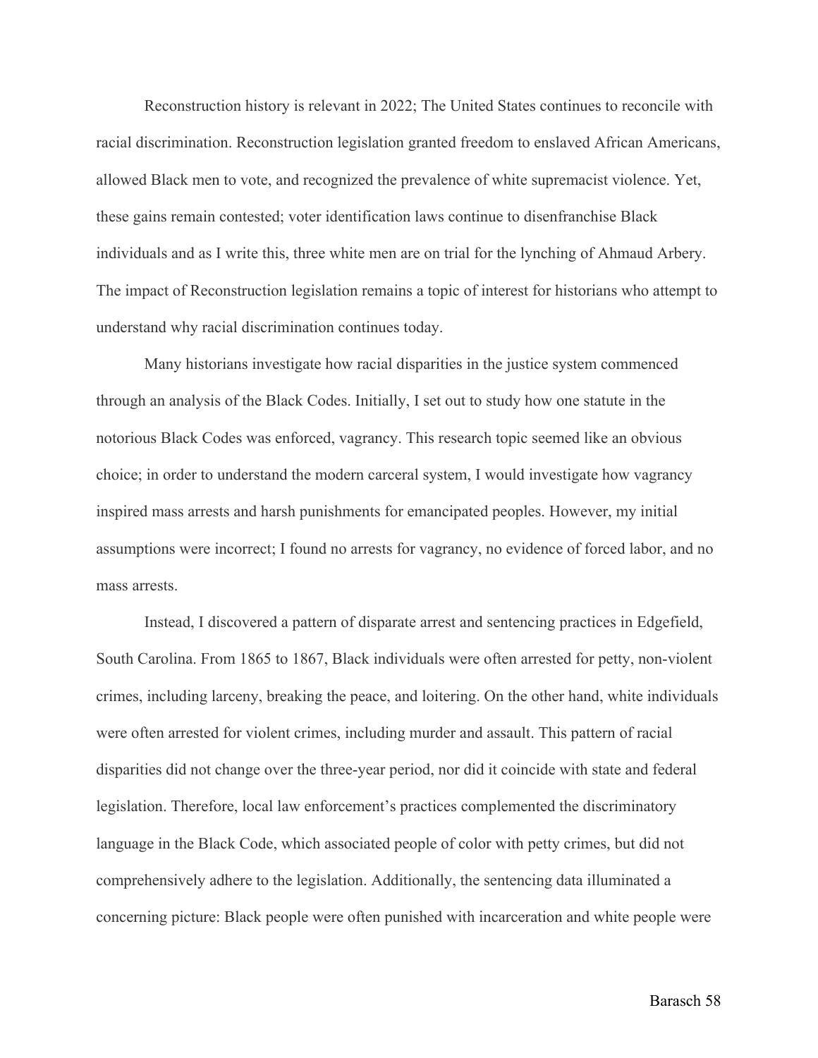Reconstruction history is relevant in 2022; The United States continues to reconcile with racial discrimination. Reconstruction legislation granted freedom to enslaved African Americans, allowed Black men to vote, and recognized the prevalence of white supremacist violence. Yet, these gains remain contested; voter identification laws continue to disenfranchise Black individuals and as I write this, three white men are on trial for the lynching of Ahmaud Arbery. The impact of Reconstruction legislation remains a topic of interest for historians who attempt to understand why racial discrimination continues today.

Many historians investigate how racial disparities in the justice system commenced through an analysis of the Black Codes. Initially, I set out to study how one statute in the notorious Black Codes was enforced, vagrancy. This research topic seemed like an obvious choice; in order to understand the modern carceral system, I would investigate how vagrancy inspired mass arrests and harsh punishments for emancipated peoples. However, my initial assumptions were incorrect; I found no arrests for vagrancy, no evidence of forced labor, and no mass arrests.

Instead, I discovered a pattern of disparate arrest and sentencing practices in Edgefield, South Carolina. From 1865 to 1867, Black individuals were often arrested for petty, non-violent crimes, including larceny, breaking the peace, and loitering. On the other hand, white individuals were often arrested for violent crimes, including murder and assault. This pattern of racial disparities did not change over the three-year period, nor did it coincide with state and federal legislation. Therefore, local law enforcement's practices complemented the discriminatory language in the Black Code, which associated people of color with petty crimes, but did not comprehensively adhere to the legislation. Additionally, the sentencing data illuminated a concerning picture: Black people were often punished with incarceration and white people were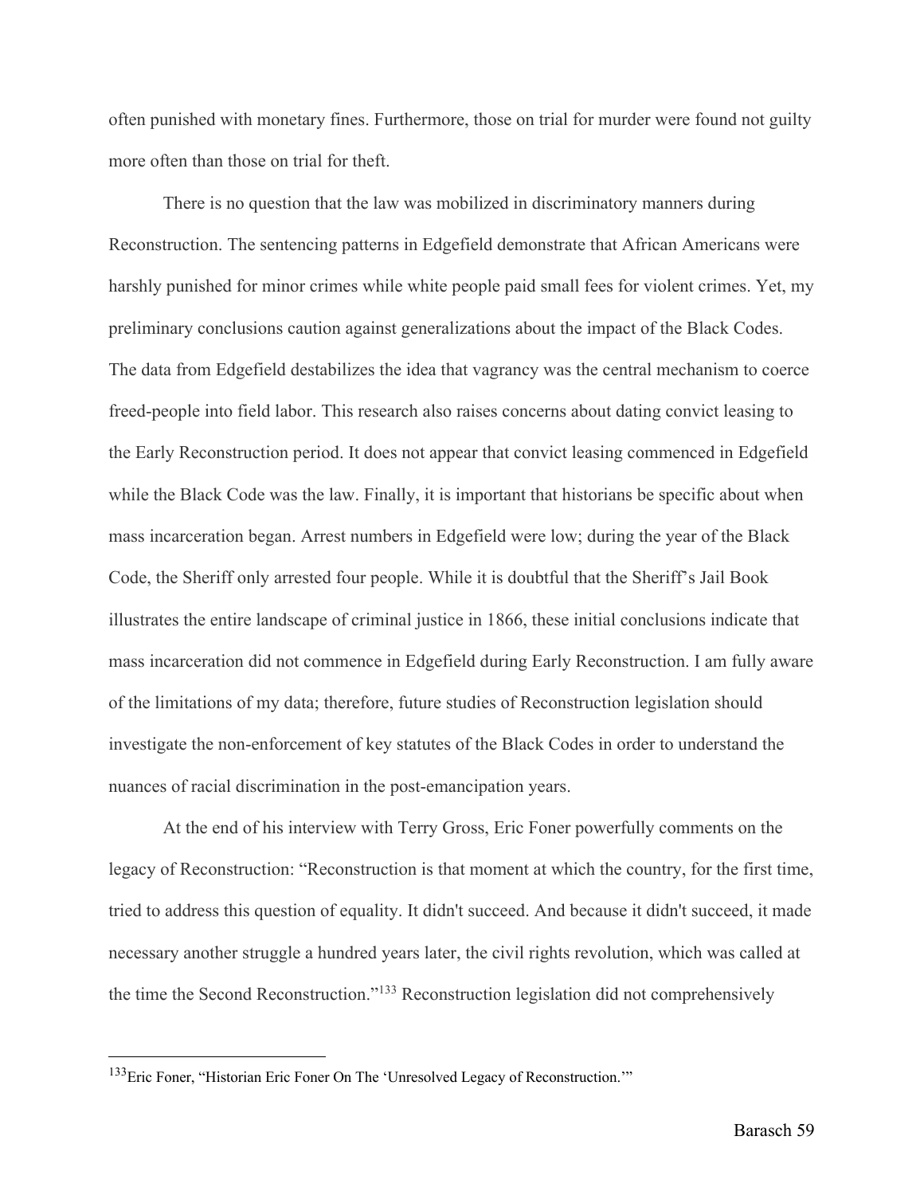often punished with monetary fines. Furthermore, those on trial for murder were found not guilty more often than those on trial for theft.

There is no question that the law was mobilized in discriminatory manners during Reconstruction. The sentencing patterns in Edgefield demonstrate that African Americans were harshly punished for minor crimes while white people paid small fees for violent crimes. Yet, my preliminary conclusions caution against generalizations about the impact of the Black Codes. The data from Edgefield destabilizes the idea that vagrancy was the central mechanism to coerce freed-people into field labor. This research also raises concerns about dating convict leasing to the Early Reconstruction period. It does not appear that convict leasing commenced in Edgefield while the Black Code was the law. Finally, it is important that historians be specific about when mass incarceration began. Arrest numbers in Edgefield were low; during the year of the Black Code, the Sheriff only arrested four people. While it is doubtful that the Sheriff's Jail Book illustrates the entire landscape of criminal justice in 1866, these initial conclusions indicate that mass incarceration did not commence in Edgefield during Early Reconstruction. I am fully aware of the limitations of my data; therefore, future studies of Reconstruction legislation should investigate the non-enforcement of key statutes of the Black Codes in order to understand the nuances of racial discrimination in the post-emancipation years.

At the end of his interview with Terry Gross, Eric Foner powerfully comments on the legacy of Reconstruction: "Reconstruction is that moment at which the country, for the first time, tried to address this question of equality. It didn't succeed. And because it didn't succeed, it made necessary another struggle a hundred years later, the civil rights revolution, which was called at the time the Second Reconstruction."[133] Reconstruction legislation did not comprehensively

[133] Eric Foner, "Historian Eric Foner On The 'Unresolved Legacy of Reconstruction.'"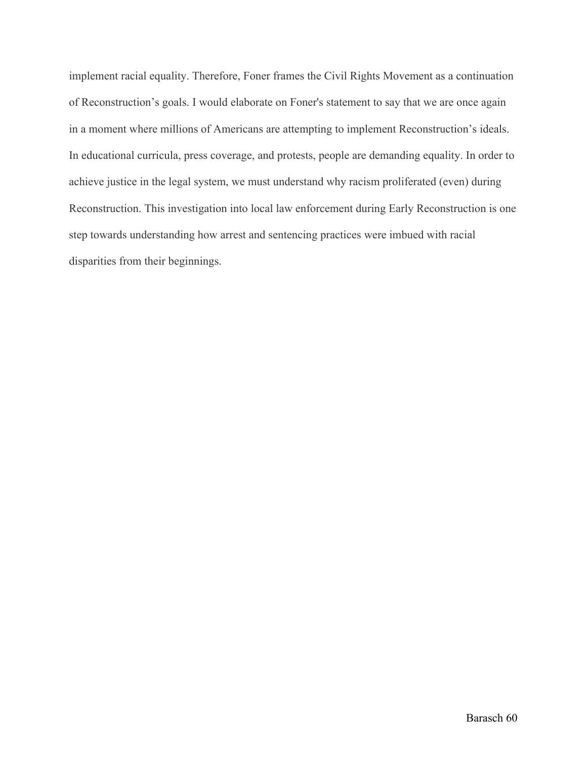implement racial equality. Therefore, Foner frames the Civil Rights Movement as a continuation of Reconstruction's goals. I would elaborate on Foner's statement to say that we are once again in a moment where millions of Americans are attempting to implement Reconstruction's ideals. In educational curricula, press coverage, and protests, people are demanding equality. In order to achieve justice in the legal system, we must understand why racism proliferated (even) during Reconstruction. This investigation into local law enforcement during Early Reconstruction is one step towards understanding how arrest and sentencing practices were imbued with racial disparities from their beginnings.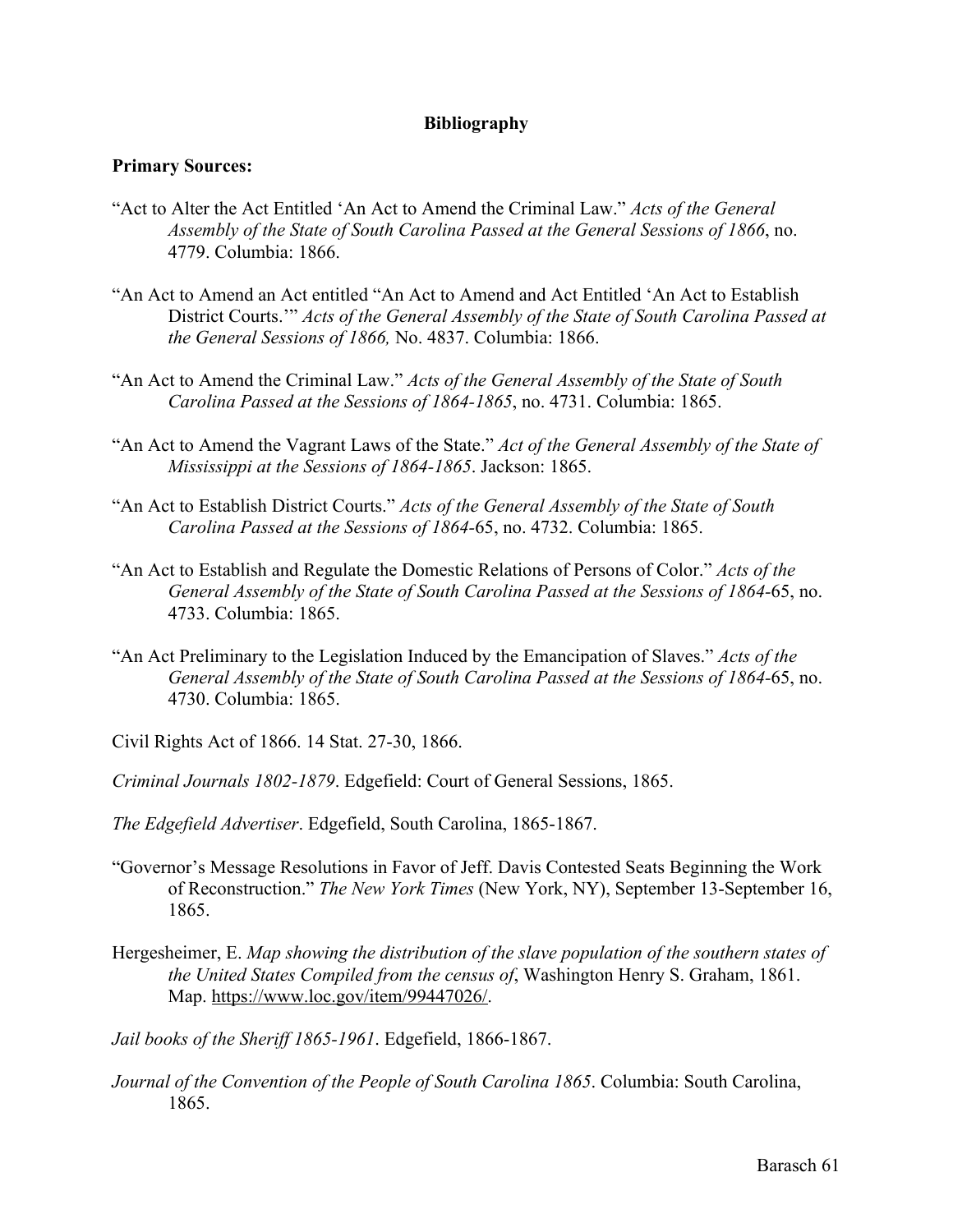**Bibliography**

**Primary Sources:**

"Act to Alter the Act Entitled 'An Act to Amend the Criminal Law." *Acts of the General Assembly of the State of South Carolina Passed at the General Sessions of 1866*, no. 4779. Columbia: 1866.

"An Act to Amend an Act entitled "An Act to Amend and Act Entitled 'An Act to Establish District Courts.'" *Acts of the General Assembly of the State of South Carolina Passed at the General Sessions of 1866,* No. 4837. Columbia: 1866.

"An Act to Amend the Criminal Law." *Acts of the General Assembly of the State of South Carolina Passed at the Sessions of 1864-1865*, no. 4731. Columbia: 1865.

"An Act to Amend the Vagrant Laws of the State." *Act of the General Assembly of the State of Mississippi at the Sessions of 1864-1865*. Jackson: 1865.

"An Act to Establish District Courts." *Acts of the General Assembly of the State of South Carolina Passed at the Sessions of 1864*-65, no. 4732. Columbia: 1865.

"An Act to Establish and Regulate the Domestic Relations of Persons of Color." *Acts of the General Assembly of the State of South Carolina Passed at the Sessions of 1864*-65, no. 4733. Columbia: 1865.

"An Act Preliminary to the Legislation Induced by the Emancipation of Slaves." *Acts of the General Assembly of the State of South Carolina Passed at the Sessions of 1864*-65, no. 4730. Columbia: 1865.

Civil Rights Act of 1866. 14 Stat. 27-30, 1866.

*Criminal Journals 1802-1879*. Edgefield: Court of General Sessions, 1865.

*The Edgefield Advertiser*. Edgefield, South Carolina, 1865-1867.

"Governor's Message Resolutions in Favor of Jeff. Davis Contested Seats Beginning the Work of Reconstruction." *The New York Times* (New York, NY), September 13-September 16, 1865.

Hergesheimer, E. *Map showing the distribution of the slave population of the southern states of the United States Compiled from the census of*, Washington Henry S. Graham, 1861. Map. https://www.loc.gov/item/99447026/.

*Jail books of the Sheriff 1865-1961*. Edgefield, 1866-1867.

*Journal of the Convention of the People of South Carolina 1865*. Columbia: South Carolina, 1865.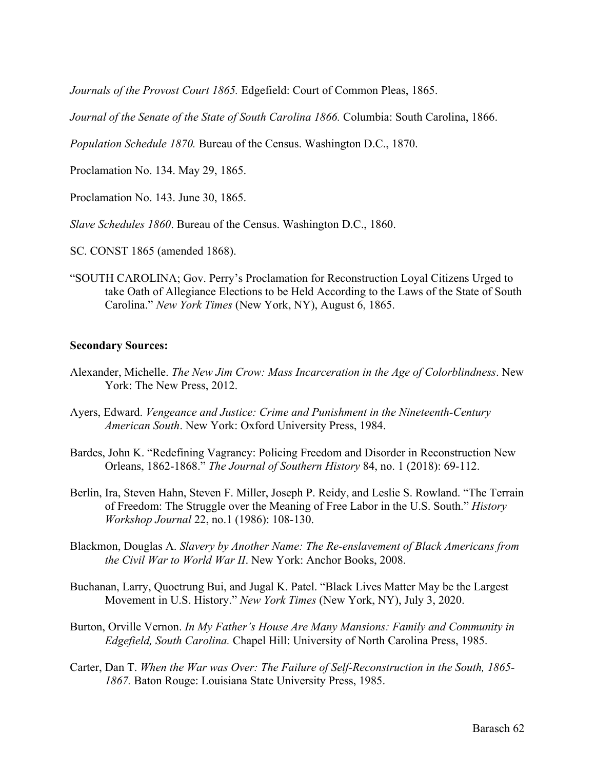*Journals of the Provost Court 1865.* Edgefield: Court of Common Pleas, 1865.

*Journal of the Senate of the State of South Carolina 1866.* Columbia: South Carolina, 1866.

*Population Schedule 1870.* Bureau of the Census. Washington D.C., 1870.

Proclamation No. 134. May 29, 1865.

Proclamation No. 143. June 30, 1865.

*Slave Schedules 1860*. Bureau of the Census. Washington D.C., 1860.

SC. CONST 1865 (amended 1868).

"SOUTH CAROLINA; Gov. Perry's Proclamation for Reconstruction Loyal Citizens Urged to take Oath of Allegiance Elections to be Held According to the Laws of the State of South Carolina." *New York Times* (New York, NY), August 6, 1865.

**Secondary Sources:**

Alexander, Michelle. *The New Jim Crow: Mass Incarceration in the Age of Colorblindness*. New York: The New Press, 2012.

Ayers, Edward. *Vengeance and Justice: Crime and Punishment in the Nineteenth-Century American South*. New York: Oxford University Press, 1984.

Bardes, John K. "Redefining Vagrancy: Policing Freedom and Disorder in Reconstruction New Orleans, 1862-1868." *The Journal of Southern History* 84, no. 1 (2018): 69-112.

Berlin, Ira, Steven Hahn, Steven F. Miller, Joseph P. Reidy, and Leslie S. Rowland. "The Terrain of Freedom: The Struggle over the Meaning of Free Labor in the U.S. South." *History Workshop Journal* 22, no.1 (1986): 108-130.

Blackmon, Douglas A. *Slavery by Another Name: The Re-enslavement of Black Americans from the Civil War to World War II*. New York: Anchor Books, 2008.

Buchanan, Larry, Quoctrung Bui, and Jugal K. Patel. "Black Lives Matter May be the Largest Movement in U.S. History." *New York Times* (New York, NY), July 3, 2020.

Burton, Orville Vernon. *In My Father's House Are Many Mansions: Family and Community in Edgefield, South Carolina.* Chapel Hill: University of North Carolina Press, 1985.

Carter, Dan T. *When the War was Over: The Failure of Self-Reconstruction in the South, 1865-1867.* Baton Rouge: Louisiana State University Press, 1985.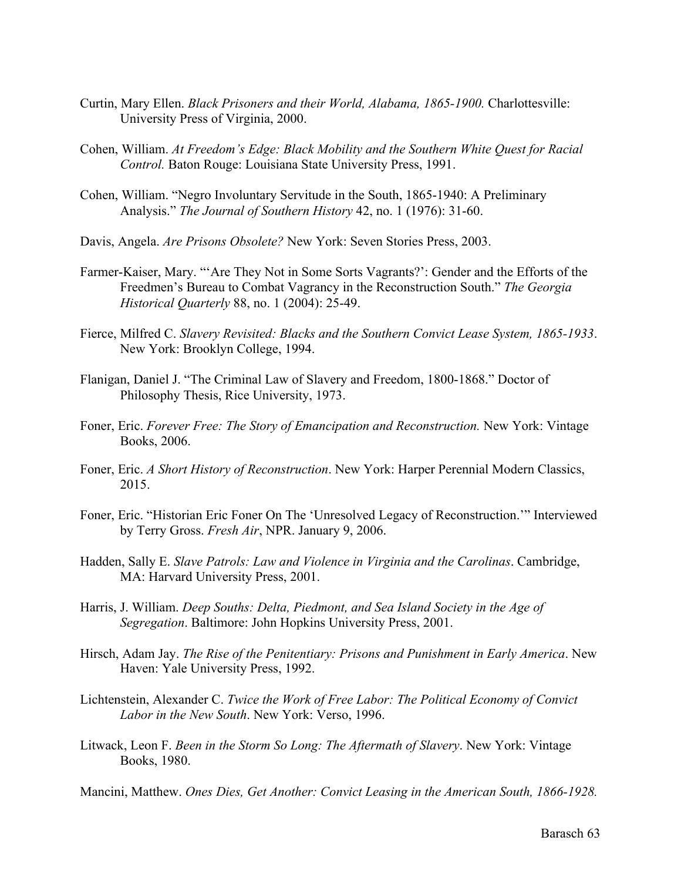Curtin, Mary Ellen. *Black Prisoners and their World, Alabama, 1865-1900.* Charlottesville: University Press of Virginia, 2000.

Cohen, William. *At Freedom's Edge: Black Mobility and the Southern White Quest for Racial Control.* Baton Rouge: Louisiana State University Press, 1991.

Cohen, William. "Negro Involuntary Servitude in the South, 1865-1940: A Preliminary Analysis." *The Journal of Southern History* 42, no. 1 (1976): 31-60.

Davis, Angela. *Are Prisons Obsolete?* New York: Seven Stories Press, 2003.

Farmer-Kaiser, Mary. "'Are They Not in Some Sorts Vagrants?': Gender and the Efforts of the Freedmen's Bureau to Combat Vagrancy in the Reconstruction South." *The Georgia Historical Quarterly* 88, no. 1 (2004): 25-49.

Fierce, Milfred C. *Slavery Revisited: Blacks and the Southern Convict Lease System, 1865-1933*. New York: Brooklyn College, 1994.

Flanigan, Daniel J. "The Criminal Law of Slavery and Freedom, 1800-1868." Doctor of Philosophy Thesis, Rice University, 1973.

Foner, Eric. *Forever Free: The Story of Emancipation and Reconstruction.* New York: Vintage Books, 2006.

Foner, Eric. *A Short History of Reconstruction*. New York: Harper Perennial Modern Classics, 2015.

Foner, Eric. "Historian Eric Foner On The 'Unresolved Legacy of Reconstruction.'" Interviewed by Terry Gross. *Fresh Air*, NPR. January 9, 2006.

Hadden, Sally E. *Slave Patrols: Law and Violence in Virginia and the Carolinas*. Cambridge, MA: Harvard University Press, 2001.

Harris, J. William. *Deep Souths: Delta, Piedmont, and Sea Island Society in the Age of Segregation*. Baltimore: John Hopkins University Press, 2001.

Hirsch, Adam Jay. *The Rise of the Penitentiary: Prisons and Punishment in Early America*. New Haven: Yale University Press, 1992.

Lichtenstein, Alexander C. *Twice the Work of Free Labor: The Political Economy of Convict Labor in the New South*. New York: Verso, 1996.

Litwack, Leon F. *Been in the Storm So Long: The Aftermath of Slavery*. New York: Vintage Books, 1980.

Mancini, Matthew. *Ones Dies, Get Another: Convict Leasing in the American South, 1866-1928.*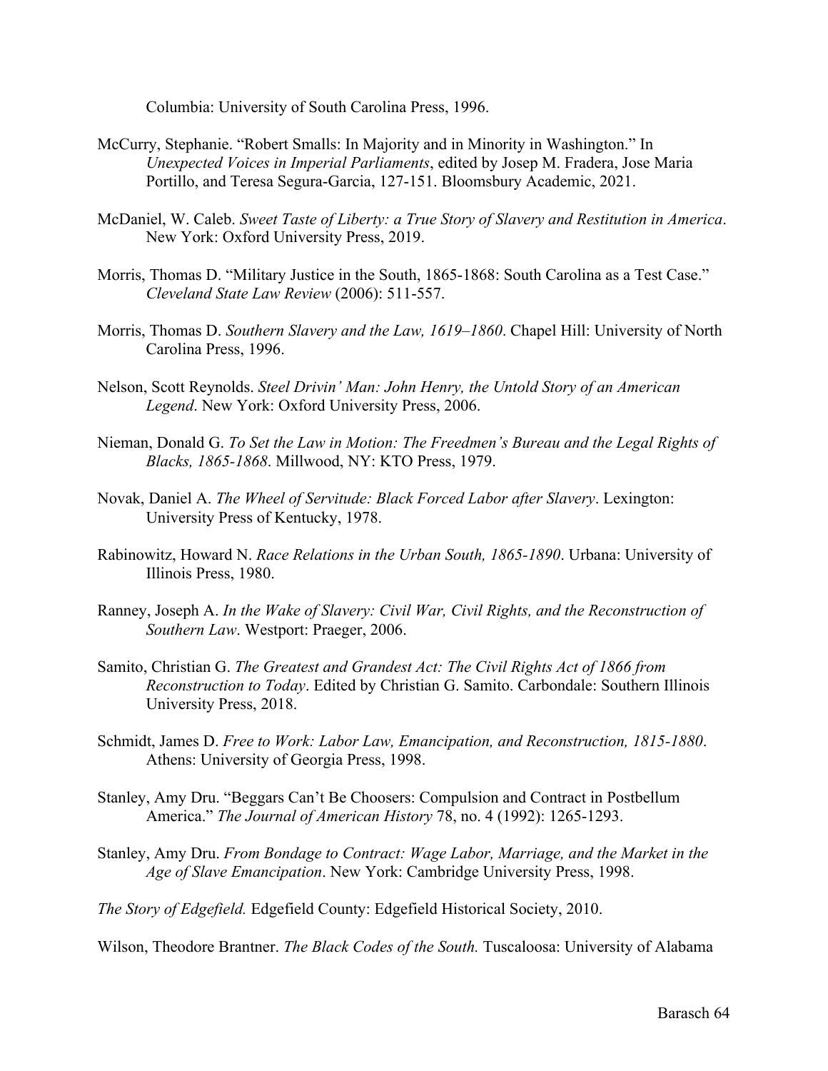Columbia: University of South Carolina Press, 1996.

McCurry, Stephanie. "Robert Smalls: In Majority and in Minority in Washington." In *Unexpected Voices in Imperial Parliaments*, edited by Josep M. Fradera, Jose Maria Portillo, and Teresa Segura-Garcia, 127-151. Bloomsbury Academic, 2021.

McDaniel, W. Caleb. *Sweet Taste of Liberty: a True Story of Slavery and Restitution in America*. New York: Oxford University Press, 2019.

Morris, Thomas D. "Military Justice in the South, 1865-1868: South Carolina as a Test Case." *Cleveland State Law Review* (2006): 511-557.

Morris, Thomas D. *Southern Slavery and the Law, 1619–1860*. Chapel Hill: University of North Carolina Press, 1996.

Nelson, Scott Reynolds. *Steel Drivin' Man: John Henry, the Untold Story of an American Legend*. New York: Oxford University Press, 2006.

Nieman, Donald G. *To Set the Law in Motion: The Freedmen's Bureau and the Legal Rights of Blacks, 1865-1868*. Millwood, NY: KTO Press, 1979.

Novak, Daniel A. *The Wheel of Servitude: Black Forced Labor after Slavery*. Lexington: University Press of Kentucky, 1978.

Rabinowitz, Howard N. *Race Relations in the Urban South, 1865-1890*. Urbana: University of Illinois Press, 1980.

Ranney, Joseph A. *In the Wake of Slavery: Civil War, Civil Rights, and the Reconstruction of Southern Law*. Westport: Praeger, 2006.

Samito, Christian G. *The Greatest and Grandest Act: The Civil Rights Act of 1866 from Reconstruction to Today*. Edited by Christian G. Samito. Carbondale: Southern Illinois University Press, 2018.

Schmidt, James D. *Free to Work: Labor Law, Emancipation, and Reconstruction, 1815-1880*. Athens: University of Georgia Press, 1998.

Stanley, Amy Dru. "Beggars Can't Be Choosers: Compulsion and Contract in Postbellum America." *The Journal of American History* 78, no. 4 (1992): 1265-1293.

Stanley, Amy Dru. *From Bondage to Contract: Wage Labor, Marriage, and the Market in the Age of Slave Emancipation*. New York: Cambridge University Press, 1998.

*The Story of Edgefield.* Edgefield County: Edgefield Historical Society, 2010.

Wilson, Theodore Brantner. *The Black Codes of the South.* Tuscaloosa: University of Alabama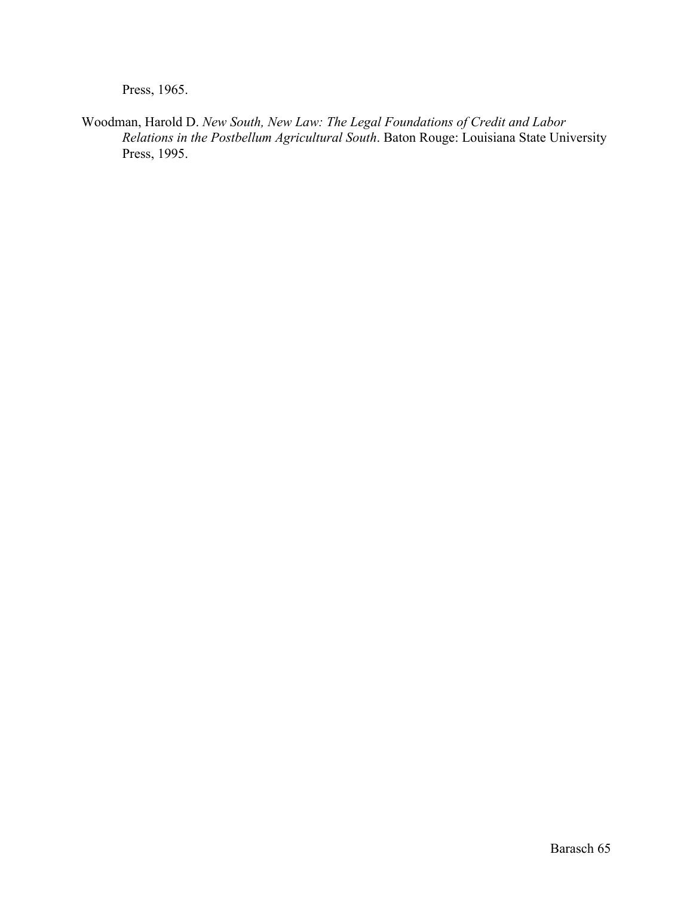Press, 1965.

Woodman, Harold D. *New South, New Law: The Legal Foundations of Credit and Labor Relations in the Postbellum Agricultural South*. Baton Rouge: Louisiana State University Press, 1995.